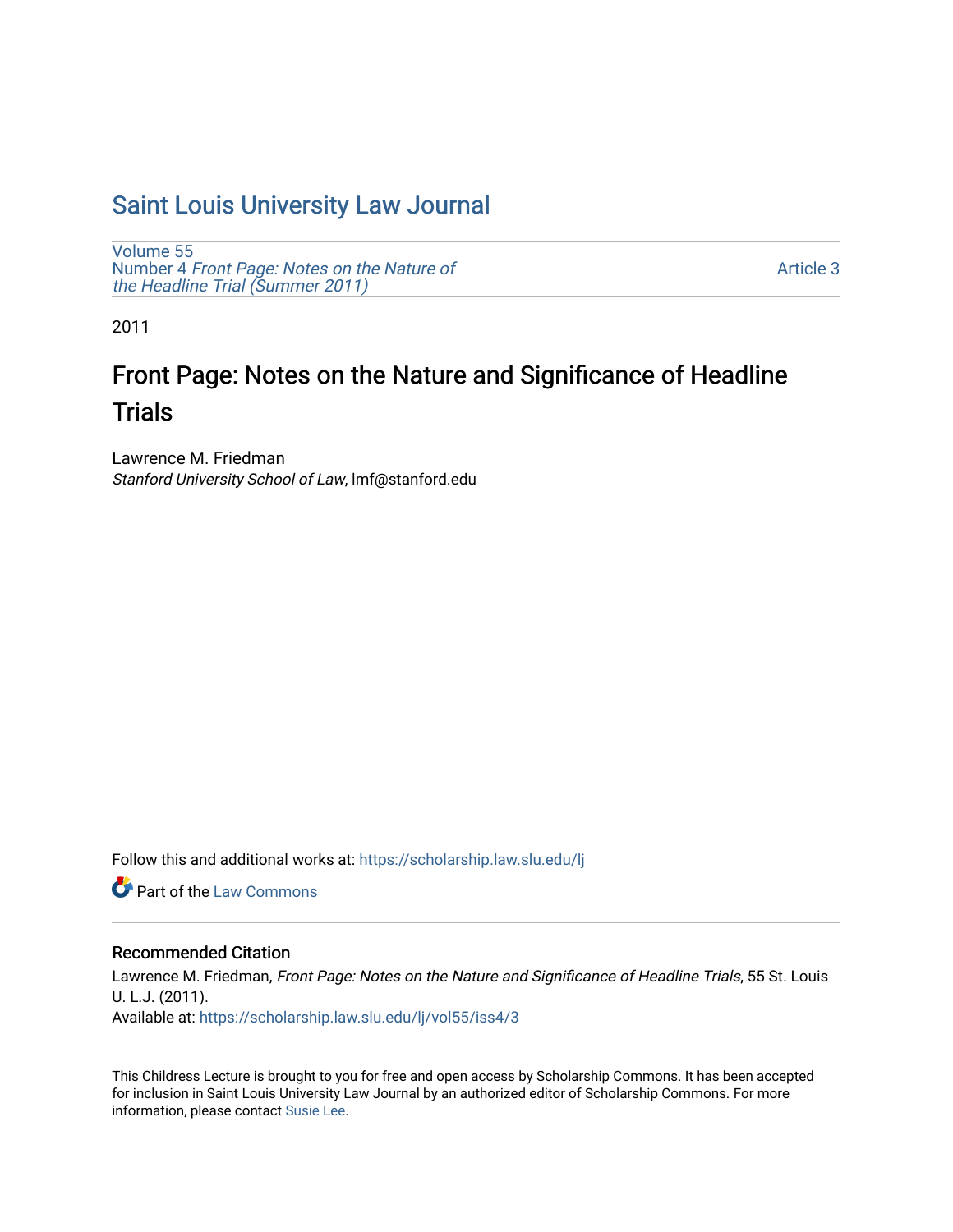# Saint Louis University Law Journal

Volume 55
Number 4 *Front Page: Notes on the Nature of the Headline Trial (Summer 2011)*

Article 3

2011

## Front Page: Notes on the Nature and Significance of Headline Trials

Lawrence M. Friedman
*Stanford University School of Law*, lmf@stanford.edu

Follow this and additional works at: https://scholarship.law.slu.edu/lj

Part of the Law Commons

### Recommended Citation

Lawrence M. Friedman, *Front Page: Notes on the Nature and Significance of Headline Trials*, 55 St. Louis U. L.J. (2011).
Available at: https://scholarship.law.slu.edu/lj/vol55/iss4/3

This Childress Lecture is brought to you for free and open access by Scholarship Commons. It has been accepted for inclusion in Saint Louis University Law Journal by an authorized editor of Scholarship Commons. For more information, please contact Susie Lee.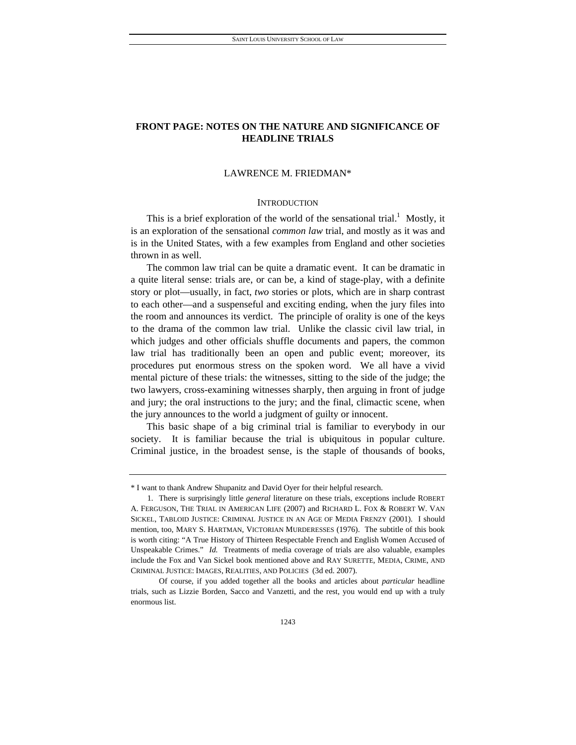# FRONT PAGE: NOTES ON THE NATURE AND SIGNIFICANCE OF HEADLINE TRIALS

LAWRENCE M. FRIEDMAN*

## INTRODUCTION

This is a brief exploration of the world of the sensational trial.[1] Mostly, it is an exploration of the sensational *common law* trial, and mostly as it was and is in the United States, with a few examples from England and other societies thrown in as well.

The common law trial can be quite a dramatic event. It can be dramatic in a quite literal sense: trials are, or can be, a kind of stage-play, with a definite story or plot—usually, in fact, *two* stories or plots, which are in sharp contrast to each other—and a suspenseful and exciting ending, when the jury files into the room and announces its verdict. The principle of orality is one of the keys to the drama of the common law trial. Unlike the classic civil law trial, in which judges and other officials shuffle documents and papers, the common law trial has traditionally been an open and public event; moreover, its procedures put enormous stress on the spoken word. We all have a vivid mental picture of these trials: the witnesses, sitting to the side of the judge; the two lawyers, cross-examining witnesses sharply, then arguing in front of judge and jury; the oral instructions to the jury; and the final, climactic scene, when the jury announces to the world a judgment of guilty or innocent.

This basic shape of a big criminal trial is familiar to everybody in our society. It is familiar because the trial is ubiquitous in popular culture. Criminal justice, in the broadest sense, is the staple of thousands of books,

---

\* I want to thank Andrew Shupanitz and David Oyer for their helpful research.

1. There is surprisingly little *general* literature on these trials, exceptions include ROBERT A. FERGUSON, THE TRIAL IN AMERICAN LIFE (2007) and RICHARD L. FOX & ROBERT W. VAN SICKEL, TABLOID JUSTICE: CRIMINAL JUSTICE IN AN AGE OF MEDIA FRENZY (2001). I should mention, too, MARY S. HARTMAN, VICTORIAN MURDERESSES (1976). The subtitle of this book is worth citing: "A True History of Thirteen Respectable French and English Women Accused of Unspeakable Crimes." *Id.* Treatments of media coverage of trials are also valuable, examples include the Fox and Van Sickel book mentioned above and RAY SURETTE, MEDIA, CRIME, AND CRIMINAL JUSTICE: IMAGES, REALITIES, AND POLICIES (3d ed. 2007).

Of course, if you added together all the books and articles about *particular* headline trials, such as Lizzie Borden, Sacco and Vanzetti, and the rest, you would end up with a truly enormous list.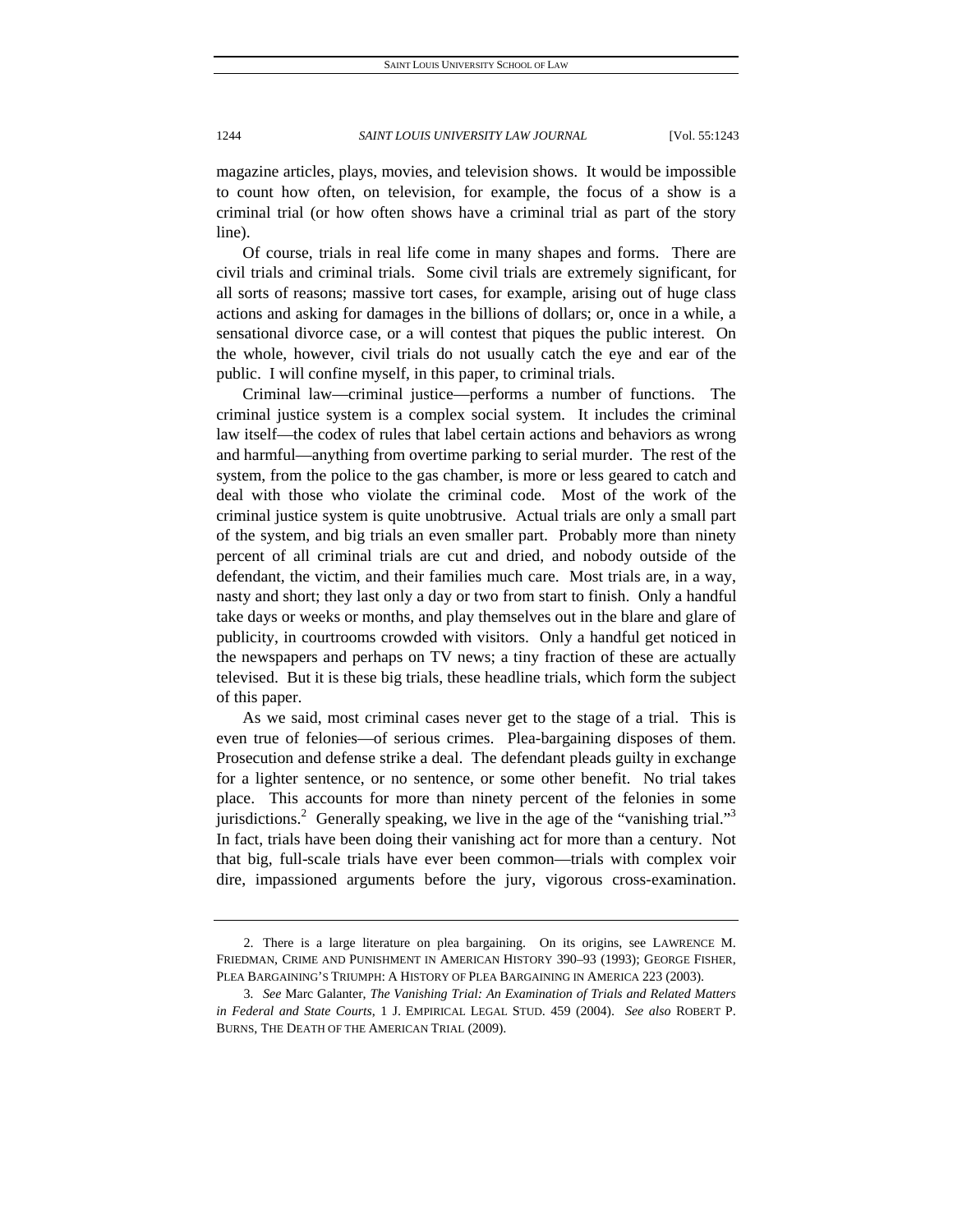magazine articles, plays, movies, and television shows. It would be impossible to count how often, on television, for example, the focus of a show is a criminal trial (or how often shows have a criminal trial as part of the story line).

Of course, trials in real life come in many shapes and forms. There are civil trials and criminal trials. Some civil trials are extremely significant, for all sorts of reasons; massive tort cases, for example, arising out of huge class actions and asking for damages in the billions of dollars; or, once in a while, a sensational divorce case, or a will contest that piques the public interest. On the whole, however, civil trials do not usually catch the eye and ear of the public. I will confine myself, in this paper, to criminal trials.

Criminal law—criminal justice—performs a number of functions. The criminal justice system is a complex social system. It includes the criminal law itself—the codex of rules that label certain actions and behaviors as wrong and harmful—anything from overtime parking to serial murder. The rest of the system, from the police to the gas chamber, is more or less geared to catch and deal with those who violate the criminal code. Most of the work of the criminal justice system is quite unobtrusive. Actual trials are only a small part of the system, and big trials an even smaller part. Probably more than ninety percent of all criminal trials are cut and dried, and nobody outside of the defendant, the victim, and their families much care. Most trials are, in a way, nasty and short; they last only a day or two from start to finish. Only a handful take days or weeks or months, and play themselves out in the blare and glare of publicity, in courtrooms crowded with visitors. Only a handful get noticed in the newspapers and perhaps on TV news; a tiny fraction of these are actually televised. But it is these big trials, these headline trials, which form the subject of this paper.

As we said, most criminal cases never get to the stage of a trial. This is even true of felonies—of serious crimes. Plea-bargaining disposes of them. Prosecution and defense strike a deal. The defendant pleads guilty in exchange for a lighter sentence, or no sentence, or some other benefit. No trial takes place. This accounts for more than ninety percent of the felonies in some jurisdictions.[2] Generally speaking, we live in the age of the "vanishing trial."[3] In fact, trials have been doing their vanishing act for more than a century. Not that big, full-scale trials have ever been common—trials with complex voir dire, impassioned arguments before the jury, vigorous cross-examination.

---

2. There is a large literature on plea bargaining. On its origins, see LAWRENCE M. FRIEDMAN, CRIME AND PUNISHMENT IN AMERICAN HISTORY 390–93 (1993); GEORGE FISHER, PLEA BARGAINING'S TRIUMPH: A HISTORY OF PLEA BARGAINING IN AMERICA 223 (2003).

3. *See* Marc Galanter, *The Vanishing Trial: An Examination of Trials and Related Matters in Federal and State Courts*, 1 J. EMPIRICAL LEGAL STUD. 459 (2004). *See also* ROBERT P. BURNS, THE DEATH OF THE AMERICAN TRIAL (2009).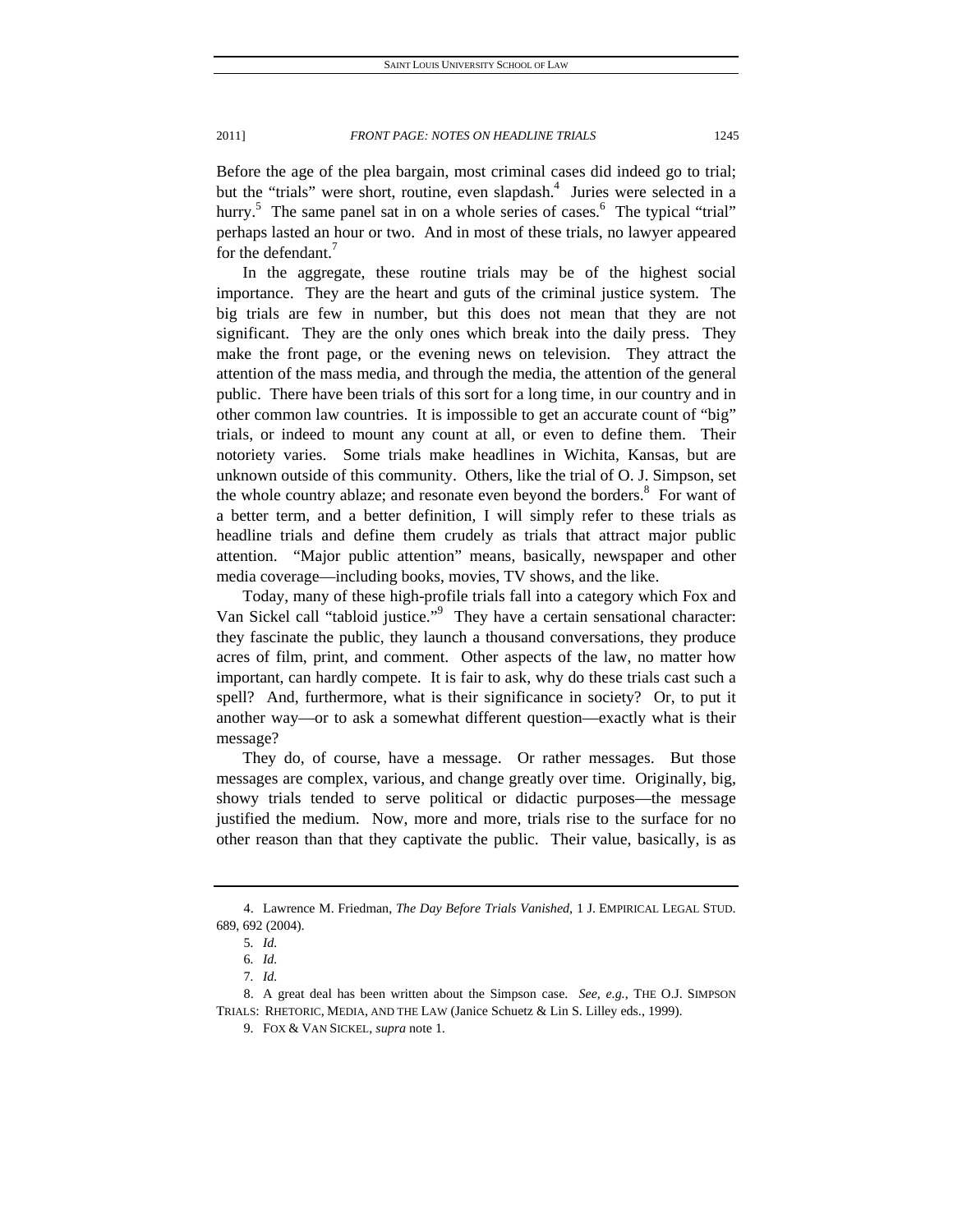Before the age of the plea bargain, most criminal cases did indeed go to trial; but the "trials" were short, routine, even slapdash.[4] Juries were selected in a hurry.[5] The same panel sat in on a whole series of cases.[6] The typical "trial" perhaps lasted an hour or two. And in most of these trials, no lawyer appeared for the defendant.[7]

In the aggregate, these routine trials may be of the highest social importance. They are the heart and guts of the criminal justice system. The big trials are few in number, but this does not mean that they are not significant. They are the only ones which break into the daily press. They make the front page, or the evening news on television. They attract the attention of the mass media, and through the media, the attention of the general public. There have been trials of this sort for a long time, in our country and in other common law countries. It is impossible to get an accurate count of "big" trials, or indeed to mount any count at all, or even to define them. Their notoriety varies. Some trials make headlines in Wichita, Kansas, but are unknown outside of this community. Others, like the trial of O. J. Simpson, set the whole country ablaze; and resonate even beyond the borders.[8] For want of a better term, and a better definition, I will simply refer to these trials as headline trials and define them crudely as trials that attract major public attention. "Major public attention" means, basically, newspaper and other media coverage—including books, movies, TV shows, and the like.

Today, many of these high-profile trials fall into a category which Fox and Van Sickel call "tabloid justice."[9] They have a certain sensational character: they fascinate the public, they launch a thousand conversations, they produce acres of film, print, and comment. Other aspects of the law, no matter how important, can hardly compete. It is fair to ask, why do these trials cast such a spell? And, furthermore, what is their significance in society? Or, to put it another way—or to ask a somewhat different question—exactly what is their message?

They do, of course, have a message. Or rather messages. But those messages are complex, various, and change greatly over time. Originally, big, showy trials tended to serve political or didactic purposes—the message justified the medium. Now, more and more, trials rise to the surface for no other reason than that they captivate the public. Their value, basically, is as

---

4. Lawrence M. Friedman, *The Day Before Trials Vanished*, 1 J. EMPIRICAL LEGAL STUD. 689, 692 (2004).

5. *Id.*

6. *Id.*

7. *Id.*

8. A great deal has been written about the Simpson case. *See, e.g.*, THE O.J. SIMPSON TRIALS: RHETORIC, MEDIA, AND THE LAW (Janice Schuetz & Lin S. Lilley eds., 1999).

9. FOX & VAN SICKEL, *supra* note 1.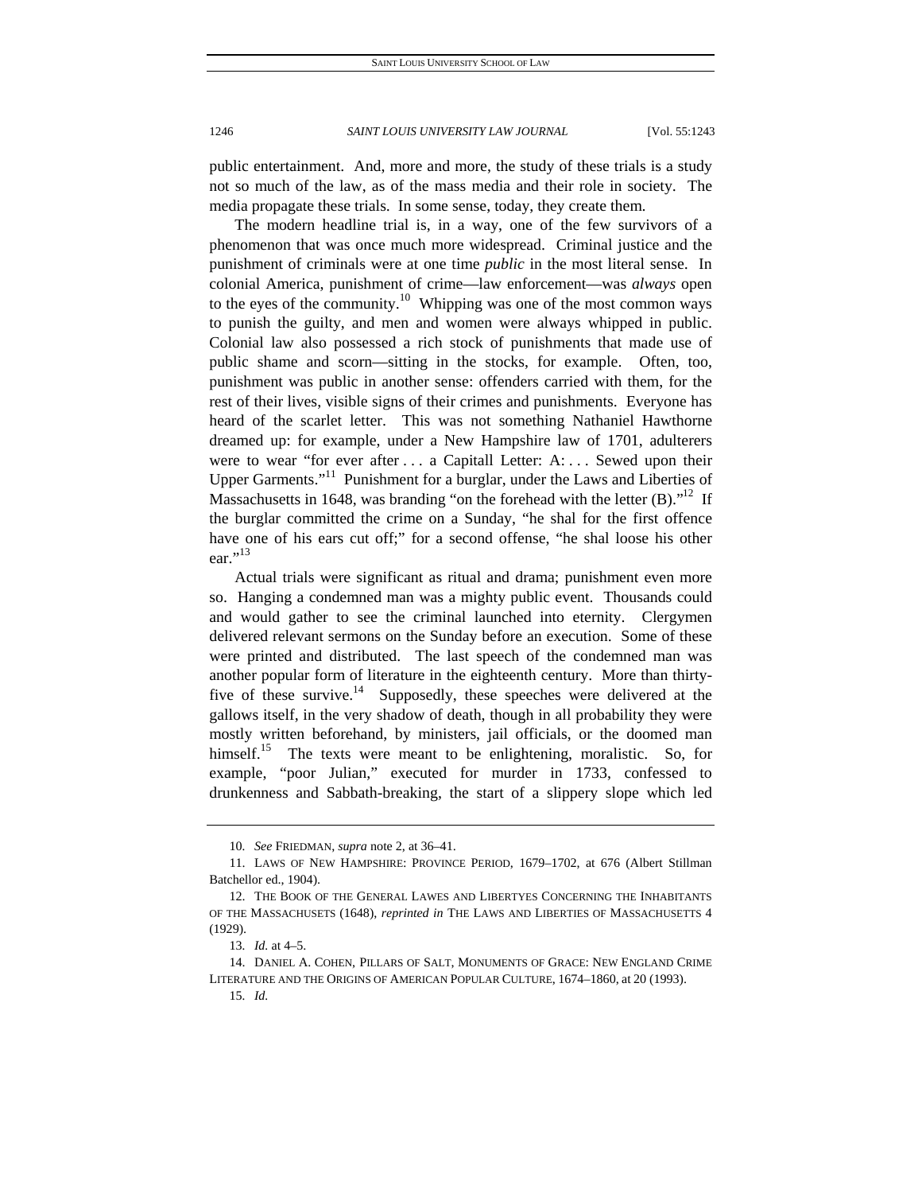public entertainment. And, more and more, the study of these trials is a study not so much of the law, as of the mass media and their role in society. The media propagate these trials. In some sense, today, they create them.

The modern headline trial is, in a way, one of the few survivors of a phenomenon that was once much more widespread. Criminal justice and the punishment of criminals were at one time *public* in the most literal sense. In colonial America, punishment of crime—law enforcement—was *always* open to the eyes of the community.[10] Whipping was one of the most common ways to punish the guilty, and men and women were always whipped in public. Colonial law also possessed a rich stock of punishments that made use of public shame and scorn—sitting in the stocks, for example. Often, too, punishment was public in another sense: offenders carried with them, for the rest of their lives, visible signs of their crimes and punishments. Everyone has heard of the scarlet letter. This was not something Nathaniel Hawthorne dreamed up: for example, under a New Hampshire law of 1701, adulterers were to wear "for ever after . . . a Capitall Letter: A: . . . Sewed upon their Upper Garments."[11] Punishment for a burglar, under the Laws and Liberties of Massachusetts in 1648, was branding "on the forehead with the letter (B)."[12] If the burglar committed the crime on a Sunday, "he shal for the first offence have one of his ears cut off;" for a second offense, "he shal loose his other ear."[13]

Actual trials were significant as ritual and drama; punishment even more so. Hanging a condemned man was a mighty public event. Thousands could and would gather to see the criminal launched into eternity. Clergymen delivered relevant sermons on the Sunday before an execution. Some of these were printed and distributed. The last speech of the condemned man was another popular form of literature in the eighteenth century. More than thirty-five of these survive.[14] Supposedly, these speeches were delivered at the gallows itself, in the very shadow of death, though in all probability they were mostly written beforehand, by ministers, jail officials, or the doomed man himself.[15] The texts were meant to be enlightening, moralistic. So, for example, "poor Julian," executed for murder in 1733, confessed to drunkenness and Sabbath-breaking, the start of a slippery slope which led

---

10. *See* FRIEDMAN, *supra* note 2, at 36–41.

11. LAWS OF NEW HAMPSHIRE: PROVINCE PERIOD, 1679–1702, at 676 (Albert Stillman Batchellor ed., 1904).

12. THE BOOK OF THE GENERAL LAWES AND LIBERTYES CONCERNING THE INHABITANTS OF THE MASSACHUSETS (1648), *reprinted in* THE LAWS AND LIBERTIES OF MASSACHUSETTS 4 (1929).

13. *Id.* at 4–5.

14. DANIEL A. COHEN, PILLARS OF SALT, MONUMENTS OF GRACE: NEW ENGLAND CRIME LITERATURE AND THE ORIGINS OF AMERICAN POPULAR CULTURE, 1674–1860, at 20 (1993).

15. *Id.*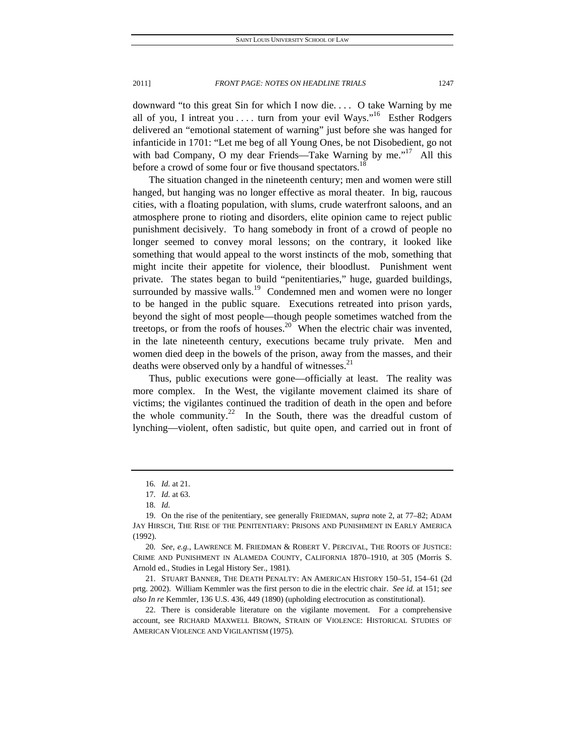downward "to this great Sin for which I now die. . . . O take Warning by me all of you, I intreat you . . . . turn from your evil Ways."[16] Esther Rodgers delivered an "emotional statement of warning" just before she was hanged for infanticide in 1701: "Let me beg of all Young Ones, be not Disobedient, go not with bad Company, O my dear Friends—Take Warning by me."[17] All this before a crowd of some four or five thousand spectators.[18]

The situation changed in the nineteenth century; men and women were still hanged, but hanging was no longer effective as moral theater. In big, raucous cities, with a floating population, with slums, crude waterfront saloons, and an atmosphere prone to rioting and disorders, elite opinion came to reject public punishment decisively. To hang somebody in front of a crowd of people no longer seemed to convey moral lessons; on the contrary, it looked like something that would appeal to the worst instincts of the mob, something that might incite their appetite for violence, their bloodlust. Punishment went private. The states began to build "penitentiaries," huge, guarded buildings, surrounded by massive walls.[19] Condemned men and women were no longer to be hanged in the public square. Executions retreated into prison yards, beyond the sight of most people—though people sometimes watched from the treetops, or from the roofs of houses.[20] When the electric chair was invented, in the late nineteenth century, executions became truly private. Men and women died deep in the bowels of the prison, away from the masses, and their deaths were observed only by a handful of witnesses.[21]

Thus, public executions were gone—officially at least. The reality was more complex. In the West, the vigilante movement claimed its share of victims; the vigilantes continued the tradition of death in the open and before the whole community.[22] In the South, there was the dreadful custom of lynching—violent, often sadistic, but quite open, and carried out in front of

---

16. *Id.* at 21.

17. *Id.* at 63.

18. *Id.*

19. On the rise of the penitentiary, see generally FRIEDMAN, *supra* note 2, at 77–82; ADAM JAY HIRSCH, THE RISE OF THE PENITENTIARY: PRISONS AND PUNISHMENT IN EARLY AMERICA (1992).

20. *See, e.g.*, LAWRENCE M. FRIEDMAN & ROBERT V. PERCIVAL, THE ROOTS OF JUSTICE: CRIME AND PUNISHMENT IN ALAMEDA COUNTY, CALIFORNIA 1870–1910, at 305 (Morris S. Arnold ed., Studies in Legal History Ser., 1981).

21. STUART BANNER, THE DEATH PENALTY: AN AMERICAN HISTORY 150–51, 154–61 (2d prtg. 2002). William Kemmler was the first person to die in the electric chair. *See id.* at 151; *see also In re* Kemmler, 136 U.S. 436, 449 (1890) (upholding electrocution as constitutional).

22. There is considerable literature on the vigilante movement. For a comprehensive account, see RICHARD MAXWELL BROWN, STRAIN OF VIOLENCE: HISTORICAL STUDIES OF AMERICAN VIOLENCE AND VIGILANTISM (1975).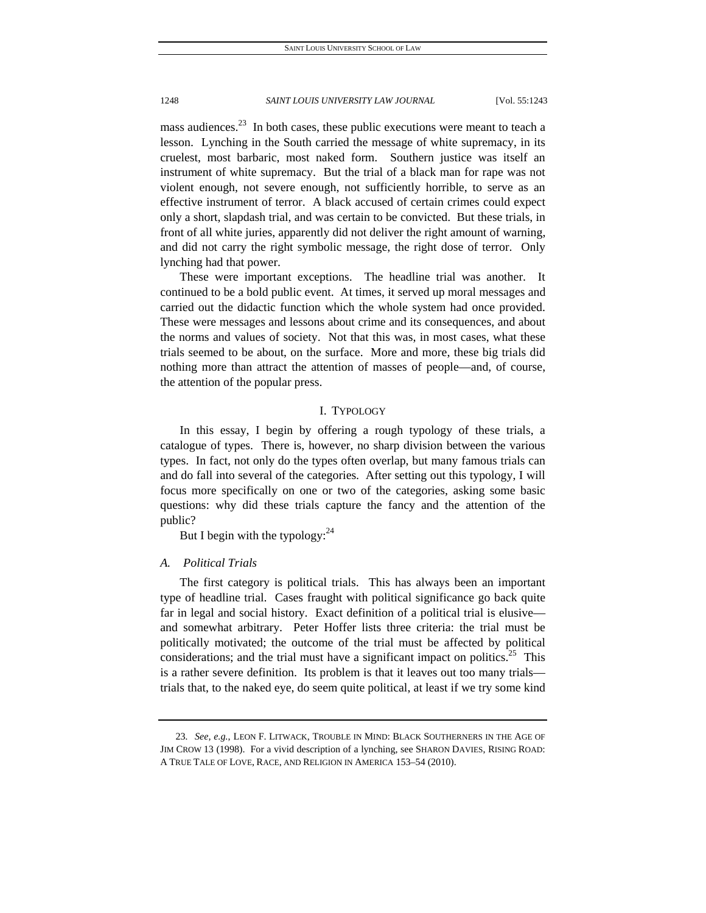mass audiences.[23] In both cases, these public executions were meant to teach a lesson. Lynching in the South carried the message of white supremacy, in its cruelest, most barbaric, most naked form. Southern justice was itself an instrument of white supremacy. But the trial of a black man for rape was not violent enough, not severe enough, not sufficiently horrible, to serve as an effective instrument of terror. A black accused of certain crimes could expect only a short, slapdash trial, and was certain to be convicted. But these trials, in front of all white juries, apparently did not deliver the right amount of warning, and did not carry the right symbolic message, the right dose of terror. Only lynching had that power.

These were important exceptions. The headline trial was another. It continued to be a bold public event. At times, it served up moral messages and carried out the didactic function which the whole system had once provided. These were messages and lessons about crime and its consequences, and about the norms and values of society. Not that this was, in most cases, what these trials seemed to be about, on the surface. More and more, these big trials did nothing more than attract the attention of masses of people—and, of course, the attention of the popular press.

## I. TYPOLOGY

In this essay, I begin by offering a rough typology of these trials, a catalogue of types. There is, however, no sharp division between the various types. In fact, not only do the types often overlap, but many famous trials can and do fall into several of the categories. After setting out this typology, I will focus more specifically on one or two of the categories, asking some basic questions: why did these trials capture the fancy and the attention of the public?

But I begin with the typology:[24]

### *A. Political Trials*

The first category is political trials. This has always been an important type of headline trial. Cases fraught with political significance go back quite far in legal and social history. Exact definition of a political trial is elusive—and somewhat arbitrary. Peter Hoffer lists three criteria: the trial must be politically motivated; the outcome of the trial must be affected by political considerations; and the trial must have a significant impact on politics.[25] This is a rather severe definition. Its problem is that it leaves out too many trials—trials that, to the naked eye, do seem quite political, at least if we try some kind

---

23. *See, e.g.*, LEON F. LITWACK, TROUBLE IN MIND: BLACK SOUTHERNERS IN THE AGE OF JIM CROW 13 (1998). For a vivid description of a lynching, see SHARON DAVIES, RISING ROAD: A TRUE TALE OF LOVE, RACE, AND RELIGION IN AMERICA 153–54 (2010).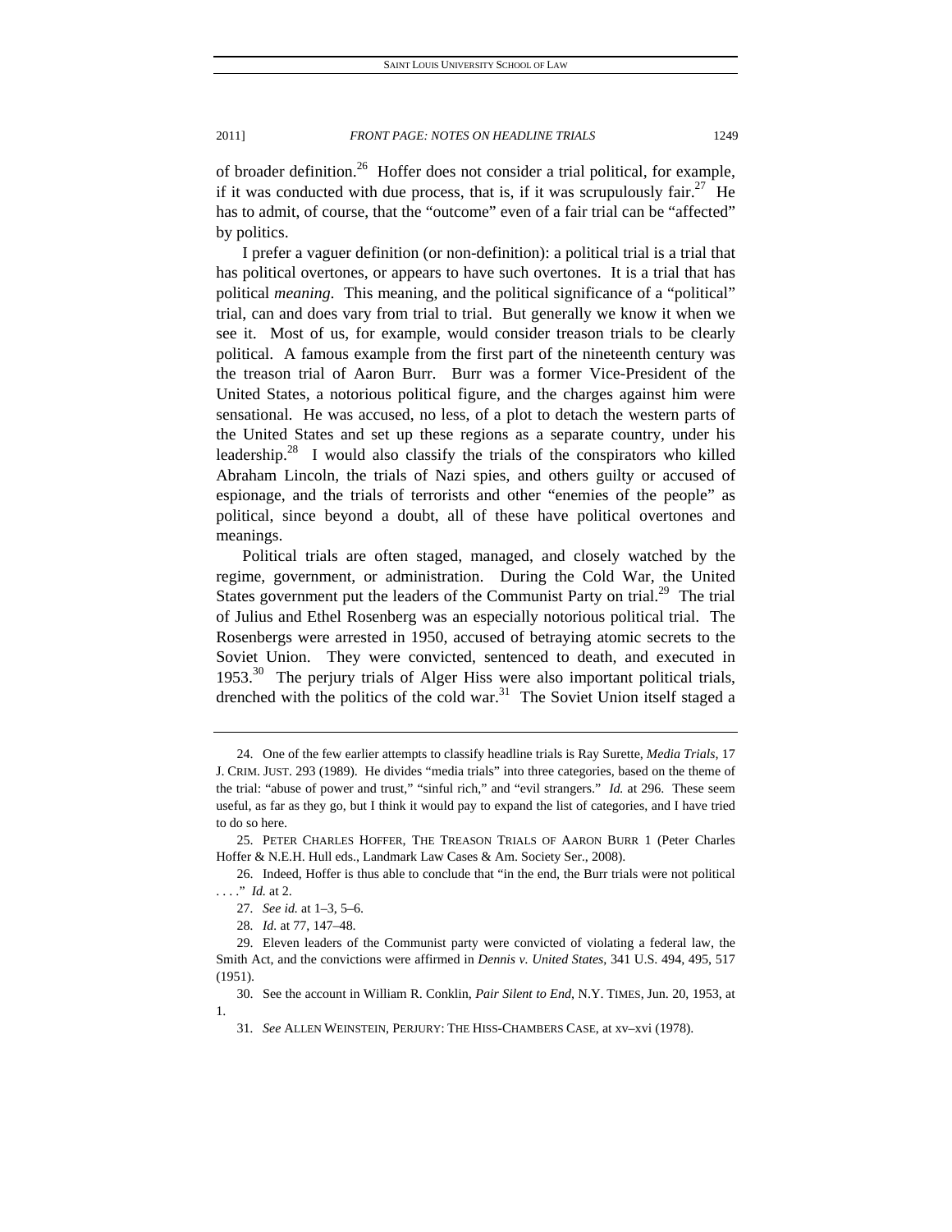of broader definition.[26] Hoffer does not consider a trial political, for example, if it was conducted with due process, that is, if it was scrupulously fair.[27] He has to admit, of course, that the "outcome" even of a fair trial can be "affected" by politics.

I prefer a vaguer definition (or non-definition): a political trial is a trial that has political overtones, or appears to have such overtones. It is a trial that has political *meaning*. This meaning, and the political significance of a "political" trial, can and does vary from trial to trial. But generally we know it when we see it. Most of us, for example, would consider treason trials to be clearly political. A famous example from the first part of the nineteenth century was the treason trial of Aaron Burr. Burr was a former Vice-President of the United States, a notorious political figure, and the charges against him were sensational. He was accused, no less, of a plot to detach the western parts of the United States and set up these regions as a separate country, under his leadership.[28] I would also classify the trials of the conspirators who killed Abraham Lincoln, the trials of Nazi spies, and others guilty or accused of espionage, and the trials of terrorists and other "enemies of the people" as political, since beyond a doubt, all of these have political overtones and meanings.

Political trials are often staged, managed, and closely watched by the regime, government, or administration. During the Cold War, the United States government put the leaders of the Communist Party on trial.[29] The trial of Julius and Ethel Rosenberg was an especially notorious political trial. The Rosenbergs were arrested in 1950, accused of betraying atomic secrets to the Soviet Union. They were convicted, sentenced to death, and executed in 1953.[30] The perjury trials of Alger Hiss were also important political trials, drenched with the politics of the cold war.[31] The Soviet Union itself staged a

---

24. One of the few earlier attempts to classify headline trials is Ray Surette, *Media Trials*, 17 J. CRIM. JUST. 293 (1989). He divides "media trials" into three categories, based on the theme of the trial: "abuse of power and trust," "sinful rich," and "evil strangers." *Id.* at 296. These seem useful, as far as they go, but I think it would pay to expand the list of categories, and I have tried to do so here.

25. PETER CHARLES HOFFER, THE TREASON TRIALS OF AARON BURR 1 (Peter Charles Hoffer & N.E.H. Hull eds., Landmark Law Cases & Am. Society Ser., 2008).

26. Indeed, Hoffer is thus able to conclude that "in the end, the Burr trials were not political . . . ." *Id.* at 2.

27. *See id.* at 1–3, 5–6.

28. *Id.* at 77, 147–48.

29. Eleven leaders of the Communist party were convicted of violating a federal law, the Smith Act, and the convictions were affirmed in *Dennis v. United States*, 341 U.S. 494, 495, 517 (1951).

30. See the account in William R. Conklin, *Pair Silent to End*, N.Y. TIMES, Jun. 20, 1953, at 1.

31. *See* ALLEN WEINSTEIN, PERJURY: THE HISS-CHAMBERS CASE, at xv–xvi (1978).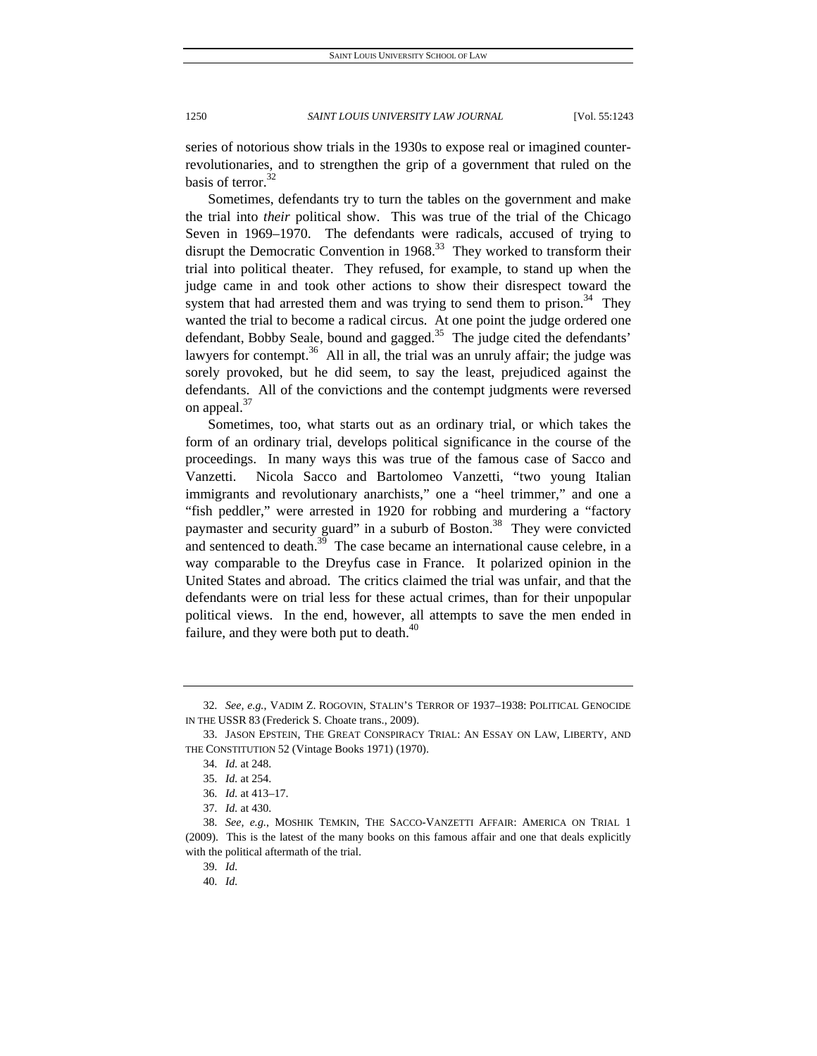series of notorious show trials in the 1930s to expose real or imagined counter-revolutionaries, and to strengthen the grip of a government that ruled on the basis of terror.[32]

Sometimes, defendants try to turn the tables on the government and make the trial into *their* political show. This was true of the trial of the Chicago Seven in 1969–1970. The defendants were radicals, accused of trying to disrupt the Democratic Convention in 1968.[33] They worked to transform their trial into political theater. They refused, for example, to stand up when the judge came in and took other actions to show their disrespect toward the system that had arrested them and was trying to send them to prison.[34] They wanted the trial to become a radical circus. At one point the judge ordered one defendant, Bobby Seale, bound and gagged.[35] The judge cited the defendants' lawyers for contempt.[36] All in all, the trial was an unruly affair; the judge was sorely provoked, but he did seem, to say the least, prejudiced against the defendants. All of the convictions and the contempt judgments were reversed on appeal.[37]

Sometimes, too, what starts out as an ordinary trial, or which takes the form of an ordinary trial, develops political significance in the course of the proceedings. In many ways this was true of the famous case of Sacco and Vanzetti. Nicola Sacco and Bartolomeo Vanzetti, "two young Italian immigrants and revolutionary anarchists," one a "heel trimmer," and one a "fish peddler," were arrested in 1920 for robbing and murdering a "factory paymaster and security guard" in a suburb of Boston.[38] They were convicted and sentenced to death.[39] The case became an international cause celebre, in a way comparable to the Dreyfus case in France. It polarized opinion in the United States and abroad. The critics claimed the trial was unfair, and that the defendants were on trial less for these actual crimes, than for their unpopular political views. In the end, however, all attempts to save the men ended in failure, and they were both put to death.[40]

---

32. *See, e.g.*, VADIM Z. ROGOVIN, STALIN'S TERROR OF 1937–1938: POLITICAL GENOCIDE IN THE USSR 83 (Frederick S. Choate trans., 2009).

33. JASON EPSTEIN, THE GREAT CONSPIRACY TRIAL: AN ESSAY ON LAW, LIBERTY, AND THE CONSTITUTION 52 (Vintage Books 1971) (1970).

34. *Id.* at 248.

35. *Id.* at 254.

36. *Id.* at 413–17.

37. *Id.* at 430.

38. *See, e.g.*, MOSHIK TEMKIN, THE SACCO-VANZETTI AFFAIR: AMERICA ON TRIAL 1 (2009). This is the latest of the many books on this famous affair and one that deals explicitly with the political aftermath of the trial.

39. *Id.*

40. *Id.*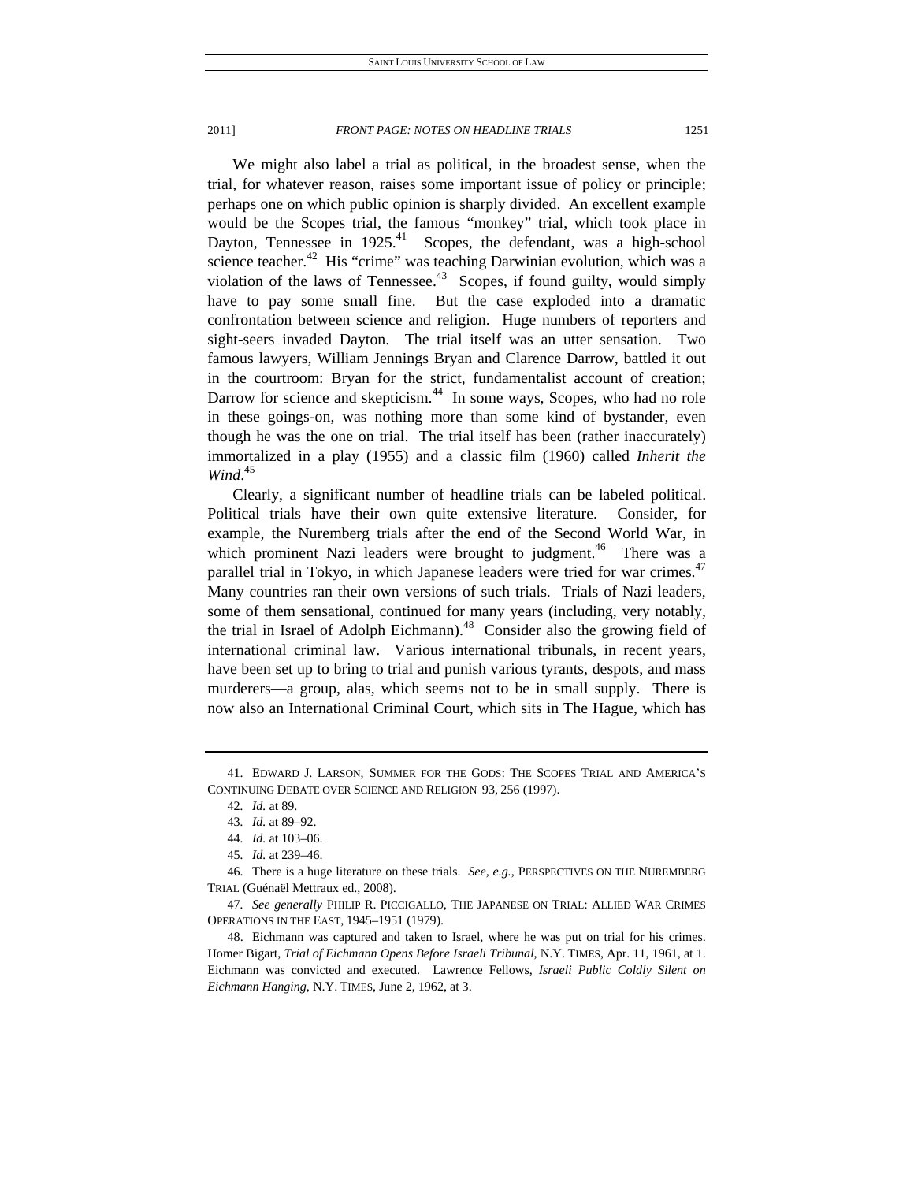We might also label a trial as political, in the broadest sense, when the trial, for whatever reason, raises some important issue of policy or principle; perhaps one on which public opinion is sharply divided. An excellent example would be the Scopes trial, the famous "monkey" trial, which took place in Dayton, Tennessee in 1925.[41] Scopes, the defendant, was a high-school science teacher.[42] His "crime" was teaching Darwinian evolution, which was a violation of the laws of Tennessee.[43] Scopes, if found guilty, would simply have to pay some small fine. But the case exploded into a dramatic confrontation between science and religion. Huge numbers of reporters and sight-seers invaded Dayton. The trial itself was an utter sensation. Two famous lawyers, William Jennings Bryan and Clarence Darrow, battled it out in the courtroom: Bryan for the strict, fundamentalist account of creation; Darrow for science and skepticism.[44] In some ways, Scopes, who had no role in these goings-on, was nothing more than some kind of bystander, even though he was the one on trial. The trial itself has been (rather inaccurately) immortalized in a play (1955) and a classic film (1960) called *Inherit the Wind*.[45]

Clearly, a significant number of headline trials can be labeled political. Political trials have their own quite extensive literature. Consider, for example, the Nuremberg trials after the end of the Second World War, in which prominent Nazi leaders were brought to judgment.[46] There was a parallel trial in Tokyo, in which Japanese leaders were tried for war crimes.[47] Many countries ran their own versions of such trials. Trials of Nazi leaders, some of them sensational, continued for many years (including, very notably, the trial in Israel of Adolph Eichmann).[48] Consider also the growing field of international criminal law. Various international tribunals, in recent years, have been set up to bring to trial and punish various tyrants, despots, and mass murderers—a group, alas, which seems not to be in small supply. There is now also an International Criminal Court, which sits in The Hague, which has

---

41. EDWARD J. LARSON, SUMMER FOR THE GODS: THE SCOPES TRIAL AND AMERICA'S CONTINUING DEBATE OVER SCIENCE AND RELIGION 93, 256 (1997).

42. *Id.* at 89.

43. *Id.* at 89–92.

44. *Id.* at 103–06.

45. *Id.* at 239–46.

46. There is a huge literature on these trials. *See, e.g.*, PERSPECTIVES ON THE NUREMBERG TRIAL (Guénaël Mettraux ed., 2008).

47. *See generally* PHILIP R. PICCIGALLO, THE JAPANESE ON TRIAL: ALLIED WAR CRIMES OPERATIONS IN THE EAST, 1945–1951 (1979).

48. Eichmann was captured and taken to Israel, where he was put on trial for his crimes. Homer Bigart, *Trial of Eichmann Opens Before Israeli Tribunal*, N.Y. TIMES, Apr. 11, 1961, at 1. Eichmann was convicted and executed. Lawrence Fellows, *Israeli Public Coldly Silent on Eichmann Hanging*, N.Y. TIMES, June 2, 1962, at 3.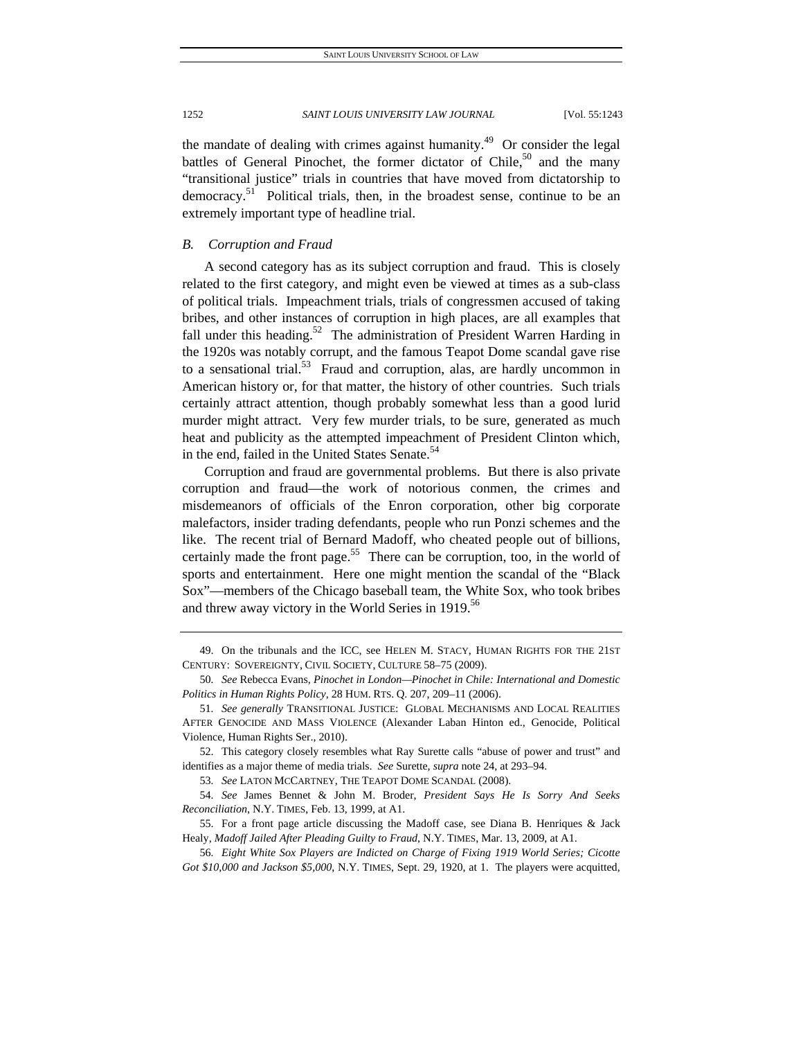the mandate of dealing with crimes against humanity.[49] Or consider the legal battles of General Pinochet, the former dictator of Chile,[50] and the many "transitional justice" trials in countries that have moved from dictatorship to democracy.[51] Political trials, then, in the broadest sense, continue to be an extremely important type of headline trial.

### *B. Corruption and Fraud*

A second category has as its subject corruption and fraud. This is closely related to the first category, and might even be viewed at times as a sub-class of political trials. Impeachment trials, trials of congressmen accused of taking bribes, and other instances of corruption in high places, are all examples that fall under this heading.[52] The administration of President Warren Harding in the 1920s was notably corrupt, and the famous Teapot Dome scandal gave rise to a sensational trial.[53] Fraud and corruption, alas, are hardly uncommon in American history or, for that matter, the history of other countries. Such trials certainly attract attention, though probably somewhat less than a good lurid murder might attract. Very few murder trials, to be sure, generated as much heat and publicity as the attempted impeachment of President Clinton which, in the end, failed in the United States Senate.[54]

Corruption and fraud are governmental problems. But there is also private corruption and fraud—the work of notorious conmen, the crimes and misdemeanors of officials of the Enron corporation, other big corporate malefactors, insider trading defendants, people who run Ponzi schemes and the like. The recent trial of Bernard Madoff, who cheated people out of billions, certainly made the front page.[55] There can be corruption, too, in the world of sports and entertainment. Here one might mention the scandal of the "Black Sox"—members of the Chicago baseball team, the White Sox, who took bribes and threw away victory in the World Series in 1919.[56]

---

49. On the tribunals and the ICC, see HELEN M. STACY, HUMAN RIGHTS FOR THE 21ST CENTURY: SOVEREIGNTY, CIVIL SOCIETY, CULTURE 58–75 (2009).

50. *See* Rebecca Evans, *Pinochet in London—Pinochet in Chile: International and Domestic Politics in Human Rights Policy*, 28 HUM. RTS. Q. 207, 209–11 (2006).

51. *See generally* TRANSITIONAL JUSTICE: GLOBAL MECHANISMS AND LOCAL REALITIES AFTER GENOCIDE AND MASS VIOLENCE (Alexander Laban Hinton ed., Genocide, Political Violence, Human Rights Ser., 2010).

52. This category closely resembles what Ray Surette calls "abuse of power and trust" and identifies as a major theme of media trials. *See* Surette, *supra* note 24, at 293–94.

53. *See* LATON MCCARTNEY, THE TEAPOT DOME SCANDAL (2008).

54. *See* James Bennet & John M. Broder, *President Says He Is Sorry And Seeks Reconciliation*, N.Y. TIMES, Feb. 13, 1999, at A1.

55. For a front page article discussing the Madoff case, see Diana B. Henriques & Jack Healy, *Madoff Jailed After Pleading Guilty to Fraud*, N.Y. TIMES, Mar. 13, 2009, at A1.

56. *Eight White Sox Players are Indicted on Charge of Fixing 1919 World Series; Cicotte Got $10,000 and Jackson $5,000*, N.Y. TIMES, Sept. 29, 1920, at 1. The players were acquitted,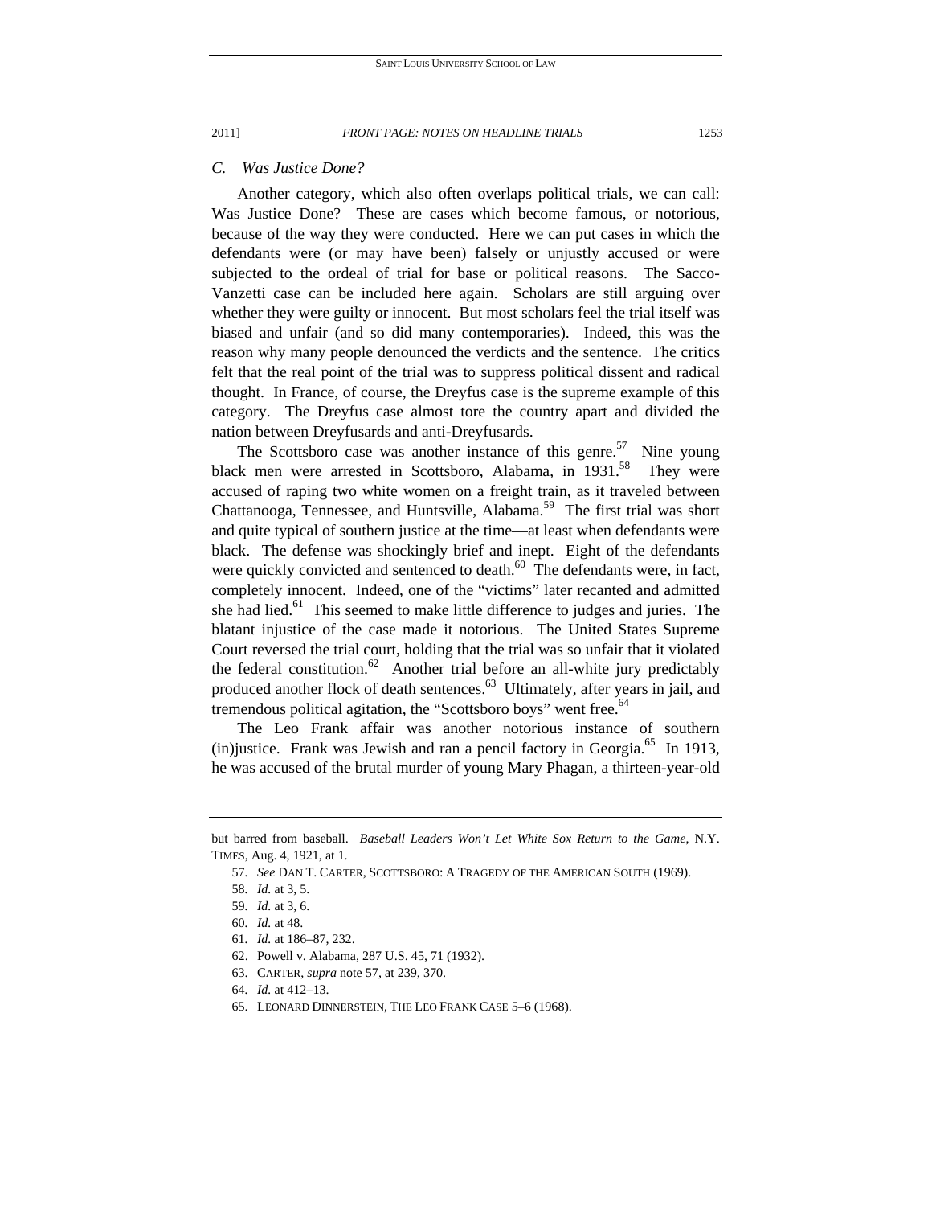### C. Was Justice Done?

Another category, which also often overlaps political trials, we can call: Was Justice Done? These are cases which become famous, or notorious, because of the way they were conducted. Here we can put cases in which the defendants were (or may have been) falsely or unjustly accused or were subjected to the ordeal of trial for base or political reasons. The Sacco-Vanzetti case can be included here again. Scholars are still arguing over whether they were guilty or innocent. But most scholars feel the trial itself was biased and unfair (and so did many contemporaries). Indeed, this was the reason why many people denounced the verdicts and the sentence. The critics felt that the real point of the trial was to suppress political dissent and radical thought. In France, of course, the Dreyfus case is the supreme example of this category. The Dreyfus case almost tore the country apart and divided the nation between Dreyfusards and anti-Dreyfusards.

The Scottsboro case was another instance of this genre.[57] Nine young black men were arrested in Scottsboro, Alabama, in 1931.[58] They were accused of raping two white women on a freight train, as it traveled between Chattanooga, Tennessee, and Huntsville, Alabama.[59] The first trial was short and quite typical of southern justice at the time—at least when defendants were black. The defense was shockingly brief and inept. Eight of the defendants were quickly convicted and sentenced to death.[60] The defendants were, in fact, completely innocent. Indeed, one of the "victims" later recanted and admitted she had lied.[61] This seemed to make little difference to judges and juries. The blatant injustice of the case made it notorious. The United States Supreme Court reversed the trial court, holding that the trial was so unfair that it violated the federal constitution.[62] Another trial before an all-white jury predictably produced another flock of death sentences.[63] Ultimately, after years in jail, and tremendous political agitation, the "Scottsboro boys" went free.[64]

The Leo Frank affair was another notorious instance of southern (in)justice. Frank was Jewish and ran a pencil factory in Georgia.[65] In 1913, he was accused of the brutal murder of young Mary Phagan, a thirteen-year-old

---

but barred from baseball. *Baseball Leaders Won't Let White Sox Return to the Game*, N.Y. TIMES, Aug. 4, 1921, at 1.

57. *See* DAN T. CARTER, SCOTTSBORO: A TRAGEDY OF THE AMERICAN SOUTH (1969).

58. *Id.* at 3, 5.

59. *Id.* at 3, 6.

60. *Id.* at 48.

61. *Id.* at 186–87, 232.

62. Powell v. Alabama, 287 U.S. 45, 71 (1932).

63. CARTER, *supra* note 57, at 239, 370.

64. *Id.* at 412–13.

65. LEONARD DINNERSTEIN, THE LEO FRANK CASE 5–6 (1968).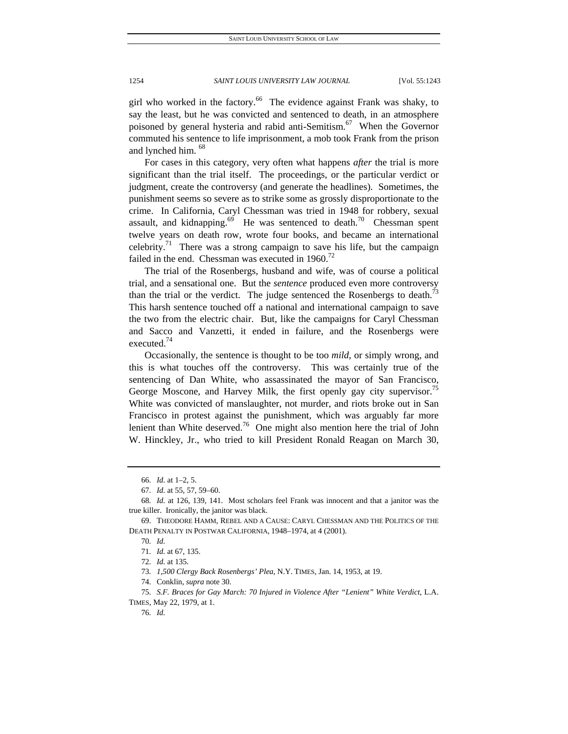girl who worked in the factory.[66] The evidence against Frank was shaky, to say the least, but he was convicted and sentenced to death, in an atmosphere poisoned by general hysteria and rabid anti-Semitism.[67] When the Governor commuted his sentence to life imprisonment, a mob took Frank from the prison and lynched him. [68]

For cases in this category, very often what happens *after* the trial is more significant than the trial itself. The proceedings, or the particular verdict or judgment, create the controversy (and generate the headlines). Sometimes, the punishment seems so severe as to strike some as grossly disproportionate to the crime. In California, Caryl Chessman was tried in 1948 for robbery, sexual assault, and kidnapping.[69] He was sentenced to death.[70] Chessman spent twelve years on death row, wrote four books, and became an international celebrity.[71] There was a strong campaign to save his life, but the campaign failed in the end. Chessman was executed in 1960.[72]

The trial of the Rosenbergs, husband and wife, was of course a political trial, and a sensational one. But the *sentence* produced even more controversy than the trial or the verdict. The judge sentenced the Rosenbergs to death.[73] This harsh sentence touched off a national and international campaign to save the two from the electric chair. But, like the campaigns for Caryl Chessman and Sacco and Vanzetti, it ended in failure, and the Rosenbergs were executed.[74]

Occasionally, the sentence is thought to be too *mild*, or simply wrong, and this is what touches off the controversy. This was certainly true of the sentencing of Dan White, who assassinated the mayor of San Francisco, George Moscone, and Harvey Milk, the first openly gay city supervisor.[75] White was convicted of manslaughter, not murder, and riots broke out in San Francisco in protest against the punishment, which was arguably far more lenient than White deserved.[76] One might also mention here the trial of John W. Hinckley, Jr., who tried to kill President Ronald Reagan on March 30,

---

66. *Id.* at 1–2, 5.

67. *Id.* at 55, 57, 59–60.

68. *Id.* at 126, 139, 141. Most scholars feel Frank was innocent and that a janitor was the true killer. Ironically, the janitor was black.

69. THEODORE HAMM, REBEL AND A CAUSE: CARYL CHESSMAN AND THE POLITICS OF THE DEATH PENALTY IN POSTWAR CALIFORNIA, 1948–1974, at 4 (2001).

70. *Id.*

71. *Id.* at 67, 135.

72. *Id.* at 135.

73. *1,500 Clergy Back Rosenbergs' Plea*, N.Y. TIMES, Jan. 14, 1953, at 19.

74. Conklin, *supra* note 30.

75. *S.F. Braces for Gay March: 70 Injured in Violence After "Lenient" White Verdict*, L.A. TIMES, May 22, 1979, at 1.

76. *Id.*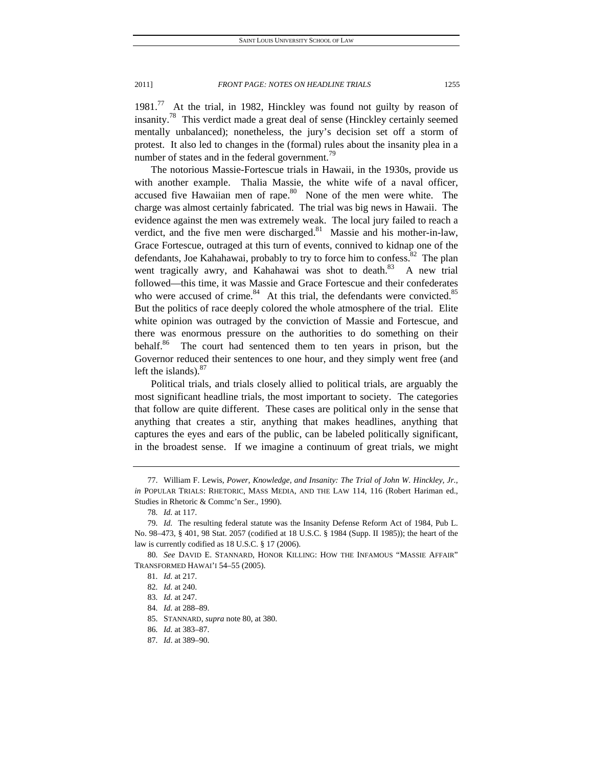1981.[77] At the trial, in 1982, Hinckley was found not guilty by reason of insanity.[78] This verdict made a great deal of sense (Hinckley certainly seemed mentally unbalanced); nonetheless, the jury's decision set off a storm of protest. It also led to changes in the (formal) rules about the insanity plea in a number of states and in the federal government.[79]

The notorious Massie-Fortescue trials in Hawaii, in the 1930s, provide us with another example. Thalia Massie, the white wife of a naval officer, accused five Hawaiian men of rape.[80] None of the men were white. The charge was almost certainly fabricated. The trial was big news in Hawaii. The evidence against the men was extremely weak. The local jury failed to reach a verdict, and the five men were discharged.[81] Massie and his mother-in-law, Grace Fortescue, outraged at this turn of events, connived to kidnap one of the defendants, Joe Kahahawai, probably to try to force him to confess.[82] The plan went tragically awry, and Kahahawai was shot to death.[83] A new trial followed—this time, it was Massie and Grace Fortescue and their confederates who were accused of crime.[84] At this trial, the defendants were convicted.[85] But the politics of race deeply colored the whole atmosphere of the trial. Elite white opinion was outraged by the conviction of Massie and Fortescue, and there was enormous pressure on the authorities to do something on their behalf.[86] The court had sentenced them to ten years in prison, but the Governor reduced their sentences to one hour, and they simply went free (and left the islands).[87]

Political trials, and trials closely allied to political trials, are arguably the most significant headline trials, the most important to society. The categories that follow are quite different. These cases are political only in the sense that anything that creates a stir, anything that makes headlines, anything that captures the eyes and ears of the public, can be labeled politically significant, in the broadest sense. If we imagine a continuum of great trials, we might

---

77. William F. Lewis, *Power, Knowledge, and Insanity: The Trial of John W. Hinckley, Jr.*, *in* POPULAR TRIALS: RHETORIC, MASS MEDIA, AND THE LAW 114, 116 (Robert Hariman ed., Studies in Rhetoric & Commc'n Ser., 1990).

78. *Id.* at 117.

79. *Id.* The resulting federal statute was the Insanity Defense Reform Act of 1984, Pub L. No. 98–473, § 401, 98 Stat. 2057 (codified at 18 U.S.C. § 1984 (Supp. II 1985)); the heart of the law is currently codified as 18 U.S.C. § 17 (2006).

80. *See* DAVID E. STANNARD, HONOR KILLING: HOW THE INFAMOUS "MASSIE AFFAIR" TRANSFORMED HAWAI'I 54–55 (2005).

81. *Id.* at 217.

82. *Id.* at 240.

83. *Id.* at 247.

84. *Id.* at 288–89.

85. STANNARD, *supra* note 80, at 380.

86. *Id.* at 383–87.

87. *Id*. at 389–90.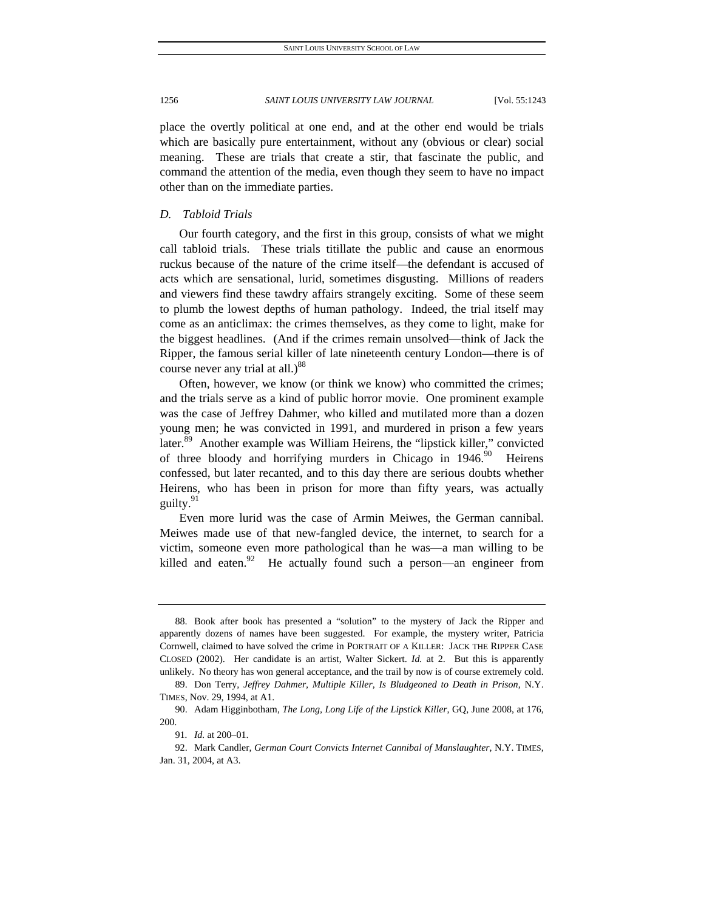place the overtly political at one end, and at the other end would be trials which are basically pure entertainment, without any (obvious or clear) social meaning. These are trials that create a stir, that fascinate the public, and command the attention of the media, even though they seem to have no impact other than on the immediate parties.

### *D. Tabloid Trials*

Our fourth category, and the first in this group, consists of what we might call tabloid trials. These trials titillate the public and cause an enormous ruckus because of the nature of the crime itself—the defendant is accused of acts which are sensational, lurid, sometimes disgusting. Millions of readers and viewers find these tawdry affairs strangely exciting. Some of these seem to plumb the lowest depths of human pathology. Indeed, the trial itself may come as an anticlimax: the crimes themselves, as they come to light, make for the biggest headlines. (And if the crimes remain unsolved—think of Jack the Ripper, the famous serial killer of late nineteenth century London—there is of course never any trial at all.)[88]

Often, however, we know (or think we know) who committed the crimes; and the trials serve as a kind of public horror movie. One prominent example was the case of Jeffrey Dahmer, who killed and mutilated more than a dozen young men; he was convicted in 1991, and murdered in prison a few years later.[89] Another example was William Heirens, the "lipstick killer," convicted of three bloody and horrifying murders in Chicago in 1946.[90] Heirens confessed, but later recanted, and to this day there are serious doubts whether Heirens, who has been in prison for more than fifty years, was actually guilty.[91]

Even more lurid was the case of Armin Meiwes, the German cannibal. Meiwes made use of that new-fangled device, the internet, to search for a victim, someone even more pathological than he was—a man willing to be killed and eaten.[92] He actually found such a person—an engineer from

---

88. Book after book has presented a "solution" to the mystery of Jack the Ripper and apparently dozens of names have been suggested. For example, the mystery writer, Patricia Cornwell, claimed to have solved the crime in PORTRAIT OF A KILLER: JACK THE RIPPER CASE CLOSED (2002). Her candidate is an artist, Walter Sickert. *Id.* at 2. But this is apparently unlikely. No theory has won general acceptance, and the trail by now is of course extremely cold.

89. Don Terry, *Jeffrey Dahmer, Multiple Killer, Is Bludgeoned to Death in Prison*, N.Y. TIMES, Nov. 29, 1994, at A1.

90. Adam Higginbotham, *The Long, Long Life of the Lipstick Killer*, GQ, June 2008, at 176, 200.

91. *Id.* at 200–01.

92. Mark Candler, *German Court Convicts Internet Cannibal of Manslaughter*, N.Y. TIMES, Jan. 31, 2004, at A3.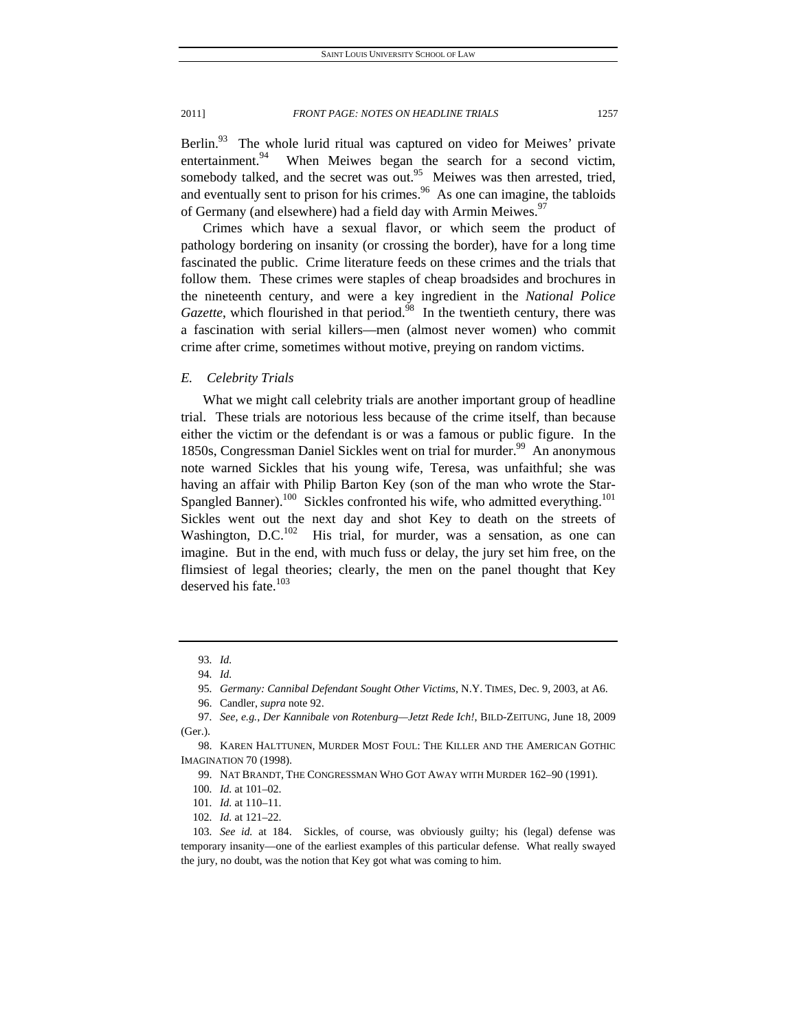Berlin.[93] The whole lurid ritual was captured on video for Meiwes' private entertainment.[94] When Meiwes began the search for a second victim, somebody talked, and the secret was out.[95] Meiwes was then arrested, tried, and eventually sent to prison for his crimes.[96] As one can imagine, the tabloids of Germany (and elsewhere) had a field day with Armin Meiwes.[97]

Crimes which have a sexual flavor, or which seem the product of pathology bordering on insanity (or crossing the border), have for a long time fascinated the public. Crime literature feeds on these crimes and the trials that follow them. These crimes were staples of cheap broadsides and brochures in the nineteenth century, and were a key ingredient in the *National Police Gazette*, which flourished in that period.[98] In the twentieth century, there was a fascination with serial killers—men (almost never women) who commit crime after crime, sometimes without motive, preying on random victims.

### *E. Celebrity Trials*

What we might call celebrity trials are another important group of headline trial. These trials are notorious less because of the crime itself, than because either the victim or the defendant is or was a famous or public figure. In the 1850s, Congressman Daniel Sickles went on trial for murder.[99] An anonymous note warned Sickles that his young wife, Teresa, was unfaithful; she was having an affair with Philip Barton Key (son of the man who wrote the Star-Spangled Banner).[100] Sickles confronted his wife, who admitted everything.[101] Sickles went out the next day and shot Key to death on the streets of Washington, D.C.[102] His trial, for murder, was a sensation, as one can imagine. But in the end, with much fuss or delay, the jury set him free, on the flimsiest of legal theories; clearly, the men on the panel thought that Key deserved his fate.[103]

---

93. *Id.*

94. *Id.*

95. *Germany: Cannibal Defendant Sought Other Victims*, N.Y. TIMES, Dec. 9, 2003, at A6.

96. Candler, *supra* note 92.

97. *See, e.g.*, *Der Kannibale von Rotenburg—Jetzt Rede Ich!*, BILD-ZEITUNG, June 18, 2009 (Ger.).

98. KAREN HALTTUNEN, MURDER MOST FOUL: THE KILLER AND THE AMERICAN GOTHIC IMAGINATION 70 (1998).

99. NAT BRANDT, THE CONGRESSMAN WHO GOT AWAY WITH MURDER 162–90 (1991).

100. *Id.* at 101–02.

101. *Id.* at 110–11.

102. *Id.* at 121–22.

103. *See id.* at 184. Sickles, of course, was obviously guilty; his (legal) defense was temporary insanity—one of the earliest examples of this particular defense. What really swayed the jury, no doubt, was the notion that Key got what was coming to him.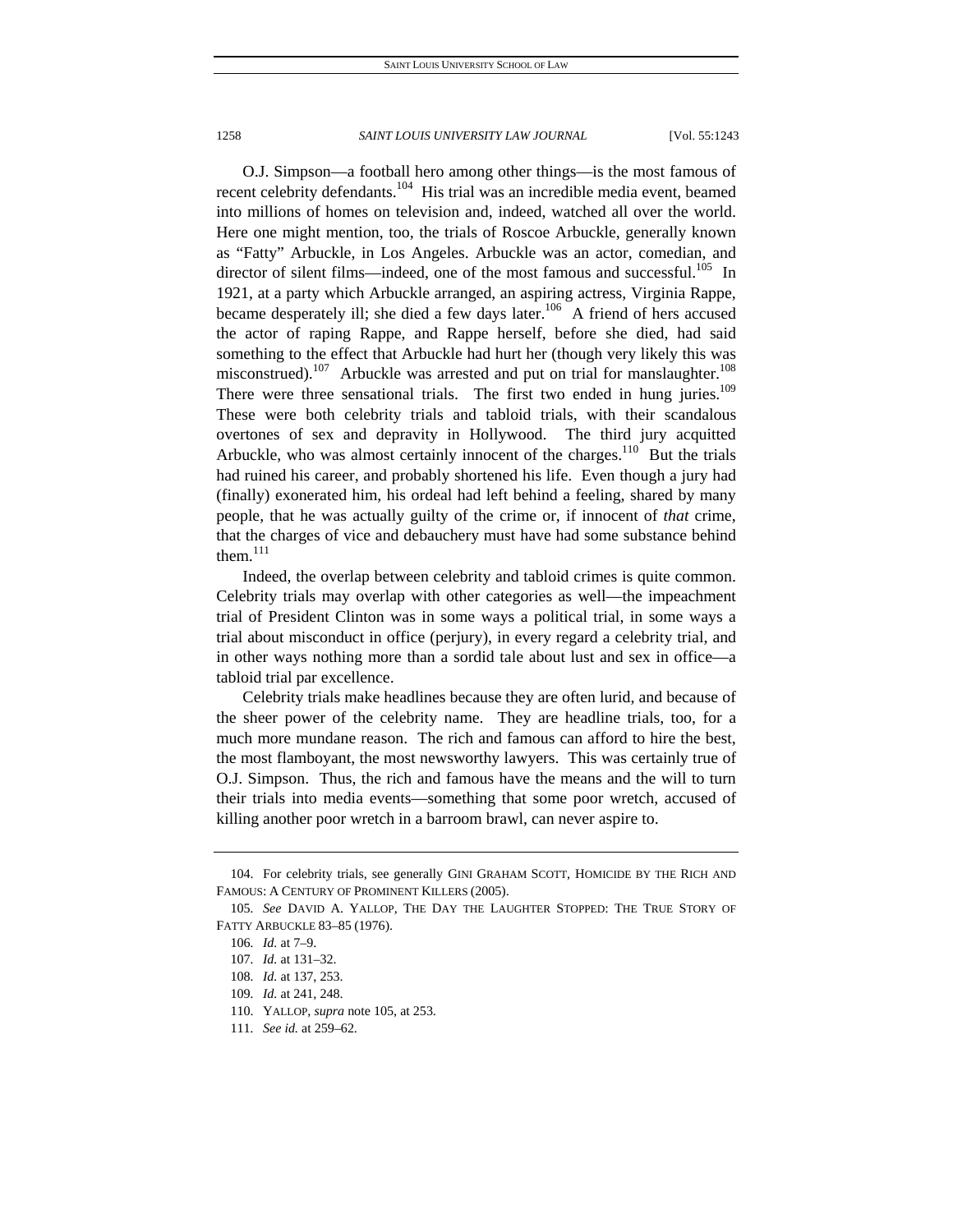O.J. Simpson—a football hero among other things—is the most famous of recent celebrity defendants.[104] His trial was an incredible media event, beamed into millions of homes on television and, indeed, watched all over the world. Here one might mention, too, the trials of Roscoe Arbuckle, generally known as "Fatty" Arbuckle, in Los Angeles. Arbuckle was an actor, comedian, and director of silent films—indeed, one of the most famous and successful.[105] In 1921, at a party which Arbuckle arranged, an aspiring actress, Virginia Rappe, became desperately ill; she died a few days later.[106] A friend of hers accused the actor of raping Rappe, and Rappe herself, before she died, had said something to the effect that Arbuckle had hurt her (though very likely this was misconstrued).[107] Arbuckle was arrested and put on trial for manslaughter.[108] There were three sensational trials. The first two ended in hung juries.[109] These were both celebrity trials and tabloid trials, with their scandalous overtones of sex and depravity in Hollywood. The third jury acquitted Arbuckle, who was almost certainly innocent of the charges.[110] But the trials had ruined his career, and probably shortened his life. Even though a jury had (finally) exonerated him, his ordeal had left behind a feeling, shared by many people, that he was actually guilty of the crime or, if innocent of *that* crime, that the charges of vice and debauchery must have had some substance behind them.[111]

Indeed, the overlap between celebrity and tabloid crimes is quite common. Celebrity trials may overlap with other categories as well—the impeachment trial of President Clinton was in some ways a political trial, in some ways a trial about misconduct in office (perjury), in every regard a celebrity trial, and in other ways nothing more than a sordid tale about lust and sex in office—a tabloid trial par excellence.

Celebrity trials make headlines because they are often lurid, and because of the sheer power of the celebrity name. They are headline trials, too, for a much more mundane reason. The rich and famous can afford to hire the best, the most flamboyant, the most newsworthy lawyers. This was certainly true of O.J. Simpson. Thus, the rich and famous have the means and the will to turn their trials into media events—something that some poor wretch, accused of killing another poor wretch in a barroom brawl, can never aspire to.

---

104. For celebrity trials, see generally GINI GRAHAM SCOTT, HOMICIDE BY THE RICH AND FAMOUS: A CENTURY OF PROMINENT KILLERS (2005).

105. *See* DAVID A. YALLOP, THE DAY THE LAUGHTER STOPPED: THE TRUE STORY OF FATTY ARBUCKLE 83–85 (1976).

106. *Id.* at 7–9.

107. *Id.* at 131–32.

108. *Id.* at 137, 253.

109. *Id.* at 241, 248.

110. YALLOP, *supra* note 105, at 253.

111. *See id.* at 259–62.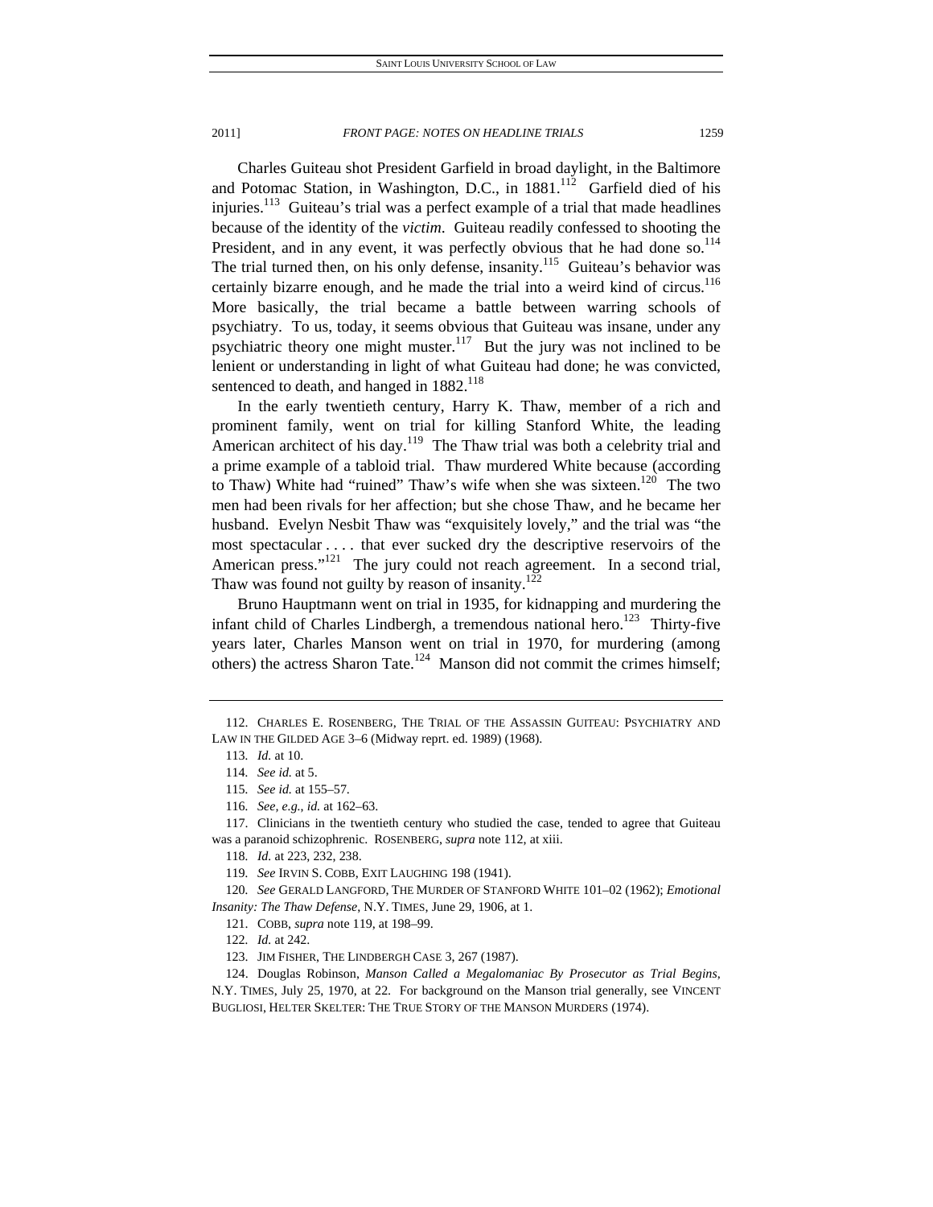Charles Guiteau shot President Garfield in broad daylight, in the Baltimore and Potomac Station, in Washington, D.C., in 1881.[112] Garfield died of his injuries.[113] Guiteau's trial was a perfect example of a trial that made headlines because of the identity of the *victim*. Guiteau readily confessed to shooting the President, and in any event, it was perfectly obvious that he had done so.[114] The trial turned then, on his only defense, insanity.[115] Guiteau's behavior was certainly bizarre enough, and he made the trial into a weird kind of circus.[116] More basically, the trial became a battle between warring schools of psychiatry. To us, today, it seems obvious that Guiteau was insane, under any psychiatric theory one might muster.[117] But the jury was not inclined to be lenient or understanding in light of what Guiteau had done; he was convicted, sentenced to death, and hanged in 1882.[118]

In the early twentieth century, Harry K. Thaw, member of a rich and prominent family, went on trial for killing Stanford White, the leading American architect of his day.[119] The Thaw trial was both a celebrity trial and a prime example of a tabloid trial. Thaw murdered White because (according to Thaw) White had "ruined" Thaw's wife when she was sixteen.[120] The two men had been rivals for her affection; but she chose Thaw, and he became her husband. Evelyn Nesbit Thaw was "exquisitely lovely," and the trial was "the most spectacular . . . . that ever sucked dry the descriptive reservoirs of the American press."[121] The jury could not reach agreement. In a second trial, Thaw was found not guilty by reason of insanity.[122]

Bruno Hauptmann went on trial in 1935, for kidnapping and murdering the infant child of Charles Lindbergh, a tremendous national hero.[123] Thirty-five years later, Charles Manson went on trial in 1970, for murdering (among others) the actress Sharon Tate.[124] Manson did not commit the crimes himself;

---

112. CHARLES E. ROSENBERG, THE TRIAL OF THE ASSASSIN GUITEAU: PSYCHIATRY AND LAW IN THE GILDED AGE 3–6 (Midway reprt. ed. 1989) (1968).

113. *Id.* at 10.

114. *See id.* at 5.

115. *See id.* at 155–57.

116. *See, e.g.*, *id.* at 162–63.

117. Clinicians in the twentieth century who studied the case, tended to agree that Guiteau was a paranoid schizophrenic. ROSENBERG, *supra* note 112, at xiii.

118. *Id.* at 223, 232, 238.

119. *See* IRVIN S. COBB, EXIT LAUGHING 198 (1941).

120. *See* GERALD LANGFORD, THE MURDER OF STANFORD WHITE 101–02 (1962); *Emotional Insanity: The Thaw Defense*, N.Y. TIMES, June 29, 1906, at 1.

121. COBB, *supra* note 119, at 198–99.

122. *Id.* at 242.

123. JIM FISHER, THE LINDBERGH CASE 3, 267 (1987).

124. Douglas Robinson, *Manson Called a Megalomaniac By Prosecutor as Trial Begins*, N.Y. TIMES, July 25, 1970, at 22. For background on the Manson trial generally, see VINCENT BUGLIOSI, HELTER SKELTER: THE TRUE STORY OF THE MANSON MURDERS (1974).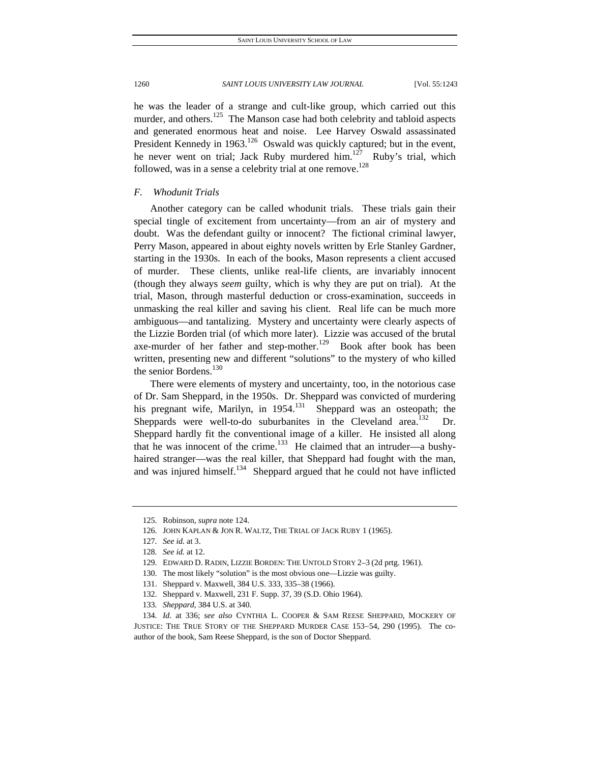he was the leader of a strange and cult-like group, which carried out this murder, and others.[125] The Manson case had both celebrity and tabloid aspects and generated enormous heat and noise. Lee Harvey Oswald assassinated President Kennedy in 1963.[126] Oswald was quickly captured; but in the event, he never went on trial; Jack Ruby murdered him.[127] Ruby's trial, which followed, was in a sense a celebrity trial at one remove.[128]

### *F. Whodunit Trials*

Another category can be called whodunit trials. These trials gain their special tingle of excitement from uncertainty—from an air of mystery and doubt. Was the defendant guilty or innocent? The fictional criminal lawyer, Perry Mason, appeared in about eighty novels written by Erle Stanley Gardner, starting in the 1930s. In each of the books, Mason represents a client accused of murder. These clients, unlike real-life clients, are invariably innocent (though they always *seem* guilty, which is why they are put on trial). At the trial, Mason, through masterful deduction or cross-examination, succeeds in unmasking the real killer and saving his client. Real life can be much more ambiguous—and tantalizing. Mystery and uncertainty were clearly aspects of the Lizzie Borden trial (of which more later). Lizzie was accused of the brutal axe-murder of her father and step-mother.[129] Book after book has been written, presenting new and different "solutions" to the mystery of who killed the senior Bordens.[130]

There were elements of mystery and uncertainty, too, in the notorious case of Dr. Sam Sheppard, in the 1950s. Dr. Sheppard was convicted of murdering his pregnant wife, Marilyn, in 1954.[131] Sheppard was an osteopath; the Sheppards were well-to-do suburbanites in the Cleveland area.[132] Dr. Sheppard hardly fit the conventional image of a killer. He insisted all along that he was innocent of the crime.[133] He claimed that an intruder—a bushy-haired stranger—was the real killer, that Sheppard had fought with the man, and was injured himself.[134] Sheppard argued that he could not have inflicted

---

125. Robinson, *supra* note 124.

126. JOHN KAPLAN & JON R. WALTZ, THE TRIAL OF JACK RUBY 1 (1965).

127. *See id.* at 3.

128. *See id.* at 12.

129. EDWARD D. RADIN, LIZZIE BORDEN: THE UNTOLD STORY 2–3 (2d prtg. 1961).

130. The most likely "solution" is the most obvious one—Lizzie was guilty.

131. Sheppard v. Maxwell, 384 U.S. 333, 335–38 (1966).

132. Sheppard v. Maxwell, 231 F. Supp. 37, 39 (S.D. Ohio 1964).

133. *Sheppard*, 384 U.S. at 340.

134. *Id.* at 336; *see also* CYNTHIA L. COOPER & SAM REESE SHEPPARD, MOCKERY OF JUSTICE: THE TRUE STORY OF THE SHEPPARD MURDER CASE 153–54, 290 (1995). The co-author of the book, Sam Reese Sheppard, is the son of Doctor Sheppard.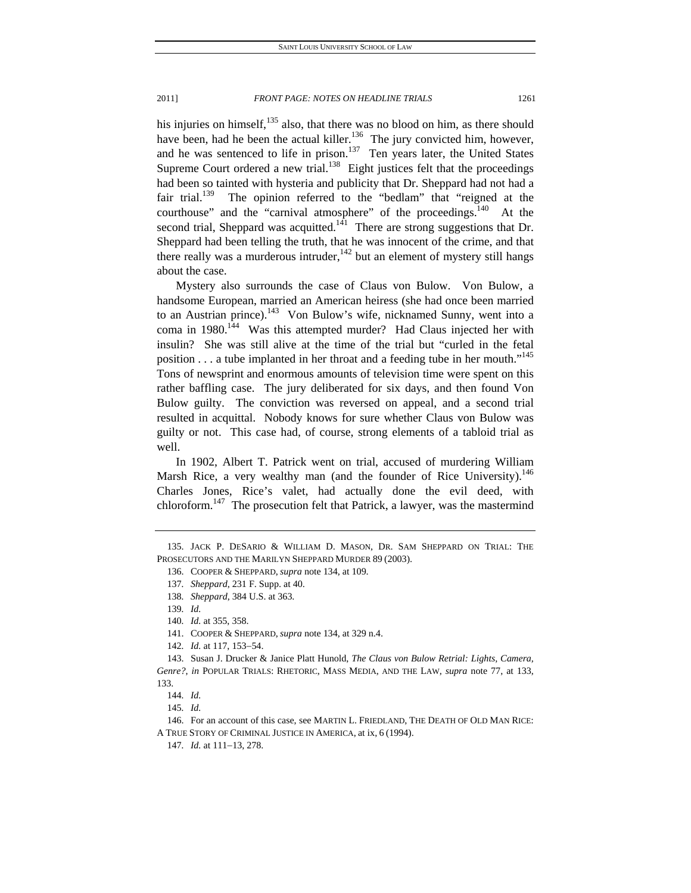his injuries on himself,[135] also, that there was no blood on him, as there should have been, had he been the actual killer.[136] The jury convicted him, however, and he was sentenced to life in prison.[137] Ten years later, the United States Supreme Court ordered a new trial.[138] Eight justices felt that the proceedings had been so tainted with hysteria and publicity that Dr. Sheppard had not had a fair trial.[139] The opinion referred to the "bedlam" that "reigned at the courthouse" and the "carnival atmosphere" of the proceedings.[140] At the second trial, Sheppard was acquitted.[141] There are strong suggestions that Dr. Sheppard had been telling the truth, that he was innocent of the crime, and that there really was a murderous intruder,[142] but an element of mystery still hangs about the case.

Mystery also surrounds the case of Claus von Bulow. Von Bulow, a handsome European, married an American heiress (she had once been married to an Austrian prince).[143] Von Bulow's wife, nicknamed Sunny, went into a coma in 1980.[144] Was this attempted murder? Had Claus injected her with insulin? She was still alive at the time of the trial but "curled in the fetal position . . . a tube implanted in her throat and a feeding tube in her mouth."[145] Tons of newsprint and enormous amounts of television time were spent on this rather baffling case. The jury deliberated for six days, and then found Von Bulow guilty. The conviction was reversed on appeal, and a second trial resulted in acquittal. Nobody knows for sure whether Claus von Bulow was guilty or not. This case had, of course, strong elements of a tabloid trial as well.

In 1902, Albert T. Patrick went on trial, accused of murdering William Marsh Rice, a very wealthy man (and the founder of Rice University).[146] Charles Jones, Rice's valet, had actually done the evil deed, with chloroform.[147] The prosecution felt that Patrick, a lawyer, was the mastermind

---

135. JACK P. DESARIO & WILLIAM D. MASON, DR. SAM SHEPPARD ON TRIAL: THE PROSECUTORS AND THE MARILYN SHEPPARD MURDER 89 (2003).

136. COOPER & SHEPPARD, *supra* note 134, at 109.

137. *Sheppard*, 231 F. Supp. at 40.

138. *Sheppard*, 384 U.S. at 363.

139. *Id.*

140. *Id.* at 355, 358.

141. COOPER & SHEPPARD, *supra* note 134, at 329 n.4.

142. *Id.* at 117, 153–54.

143. Susan J. Drucker & Janice Platt Hunold, *The Claus von Bulow Retrial: Lights, Camera, Genre?*, *in* POPULAR TRIALS: RHETORIC, MASS MEDIA, AND THE LAW, *supra* note 77, at 133, 133.

144. *Id.*

145. *Id.*

146. For an account of this case, see MARTIN L. FRIEDLAND, THE DEATH OF OLD MAN RICE: A TRUE STORY OF CRIMINAL JUSTICE IN AMERICA, at ix, 6 (1994).

147. *Id.* at 111–13, 278.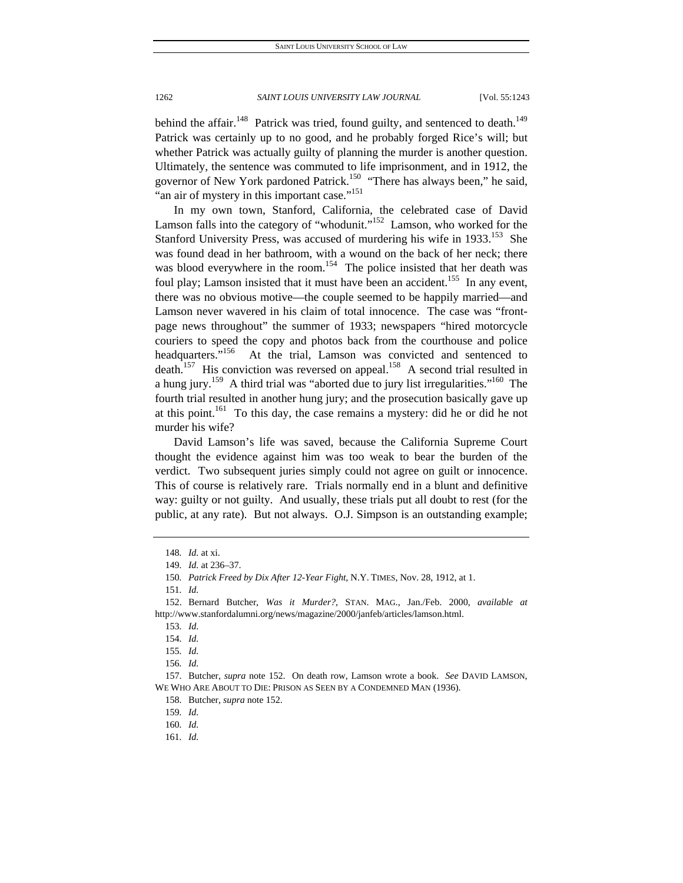behind the affair.[148] Patrick was tried, found guilty, and sentenced to death.[149] Patrick was certainly up to no good, and he probably forged Rice's will; but whether Patrick was actually guilty of planning the murder is another question. Ultimately, the sentence was commuted to life imprisonment, and in 1912, the governor of New York pardoned Patrick.[150] "There has always been," he said, "an air of mystery in this important case."[151]

In my own town, Stanford, California, the celebrated case of David Lamson falls into the category of "whodunit."[152] Lamson, who worked for the Stanford University Press, was accused of murdering his wife in 1933.[153] She was found dead in her bathroom, with a wound on the back of her neck; there was blood everywhere in the room.[154] The police insisted that her death was foul play; Lamson insisted that it must have been an accident.[155] In any event, there was no obvious motive—the couple seemed to be happily married—and Lamson never wavered in his claim of total innocence. The case was "front-page news throughout" the summer of 1933; newspapers "hired motorcycle couriers to speed the copy and photos back from the courthouse and police headquarters."[156] At the trial, Lamson was convicted and sentenced to death.[157] His conviction was reversed on appeal.[158] A second trial resulted in a hung jury.[159] A third trial was "aborted due to jury list irregularities."[160] The fourth trial resulted in another hung jury; and the prosecution basically gave up at this point.[161] To this day, the case remains a mystery: did he or did he not murder his wife?

David Lamson's life was saved, because the California Supreme Court thought the evidence against him was too weak to bear the burden of the verdict. Two subsequent juries simply could not agree on guilt or innocence. This of course is relatively rare. Trials normally end in a blunt and definitive way: guilty or not guilty. And usually, these trials put all doubt to rest (for the public, at any rate). But not always. O.J. Simpson is an outstanding example;

---

148. *Id.* at xi.

149. *Id.* at 236–37.

150. *Patrick Freed by Dix After 12-Year Fight*, N.Y. TIMES, Nov. 28, 1912, at 1.

151. *Id.*

152. Bernard Butcher, *Was it Murder?*, STAN. MAG., Jan./Feb. 2000, *available at* http://www.stanfordalumni.org/news/magazine/2000/janfeb/articles/lamson.html.

153. *Id.*

154. *Id.*

155. *Id.*

156. *Id.*

157. Butcher, *supra* note 152. On death row, Lamson wrote a book. *See* DAVID LAMSON, WE WHO ARE ABOUT TO DIE: PRISON AS SEEN BY A CONDEMNED MAN (1936).

158. Butcher, *supra* note 152.

159. *Id.*

160. *Id.*

161. *Id.*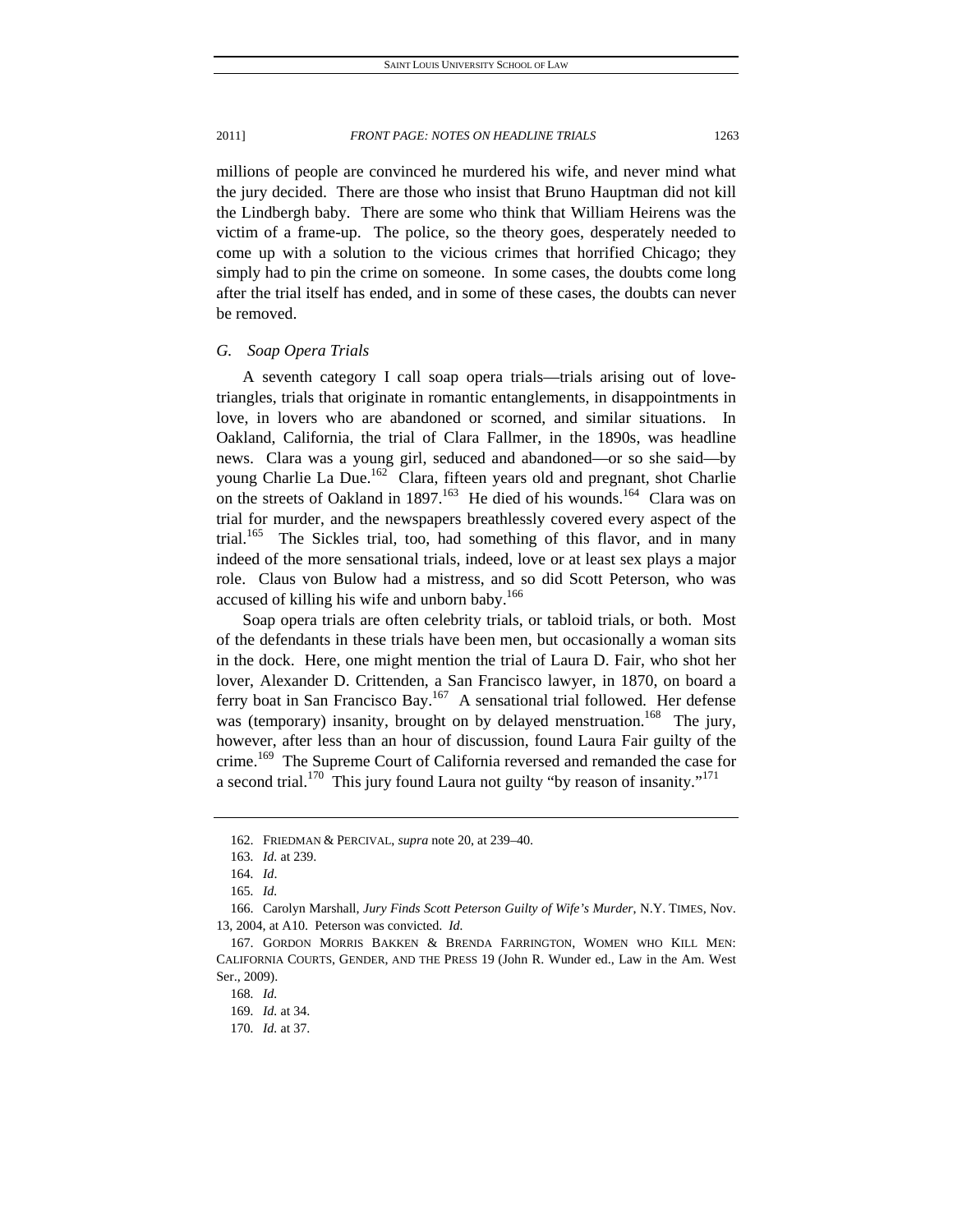millions of people are convinced he murdered his wife, and never mind what the jury decided. There are those who insist that Bruno Hauptman did not kill the Lindbergh baby. There are some who think that William Heirens was the victim of a frame-up. The police, so the theory goes, desperately needed to come up with a solution to the vicious crimes that horrified Chicago; they simply had to pin the crime on someone. In some cases, the doubts come long after the trial itself has ended, and in some of these cases, the doubts can never be removed.

### *G. Soap Opera Trials*

A seventh category I call soap opera trials—trials arising out of love-triangles, trials that originate in romantic entanglements, in disappointments in love, in lovers who are abandoned or scorned, and similar situations. In Oakland, California, the trial of Clara Fallmer, in the 1890s, was headline news. Clara was a young girl, seduced and abandoned—or so she said—by young Charlie La Due.[162] Clara, fifteen years old and pregnant, shot Charlie on the streets of Oakland in 1897.[163] He died of his wounds.[164] Clara was on trial for murder, and the newspapers breathlessly covered every aspect of the trial.[165] The Sickles trial, too, had something of this flavor, and in many indeed of the more sensational trials, indeed, love or at least sex plays a major role. Claus von Bulow had a mistress, and so did Scott Peterson, who was accused of killing his wife and unborn baby.[166]

Soap opera trials are often celebrity trials, or tabloid trials, or both. Most of the defendants in these trials have been men, but occasionally a woman sits in the dock. Here, one might mention the trial of Laura D. Fair, who shot her lover, Alexander D. Crittenden, a San Francisco lawyer, in 1870, on board a ferry boat in San Francisco Bay.[167] A sensational trial followed. Her defense was (temporary) insanity, brought on by delayed menstruation.[168] The jury, however, after less than an hour of discussion, found Laura Fair guilty of the crime.[169] The Supreme Court of California reversed and remanded the case for a second trial.[170] This jury found Laura not guilty "by reason of insanity."[171]

---

162. FRIEDMAN & PERCIVAL, *supra* note 20, at 239–40.

163. *Id.* at 239.

164. *Id*.

165. *Id.*

166. Carolyn Marshall, *Jury Finds Scott Peterson Guilty of Wife's Murder*, N.Y. TIMES, Nov. 13, 2004, at A10. Peterson was convicted. *Id.*

167. GORDON MORRIS BAKKEN & BRENDA FARRINGTON, WOMEN WHO KILL MEN: CALIFORNIA COURTS, GENDER, AND THE PRESS 19 (John R. Wunder ed., Law in the Am. West Ser., 2009).

168. *Id.*

169. *Id.* at 34.

170. *Id.* at 37.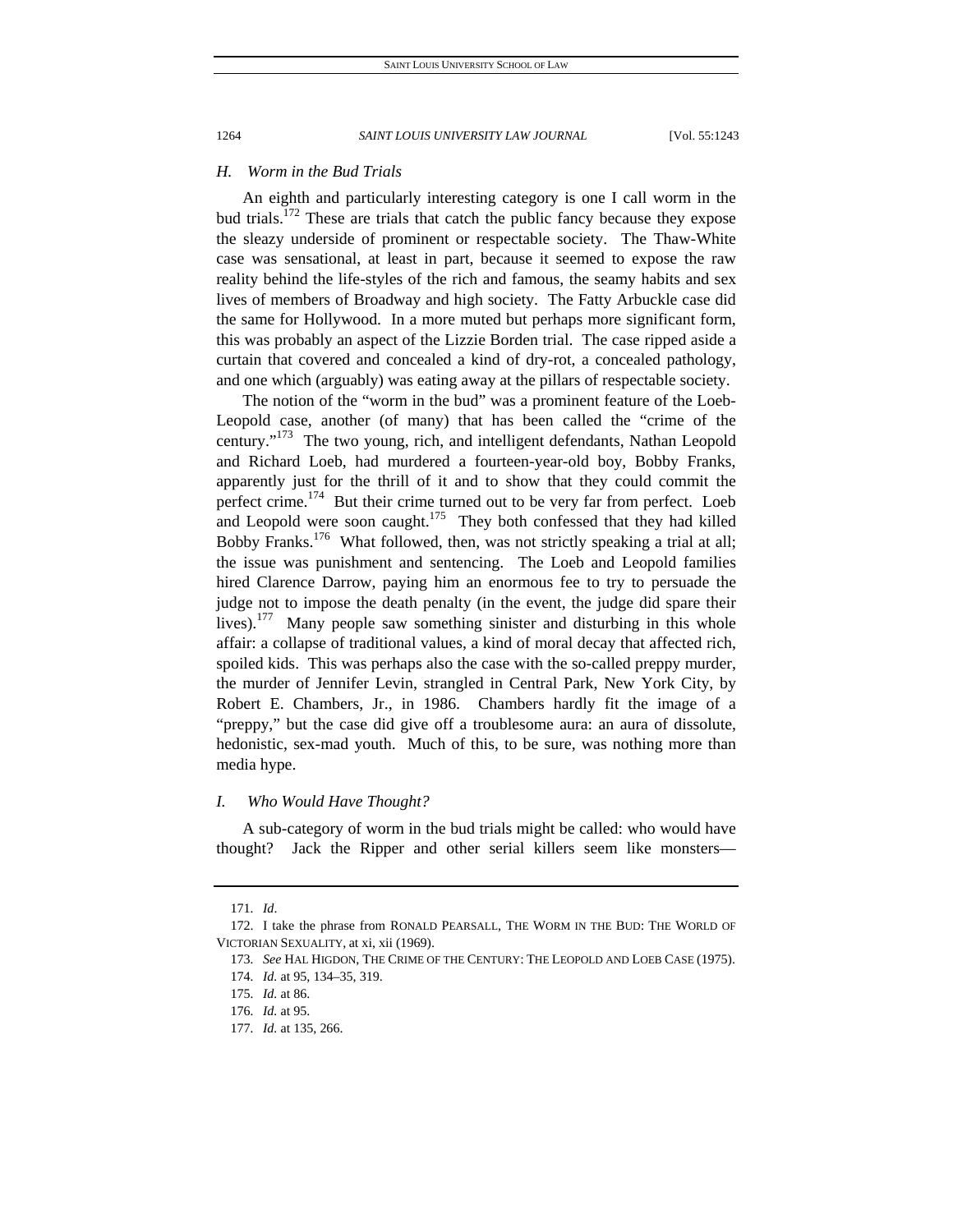### *H. Worm in the Bud Trials*

An eighth and particularly interesting category is one I call worm in the bud trials.[172] These are trials that catch the public fancy because they expose the sleazy underside of prominent or respectable society. The Thaw-White case was sensational, at least in part, because it seemed to expose the raw reality behind the life-styles of the rich and famous, the seamy habits and sex lives of members of Broadway and high society. The Fatty Arbuckle case did the same for Hollywood. In a more muted but perhaps more significant form, this was probably an aspect of the Lizzie Borden trial. The case ripped aside a curtain that covered and concealed a kind of dry-rot, a concealed pathology, and one which (arguably) was eating away at the pillars of respectable society.

The notion of the "worm in the bud" was a prominent feature of the Loeb-Leopold case, another (of many) that has been called the "crime of the century."[173] The two young, rich, and intelligent defendants, Nathan Leopold and Richard Loeb, had murdered a fourteen-year-old boy, Bobby Franks, apparently just for the thrill of it and to show that they could commit the perfect crime.[174] But their crime turned out to be very far from perfect. Loeb and Leopold were soon caught.[175] They both confessed that they had killed Bobby Franks.[176] What followed, then, was not strictly speaking a trial at all; the issue was punishment and sentencing. The Loeb and Leopold families hired Clarence Darrow, paying him an enormous fee to try to persuade the judge not to impose the death penalty (in the event, the judge did spare their lives).[177] Many people saw something sinister and disturbing in this whole affair: a collapse of traditional values, a kind of moral decay that affected rich, spoiled kids. This was perhaps also the case with the so-called preppy murder, the murder of Jennifer Levin, strangled in Central Park, New York City, by Robert E. Chambers, Jr., in 1986. Chambers hardly fit the image of a "preppy," but the case did give off a troublesome aura: an aura of dissolute, hedonistic, sex-mad youth. Much of this, to be sure, was nothing more than media hype.

### *I. Who Would Have Thought?*

A sub-category of worm in the bud trials might be called: who would have thought? Jack the Ripper and other serial killers seem like monsters—

---

171. *Id*.

172. I take the phrase from RONALD PEARSALL, THE WORM IN THE BUD: THE WORLD OF VICTORIAN SEXUALITY, at xi, xii (1969).

173. *See* HAL HIGDON, THE CRIME OF THE CENTURY: THE LEOPOLD AND LOEB CASE (1975).

174. *Id.* at 95, 134–35, 319.

175. *Id.* at 86.

176. *Id.* at 95.

177. *Id.* at 135, 266.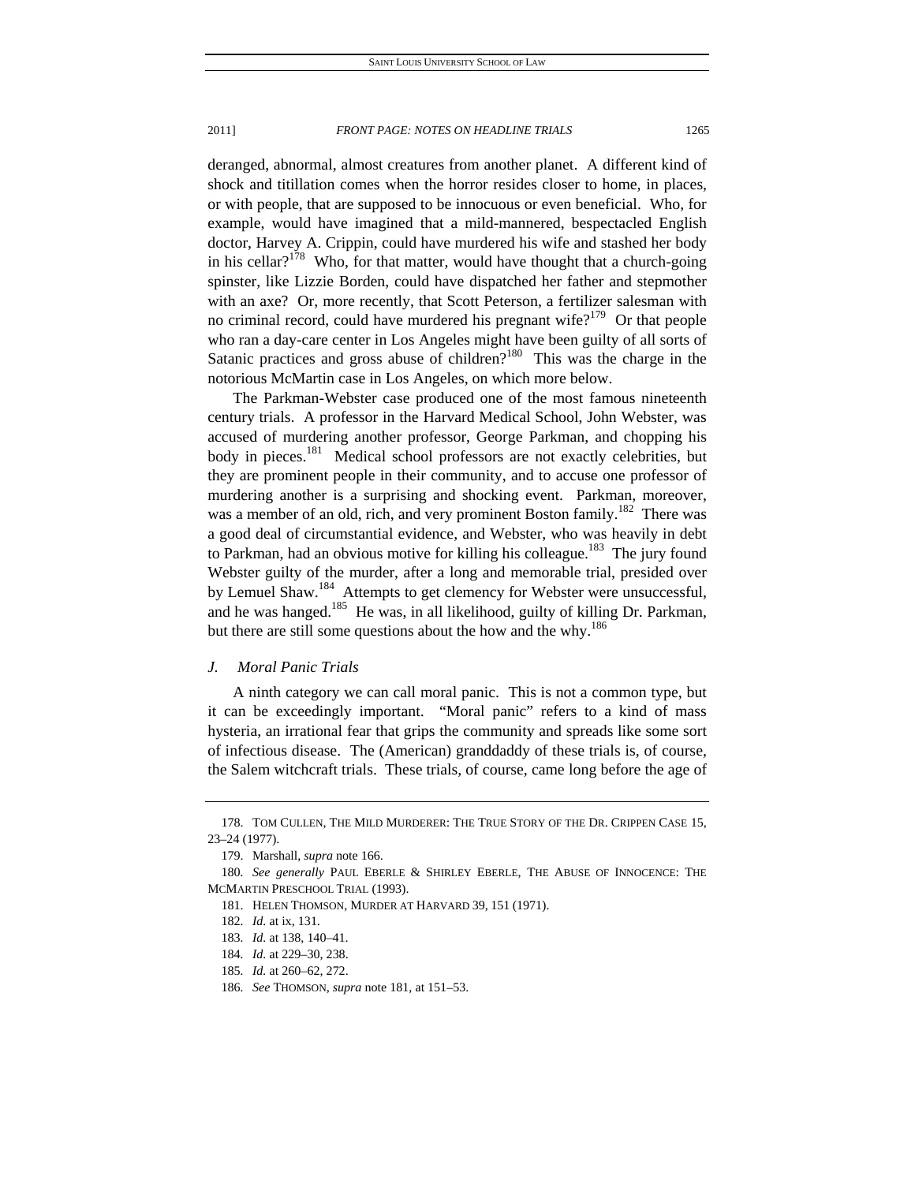deranged, abnormal, almost creatures from another planet. A different kind of shock and titillation comes when the horror resides closer to home, in places, or with people, that are supposed to be innocuous or even beneficial. Who, for example, would have imagined that a mild-mannered, bespectacled English doctor, Harvey A. Crippin, could have murdered his wife and stashed her body in his cellar?[178] Who, for that matter, would have thought that a church-going spinster, like Lizzie Borden, could have dispatched her father and stepmother with an axe? Or, more recently, that Scott Peterson, a fertilizer salesman with no criminal record, could have murdered his pregnant wife?[179] Or that people who ran a day-care center in Los Angeles might have been guilty of all sorts of Satanic practices and gross abuse of children?[180] This was the charge in the notorious McMartin case in Los Angeles, on which more below.

The Parkman-Webster case produced one of the most famous nineteenth century trials. A professor in the Harvard Medical School, John Webster, was accused of murdering another professor, George Parkman, and chopping his body in pieces.[181] Medical school professors are not exactly celebrities, but they are prominent people in their community, and to accuse one professor of murdering another is a surprising and shocking event. Parkman, moreover, was a member of an old, rich, and very prominent Boston family.[182] There was a good deal of circumstantial evidence, and Webster, who was heavily in debt to Parkman, had an obvious motive for killing his colleague.[183] The jury found Webster guilty of the murder, after a long and memorable trial, presided over by Lemuel Shaw.[184] Attempts to get clemency for Webster were unsuccessful, and he was hanged.[185] He was, in all likelihood, guilty of killing Dr. Parkman, but there are still some questions about the how and the why.[186]

### *J. Moral Panic Trials*

A ninth category we can call moral panic. This is not a common type, but it can be exceedingly important. "Moral panic" refers to a kind of mass hysteria, an irrational fear that grips the community and spreads like some sort of infectious disease. The (American) granddaddy of these trials is, of course, the Salem witchcraft trials. These trials, of course, came long before the age of

---

178. TOM CULLEN, THE MILD MURDERER: THE TRUE STORY OF THE DR. CRIPPEN CASE 15, 23–24 (1977).

179. Marshall, *supra* note 166.

180. *See generally* PAUL EBERLE & SHIRLEY EBERLE, THE ABUSE OF INNOCENCE: THE MCMARTIN PRESCHOOL TRIAL (1993).

181. HELEN THOMSON, MURDER AT HARVARD 39, 151 (1971).

182. *Id.* at ix, 131.

183. *Id.* at 138, 140–41.

184. *Id.* at 229–30, 238.

185. *Id.* at 260–62, 272.

186. *See* THOMSON, *supra* note 181, at 151–53.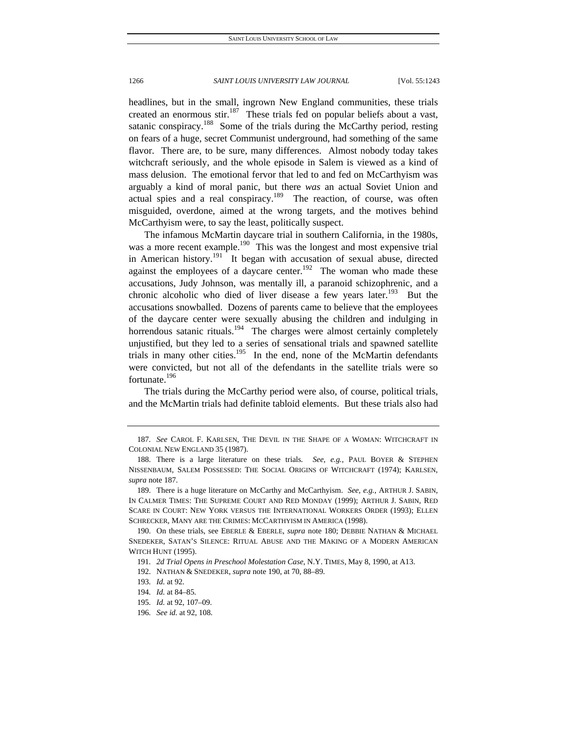headlines, but in the small, ingrown New England communities, these trials created an enormous stir.[187] These trials fed on popular beliefs about a vast, satanic conspiracy.[188] Some of the trials during the McCarthy period, resting on fears of a huge, secret Communist underground, had something of the same flavor. There are, to be sure, many differences. Almost nobody today takes witchcraft seriously, and the whole episode in Salem is viewed as a kind of mass delusion. The emotional fervor that led to and fed on McCarthyism was arguably a kind of moral panic, but there *was* an actual Soviet Union and actual spies and a real conspiracy.[189] The reaction, of course, was often misguided, overdone, aimed at the wrong targets, and the motives behind McCarthyism were, to say the least, politically suspect.

The infamous McMartin daycare trial in southern California, in the 1980s, was a more recent example.[190] This was the longest and most expensive trial in American history.[191] It began with accusation of sexual abuse, directed against the employees of a daycare center.[192] The woman who made these accusations, Judy Johnson, was mentally ill, a paranoid schizophrenic, and a chronic alcoholic who died of liver disease a few years later.[193] But the accusations snowballed. Dozens of parents came to believe that the employees of the daycare center were sexually abusing the children and indulging in horrendous satanic rituals.[194] The charges were almost certainly completely unjustified, but they led to a series of sensational trials and spawned satellite trials in many other cities.[195] In the end, none of the McMartin defendants were convicted, but not all of the defendants in the satellite trials were so fortunate.[196]

The trials during the McCarthy period were also, of course, political trials, and the McMartin trials had definite tabloid elements. But these trials also had

---

187. *See* CAROL F. KARLSEN, THE DEVIL IN THE SHAPE OF A WOMAN: WITCHCRAFT IN COLONIAL NEW ENGLAND 35 (1987).

188. There is a large literature on these trials. *See, e.g.*, PAUL BOYER & STEPHEN NISSENBAUM, SALEM POSSESSED: THE SOCIAL ORIGINS OF WITCHCRAFT (1974); KARLSEN, *supra* note 187.

189. There is a huge literature on McCarthy and McCarthyism. *See, e.g.*, ARTHUR J. SABIN, IN CALMER TIMES: THE SUPREME COURT AND RED MONDAY (1999); ARTHUR J. SABIN, RED SCARE IN COURT: NEW YORK VERSUS THE INTERNATIONAL WORKERS ORDER (1993); ELLEN SCHRECKER, MANY ARE THE CRIMES: MCCARTHYISM IN AMERICA (1998).

190. On these trials, see EBERLE & EBERLE, *supra* note 180; DEBBIE NATHAN & MICHAEL SNEDEKER, SATAN'S SILENCE: RITUAL ABUSE AND THE MAKING OF A MODERN AMERICAN WITCH HUNT (1995).

191. *2d Trial Opens in Preschool Molestation Case*, N.Y. TIMES, May 8, 1990, at A13.

192. NATHAN & SNEDEKER, *supra* note 190, at 70, 88–89.

193. *Id.* at 92.

194. *Id.* at 84–85.

195. *Id.* at 92, 107–09.

196. *See id.* at 92, 108.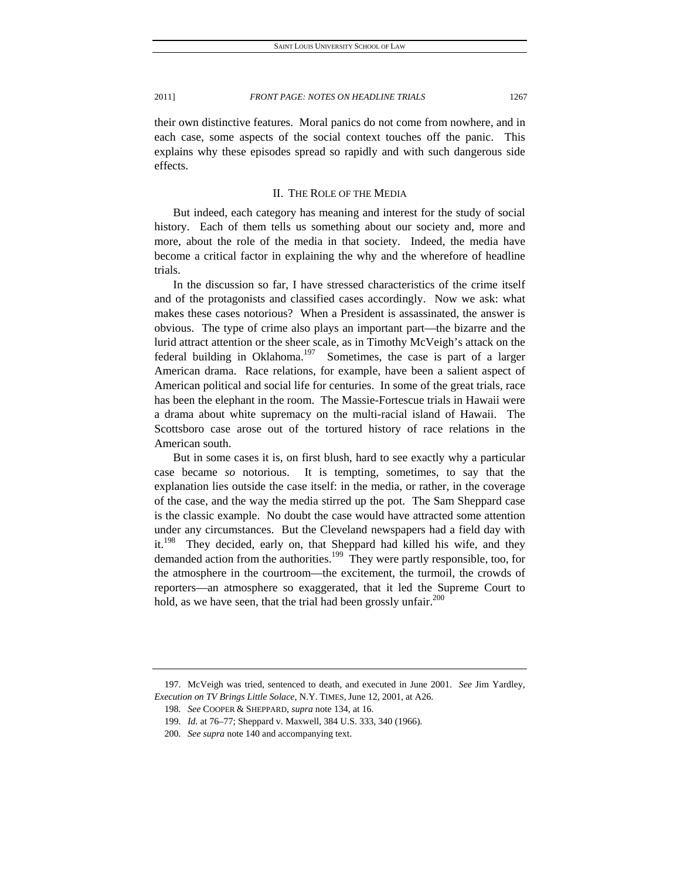their own distinctive features. Moral panics do not come from nowhere, and in each case, some aspects of the social context touches off the panic. This explains why these episodes spread so rapidly and with such dangerous side effects.

## II. The Role of the Media

But indeed, each category has meaning and interest for the study of social history. Each of them tells us something about our society and, more and more, about the role of the media in that society. Indeed, the media have become a critical factor in explaining the why and the wherefore of headline trials.

In the discussion so far, I have stressed characteristics of the crime itself and of the protagonists and classified cases accordingly. Now we ask: what makes these cases notorious? When a President is assassinated, the answer is obvious. The type of crime also plays an important part—the bizarre and the lurid attract attention or the sheer scale, as in Timothy McVeigh's attack on the federal building in Oklahoma.[197] Sometimes, the case is part of a larger American drama. Race relations, for example, have been a salient aspect of American political and social life for centuries. In some of the great trials, race has been the elephant in the room. The Massie-Fortescue trials in Hawaii were a drama about white supremacy on the multi-racial island of Hawaii. The Scottsboro case arose out of the tortured history of race relations in the American south.

But in some cases it is, on first blush, hard to see exactly why a particular case became *so* notorious. It is tempting, sometimes, to say that the explanation lies outside the case itself: in the media, or rather, in the coverage of the case, and the way the media stirred up the pot. The Sam Sheppard case is the classic example. No doubt the case would have attracted some attention under any circumstances. But the Cleveland newspapers had a field day with it.[198] They decided, early on, that Sheppard had killed his wife, and they demanded action from the authorities.[199] They were partly responsible, too, for the atmosphere in the courtroom—the excitement, the turmoil, the crowds of reporters—an atmosphere so exaggerated, that it led the Supreme Court to hold, as we have seen, that the trial had been grossly unfair.[200]

---

197. McVeigh was tried, sentenced to death, and executed in June 2001. *See* Jim Yardley, *Execution on TV Brings Little Solace*, N.Y. TIMES, June 12, 2001, at A26.

198. *See* COOPER & SHEPPARD, *supra* note 134, at 16.

199. *Id.* at 76–77; Sheppard v. Maxwell, 384 U.S. 333, 340 (1966).

200. *See supra* note 140 and accompanying text.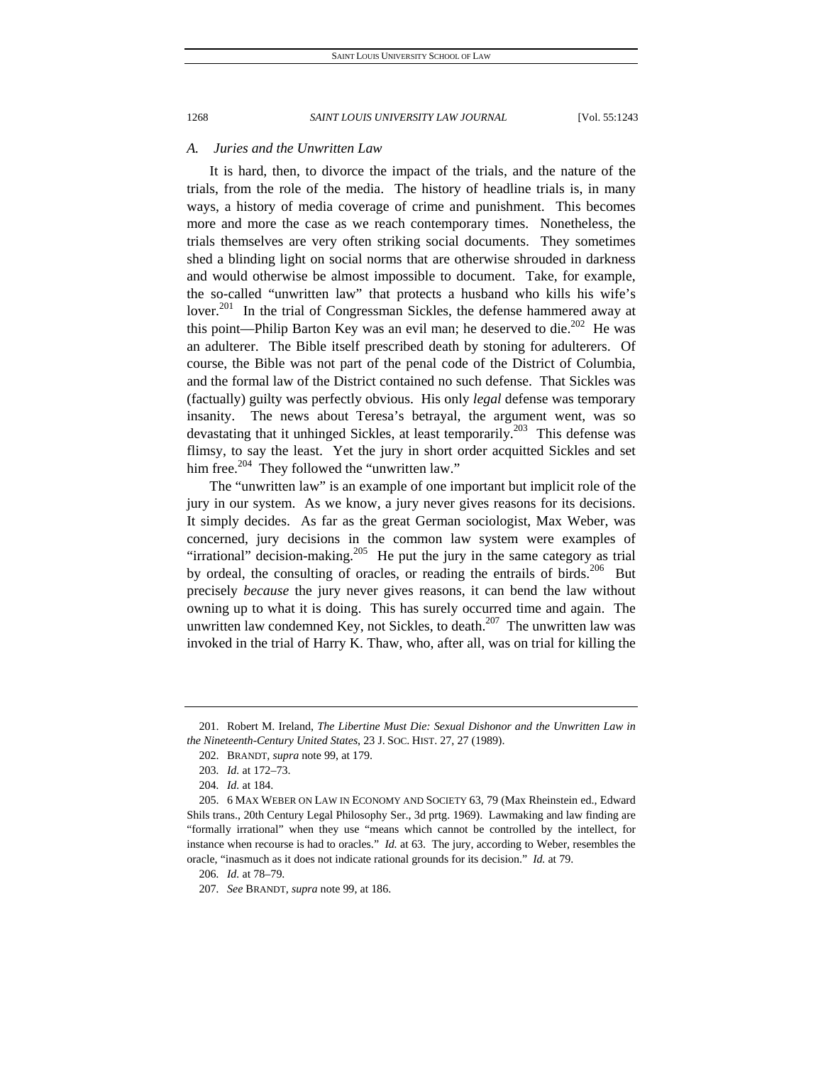### *A. Juries and the Unwritten Law*

It is hard, then, to divorce the impact of the trials, and the nature of the trials, from the role of the media. The history of headline trials is, in many ways, a history of media coverage of crime and punishment. This becomes more and more the case as we reach contemporary times. Nonetheless, the trials themselves are very often striking social documents. They sometimes shed a blinding light on social norms that are otherwise shrouded in darkness and would otherwise be almost impossible to document. Take, for example, the so-called "unwritten law" that protects a husband who kills his wife's lover.[201] In the trial of Congressman Sickles, the defense hammered away at this point—Philip Barton Key was an evil man; he deserved to die.[202] He was an adulterer. The Bible itself prescribed death by stoning for adulterers. Of course, the Bible was not part of the penal code of the District of Columbia, and the formal law of the District contained no such defense. That Sickles was (factually) guilty was perfectly obvious. His only *legal* defense was temporary insanity. The news about Teresa's betrayal, the argument went, was so devastating that it unhinged Sickles, at least temporarily.[203] This defense was flimsy, to say the least. Yet the jury in short order acquitted Sickles and set him free.[204] They followed the "unwritten law."

The "unwritten law" is an example of one important but implicit role of the jury in our system. As we know, a jury never gives reasons for its decisions. It simply decides. As far as the great German sociologist, Max Weber, was concerned, jury decisions in the common law system were examples of "irrational" decision-making.[205] He put the jury in the same category as trial by ordeal, the consulting of oracles, or reading the entrails of birds.[206] But precisely *because* the jury never gives reasons, it can bend the law without owning up to what it is doing. This has surely occurred time and again. The unwritten law condemned Key, not Sickles, to death.[207] The unwritten law was invoked in the trial of Harry K. Thaw, who, after all, was on trial for killing the

---

201. Robert M. Ireland, *The Libertine Must Die: Sexual Dishonor and the Unwritten Law in the Nineteenth-Century United States*, 23 J. SOC. HIST. 27, 27 (1989).

202. BRANDT, *supra* note 99, at 179.

203. *Id.* at 172–73.

204. *Id.* at 184.

205. 6 MAX WEBER ON LAW IN ECONOMY AND SOCIETY 63, 79 (Max Rheinstein ed., Edward Shils trans., 20th Century Legal Philosophy Ser., 3d prtg. 1969). Lawmaking and law finding are "formally irrational" when they use "means which cannot be controlled by the intellect, for instance when recourse is had to oracles." *Id.* at 63. The jury, according to Weber, resembles the oracle, "inasmuch as it does not indicate rational grounds for its decision." *Id.* at 79.

206. *Id.* at 78–79.

207. *See* BRANDT, *supra* note 99, at 186.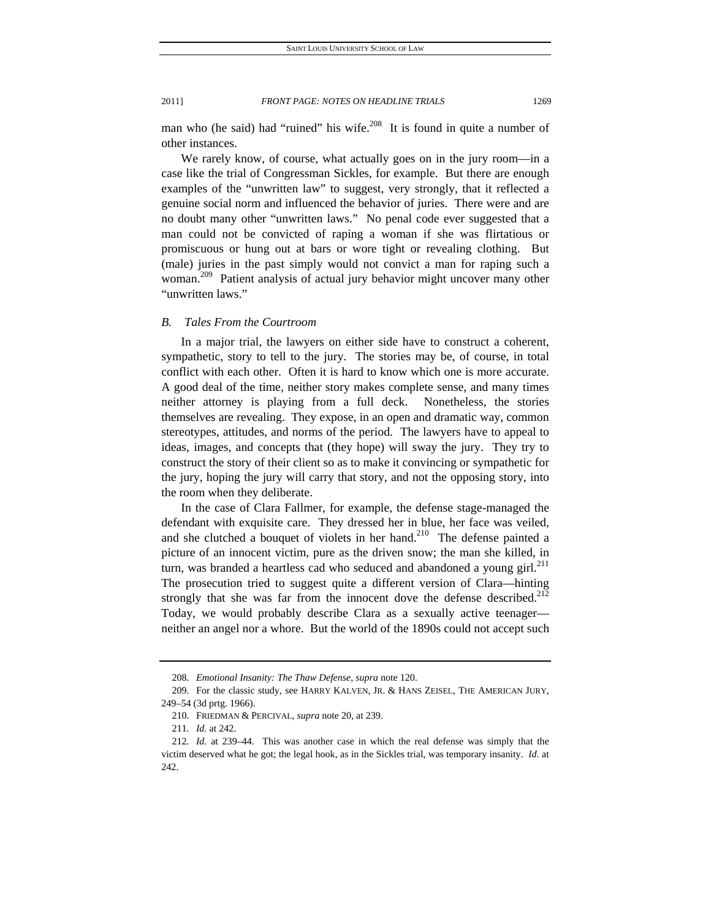man who (he said) had "ruined" his wife.[208] It is found in quite a number of other instances.

We rarely know, of course, what actually goes on in the jury room—in a case like the trial of Congressman Sickles, for example. But there are enough examples of the "unwritten law" to suggest, very strongly, that it reflected a genuine social norm and influenced the behavior of juries. There were and are no doubt many other "unwritten laws." No penal code ever suggested that a man could not be convicted of raping a woman if she was flirtatious or promiscuous or hung out at bars or wore tight or revealing clothing. But (male) juries in the past simply would not convict a man for raping such a woman.[209] Patient analysis of actual jury behavior might uncover many other "unwritten laws."

### *B. Tales From the Courtroom*

In a major trial, the lawyers on either side have to construct a coherent, sympathetic, story to tell to the jury. The stories may be, of course, in total conflict with each other. Often it is hard to know which one is more accurate. A good deal of the time, neither story makes complete sense, and many times neither attorney is playing from a full deck. Nonetheless, the stories themselves are revealing. They expose, in an open and dramatic way, common stereotypes, attitudes, and norms of the period. The lawyers have to appeal to ideas, images, and concepts that (they hope) will sway the jury. They try to construct the story of their client so as to make it convincing or sympathetic for the jury, hoping the jury will carry that story, and not the opposing story, into the room when they deliberate.

In the case of Clara Fallmer, for example, the defense stage-managed the defendant with exquisite care. They dressed her in blue, her face was veiled, and she clutched a bouquet of violets in her hand.[210] The defense painted a picture of an innocent victim, pure as the driven snow; the man she killed, in turn, was branded a heartless cad who seduced and abandoned a young girl.[211] The prosecution tried to suggest quite a different version of Clara—hinting strongly that she was far from the innocent dove the defense described.[212] Today, we would probably describe Clara as a sexually active teenager—neither an angel nor a whore. But the world of the 1890s could not accept such

---

208. *Emotional Insanity: The Thaw Defense*, *supra* note 120.

209. For the classic study, see HARRY KALVEN, JR. & HANS ZEISEL, THE AMERICAN JURY, 249–54 (3d prtg. 1966).

210. FRIEDMAN & PERCIVAL, *supra* note 20, at 239.

211. *Id.* at 242.

212. *Id.* at 239–44. This was another case in which the real defense was simply that the victim deserved what he got; the legal hook, as in the Sickles trial, was temporary insanity. *Id.* at 242.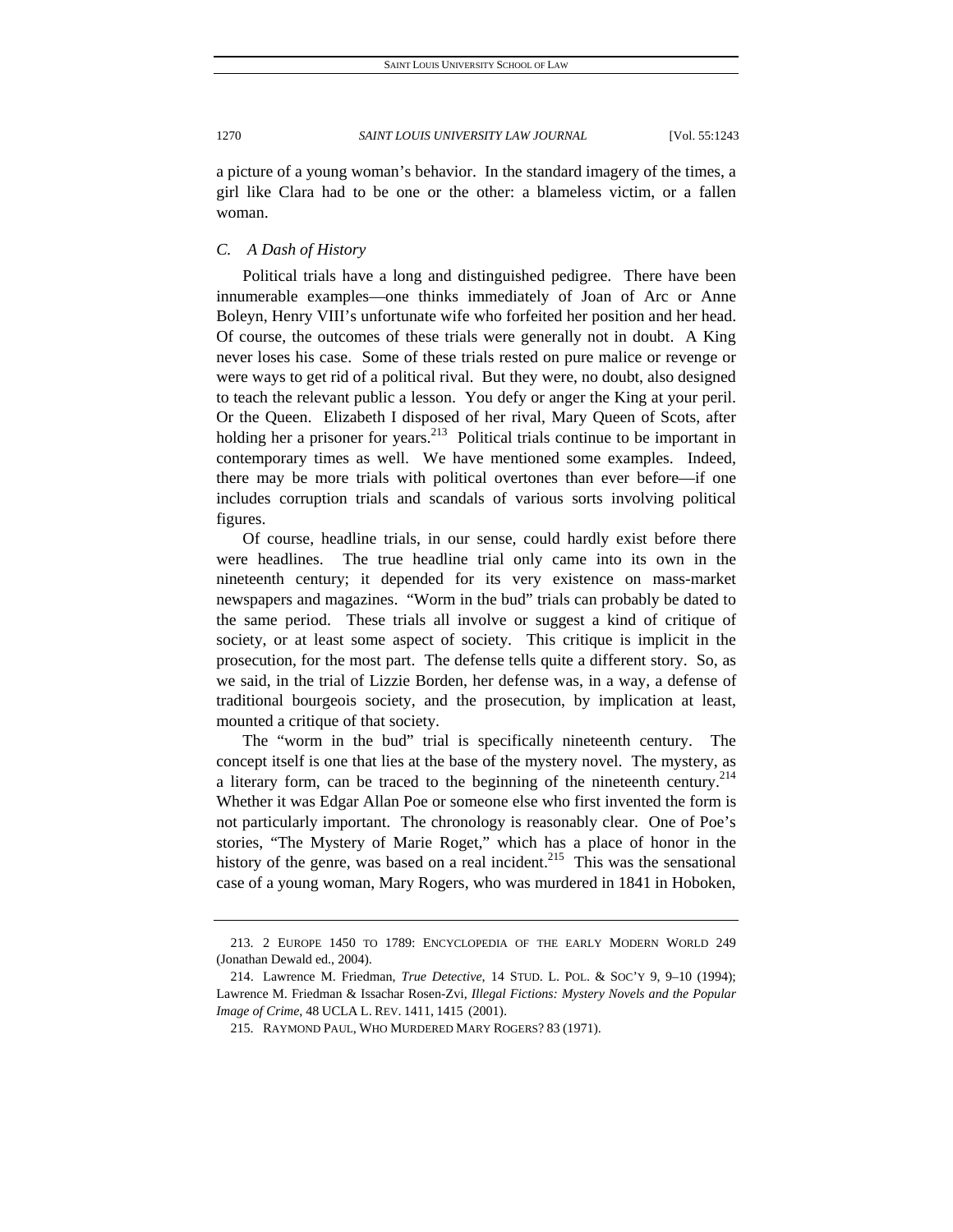a picture of a young woman's behavior. In the standard imagery of the times, a girl like Clara had to be one or the other: a blameless victim, or a fallen woman.

### *C. A Dash of History*

Political trials have a long and distinguished pedigree. There have been innumerable examples—one thinks immediately of Joan of Arc or Anne Boleyn, Henry VIII's unfortunate wife who forfeited her position and her head. Of course, the outcomes of these trials were generally not in doubt. A King never loses his case. Some of these trials rested on pure malice or revenge or were ways to get rid of a political rival. But they were, no doubt, also designed to teach the relevant public a lesson. You defy or anger the King at your peril. Or the Queen. Elizabeth I disposed of her rival, Mary Queen of Scots, after holding her a prisoner for years.[213] Political trials continue to be important in contemporary times as well. We have mentioned some examples. Indeed, there may be more trials with political overtones than ever before—if one includes corruption trials and scandals of various sorts involving political figures.

Of course, headline trials, in our sense, could hardly exist before there were headlines. The true headline trial only came into its own in the nineteenth century; it depended for its very existence on mass-market newspapers and magazines. "Worm in the bud" trials can probably be dated to the same period. These trials all involve or suggest a kind of critique of society, or at least some aspect of society. This critique is implicit in the prosecution, for the most part. The defense tells quite a different story. So, as we said, in the trial of Lizzie Borden, her defense was, in a way, a defense of traditional bourgeois society, and the prosecution, by implication at least, mounted a critique of that society.

The "worm in the bud" trial is specifically nineteenth century. The concept itself is one that lies at the base of the mystery novel. The mystery, as a literary form, can be traced to the beginning of the nineteenth century.[214] Whether it was Edgar Allan Poe or someone else who first invented the form is not particularly important. The chronology is reasonably clear. One of Poe's stories, "The Mystery of Marie Roget," which has a place of honor in the history of the genre, was based on a real incident.[215] This was the sensational case of a young woman, Mary Rogers, who was murdered in 1841 in Hoboken,

---

213. 2 EUROPE 1450 TO 1789: ENCYCLOPEDIA OF THE EARLY MODERN WORLD 249 (Jonathan Dewald ed., 2004).

214. Lawrence M. Friedman, *True Detective*, 14 STUD. L. POL. & SOC'Y 9, 9–10 (1994); Lawrence M. Friedman & Issachar Rosen-Zvi, *Illegal Fictions: Mystery Novels and the Popular Image of Crime*, 48 UCLA L. REV. 1411, 1415 (2001).

215. RAYMOND PAUL, WHO MURDERED MARY ROGERS? 83 (1971).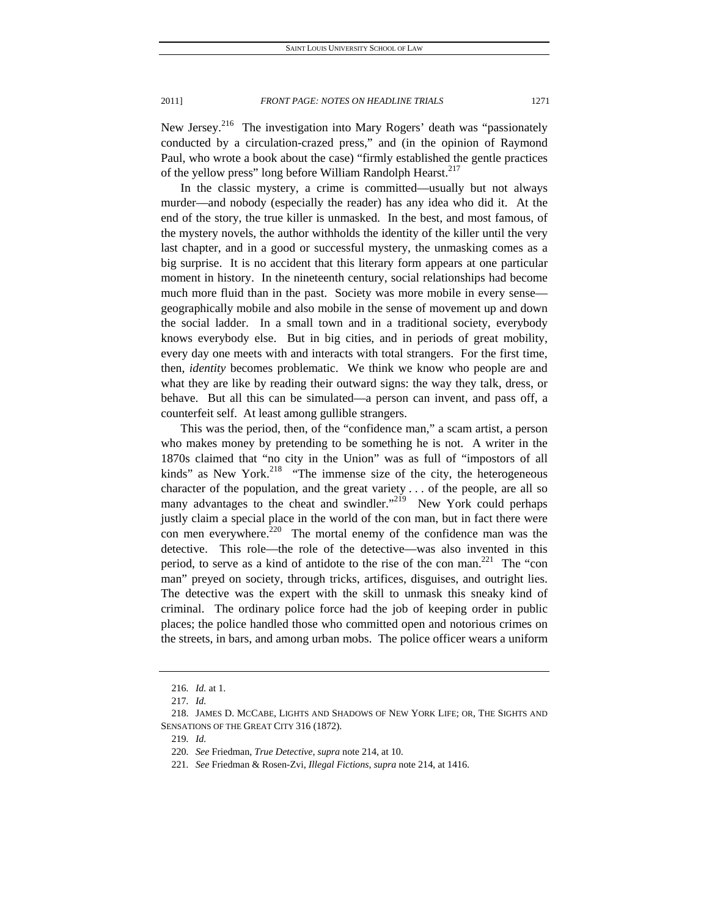New Jersey.[216] The investigation into Mary Rogers' death was "passionately conducted by a circulation-crazed press," and (in the opinion of Raymond Paul, who wrote a book about the case) "firmly established the gentle practices of the yellow press" long before William Randolph Hearst.[217]

In the classic mystery, a crime is committed—usually but not always murder—and nobody (especially the reader) has any idea who did it. At the end of the story, the true killer is unmasked. In the best, and most famous, of the mystery novels, the author withholds the identity of the killer until the very last chapter, and in a good or successful mystery, the unmasking comes as a big surprise. It is no accident that this literary form appears at one particular moment in history. In the nineteenth century, social relationships had become much more fluid than in the past. Society was more mobile in every sense—geographically mobile and also mobile in the sense of movement up and down the social ladder. In a small town and in a traditional society, everybody knows everybody else. But in big cities, and in periods of great mobility, every day one meets with and interacts with total strangers. For the first time, then, *identity* becomes problematic. We think we know who people are and what they are like by reading their outward signs: the way they talk, dress, or behave. But all this can be simulated—a person can invent, and pass off, a counterfeit self. At least among gullible strangers.

This was the period, then, of the "confidence man," a scam artist, a person who makes money by pretending to be something he is not. A writer in the 1870s claimed that "no city in the Union" was as full of "impostors of all kinds" as New York.[218] "The immense size of the city, the heterogeneous character of the population, and the great variety . . . of the people, are all so many advantages to the cheat and swindler."[219] New York could perhaps justly claim a special place in the world of the con man, but in fact there were con men everywhere.[220] The mortal enemy of the confidence man was the detective. This role—the role of the detective—was also invented in this period, to serve as a kind of antidote to the rise of the con man.[221] The "con man" preyed on society, through tricks, artifices, disguises, and outright lies. The detective was the expert with the skill to unmask this sneaky kind of criminal. The ordinary police force had the job of keeping order in public places; the police handled those who committed open and notorious crimes on the streets, in bars, and among urban mobs. The police officer wears a uniform

---

216. *Id.* at 1.

217. *Id.*

218. JAMES D. MCCABE, LIGHTS AND SHADOWS OF NEW YORK LIFE; OR, THE SIGHTS AND SENSATIONS OF THE GREAT CITY 316 (1872).

219. *Id.*

220. *See* Friedman, *True Detective*, *supra* note 214, at 10.

221. *See* Friedman & Rosen-Zvi, *Illegal Fictions*, *supra* note 214, at 1416.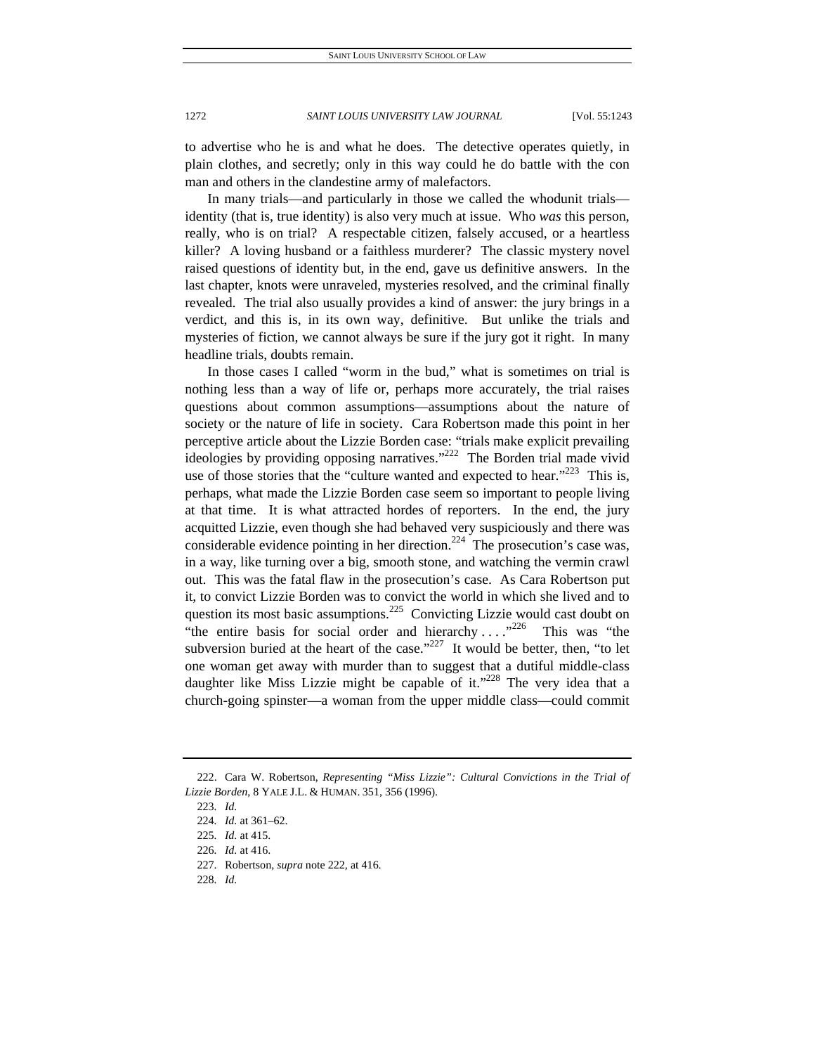to advertise who he is and what he does. The detective operates quietly, in plain clothes, and secretly; only in this way could he do battle with the con man and others in the clandestine army of malefactors.

In many trials—and particularly in those we called the whodunit trials—identity (that is, true identity) is also very much at issue. Who *was* this person, really, who is on trial? A respectable citizen, falsely accused, or a heartless killer? A loving husband or a faithless murderer? The classic mystery novel raised questions of identity but, in the end, gave us definitive answers. In the last chapter, knots were unraveled, mysteries resolved, and the criminal finally revealed. The trial also usually provides a kind of answer: the jury brings in a verdict, and this is, in its own way, definitive. But unlike the trials and mysteries of fiction, we cannot always be sure if the jury got it right. In many headline trials, doubts remain.

In those cases I called "worm in the bud," what is sometimes on trial is nothing less than a way of life or, perhaps more accurately, the trial raises questions about common assumptions—assumptions about the nature of society or the nature of life in society. Cara Robertson made this point in her perceptive article about the Lizzie Borden case: "trials make explicit prevailing ideologies by providing opposing narratives."[222] The Borden trial made vivid use of those stories that the "culture wanted and expected to hear."[223] This is, perhaps, what made the Lizzie Borden case seem so important to people living at that time. It is what attracted hordes of reporters. In the end, the jury acquitted Lizzie, even though she had behaved very suspiciously and there was considerable evidence pointing in her direction.[224] The prosecution's case was, in a way, like turning over a big, smooth stone, and watching the vermin crawl out. This was the fatal flaw in the prosecution's case. As Cara Robertson put it, to convict Lizzie Borden was to convict the world in which she lived and to question its most basic assumptions.[225] Convicting Lizzie would cast doubt on "the entire basis for social order and hierarchy . . . ."[226] This was "the subversion buried at the heart of the case."[227] It would be better, then, "to let one woman get away with murder than to suggest that a dutiful middle-class daughter like Miss Lizzie might be capable of it."[228] The very idea that a church-going spinster—a woman from the upper middle class—could commit

---

222. Cara W. Robertson, *Representing "Miss Lizzie": Cultural Convictions in the Trial of Lizzie Borden*, 8 YALE J.L. & HUMAN. 351, 356 (1996).

223. *Id.*

224. *Id.* at 361–62.

225. *Id.* at 415.

226. *Id.* at 416.

227. Robertson, *supra* note 222, at 416.

228. *Id.*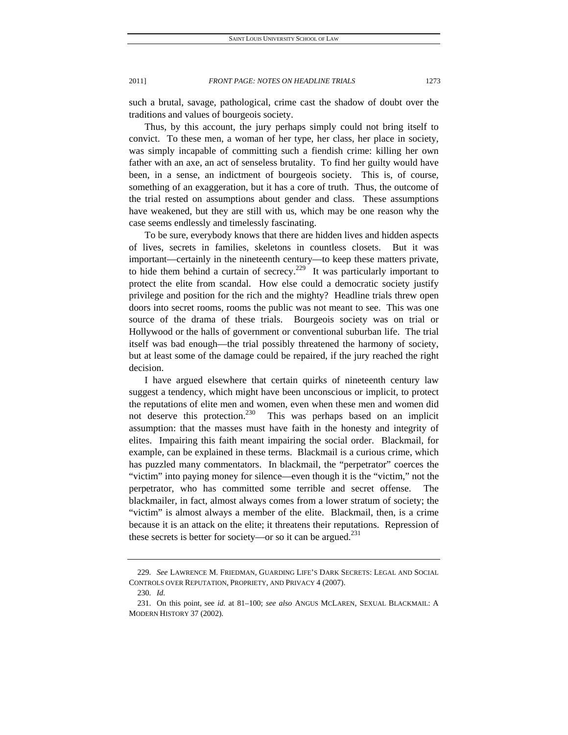such a brutal, savage, pathological, crime cast the shadow of doubt over the traditions and values of bourgeois society.

Thus, by this account, the jury perhaps simply could not bring itself to convict. To these men, a woman of her type, her class, her place in society, was simply incapable of committing such a fiendish crime: killing her own father with an axe, an act of senseless brutality. To find her guilty would have been, in a sense, an indictment of bourgeois society. This is, of course, something of an exaggeration, but it has a core of truth. Thus, the outcome of the trial rested on assumptions about gender and class. These assumptions have weakened, but they are still with us, which may be one reason why the case seems endlessly and timelessly fascinating.

To be sure, everybody knows that there are hidden lives and hidden aspects of lives, secrets in families, skeletons in countless closets. But it was important—certainly in the nineteenth century—to keep these matters private, to hide them behind a curtain of secrecy.[229] It was particularly important to protect the elite from scandal. How else could a democratic society justify privilege and position for the rich and the mighty? Headline trials threw open doors into secret rooms, rooms the public was not meant to see. This was one source of the drama of these trials. Bourgeois society was on trial or Hollywood or the halls of government or conventional suburban life. The trial itself was bad enough—the trial possibly threatened the harmony of society, but at least some of the damage could be repaired, if the jury reached the right decision.

I have argued elsewhere that certain quirks of nineteenth century law suggest a tendency, which might have been unconscious or implicit, to protect the reputations of elite men and women, even when these men and women did not deserve this protection.[230] This was perhaps based on an implicit assumption: that the masses must have faith in the honesty and integrity of elites. Impairing this faith meant impairing the social order. Blackmail, for example, can be explained in these terms. Blackmail is a curious crime, which has puzzled many commentators. In blackmail, the "perpetrator" coerces the "victim" into paying money for silence—even though it is the "victim," not the perpetrator, who has committed some terrible and secret offense. The blackmailer, in fact, almost always comes from a lower stratum of society; the "victim" is almost always a member of the elite. Blackmail, then, is a crime because it is an attack on the elite; it threatens their reputations. Repression of these secrets is better for society—or so it can be argued.[231]

---

229. *See* LAWRENCE M. FRIEDMAN, GUARDING LIFE'S DARK SECRETS: LEGAL AND SOCIAL CONTROLS OVER REPUTATION, PROPRIETY, AND PRIVACY 4 (2007).

230. *Id.*

231. On this point, see *id.* at 81–100; *see also* ANGUS MCLAREN, SEXUAL BLACKMAIL: A MODERN HISTORY 37 (2002).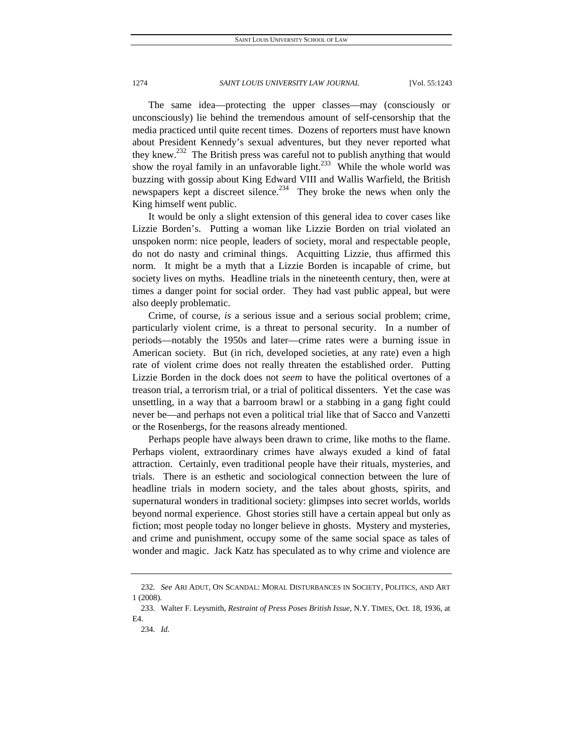The same idea—protecting the upper classes—may (consciously or unconsciously) lie behind the tremendous amount of self-censorship that the media practiced until quite recent times. Dozens of reporters must have known about President Kennedy's sexual adventures, but they never reported what they knew.[232] The British press was careful not to publish anything that would show the royal family in an unfavorable light.[233] While the whole world was buzzing with gossip about King Edward VIII and Wallis Warfield, the British newspapers kept a discreet silence.[234] They broke the news when only the King himself went public.

It would be only a slight extension of this general idea to cover cases like Lizzie Borden's. Putting a woman like Lizzie Borden on trial violated an unspoken norm: nice people, leaders of society, moral and respectable people, do not do nasty and criminal things. Acquitting Lizzie, thus affirmed this norm. It might be a myth that a Lizzie Borden is incapable of crime, but society lives on myths. Headline trials in the nineteenth century, then, were at times a danger point for social order. They had vast public appeal, but were also deeply problematic.

Crime, of course, *is* a serious issue and a serious social problem; crime, particularly violent crime, is a threat to personal security. In a number of periods—notably the 1950s and later—crime rates were a burning issue in American society. But (in rich, developed societies, at any rate) even a high rate of violent crime does not really threaten the established order. Putting Lizzie Borden in the dock does not *seem* to have the political overtones of a treason trial, a terrorism trial, or a trial of political dissenters. Yet the case was unsettling, in a way that a barroom brawl or a stabbing in a gang fight could never be—and perhaps not even a political trial like that of Sacco and Vanzetti or the Rosenbergs, for the reasons already mentioned.

Perhaps people have always been drawn to crime, like moths to the flame. Perhaps violent, extraordinary crimes have always exuded a kind of fatal attraction. Certainly, even traditional people have their rituals, mysteries, and trials. There is an esthetic and sociological connection between the lure of headline trials in modern society, and the tales about ghosts, spirits, and supernatural wonders in traditional society: glimpses into secret worlds, worlds beyond normal experience. Ghost stories still have a certain appeal but only as fiction; most people today no longer believe in ghosts. Mystery and mysteries, and crime and punishment, occupy some of the same social space as tales of wonder and magic. Jack Katz has speculated as to why crime and violence are

---

232. *See* ARI ADUT, ON SCANDAL: MORAL DISTURBANCES IN SOCIETY, POLITICS, AND ART 1 (2008).

233. Walter F. Leysmith, *Restraint of Press Poses British Issue*, N.Y. TIMES, Oct. 18, 1936, at E4.

234. *Id.*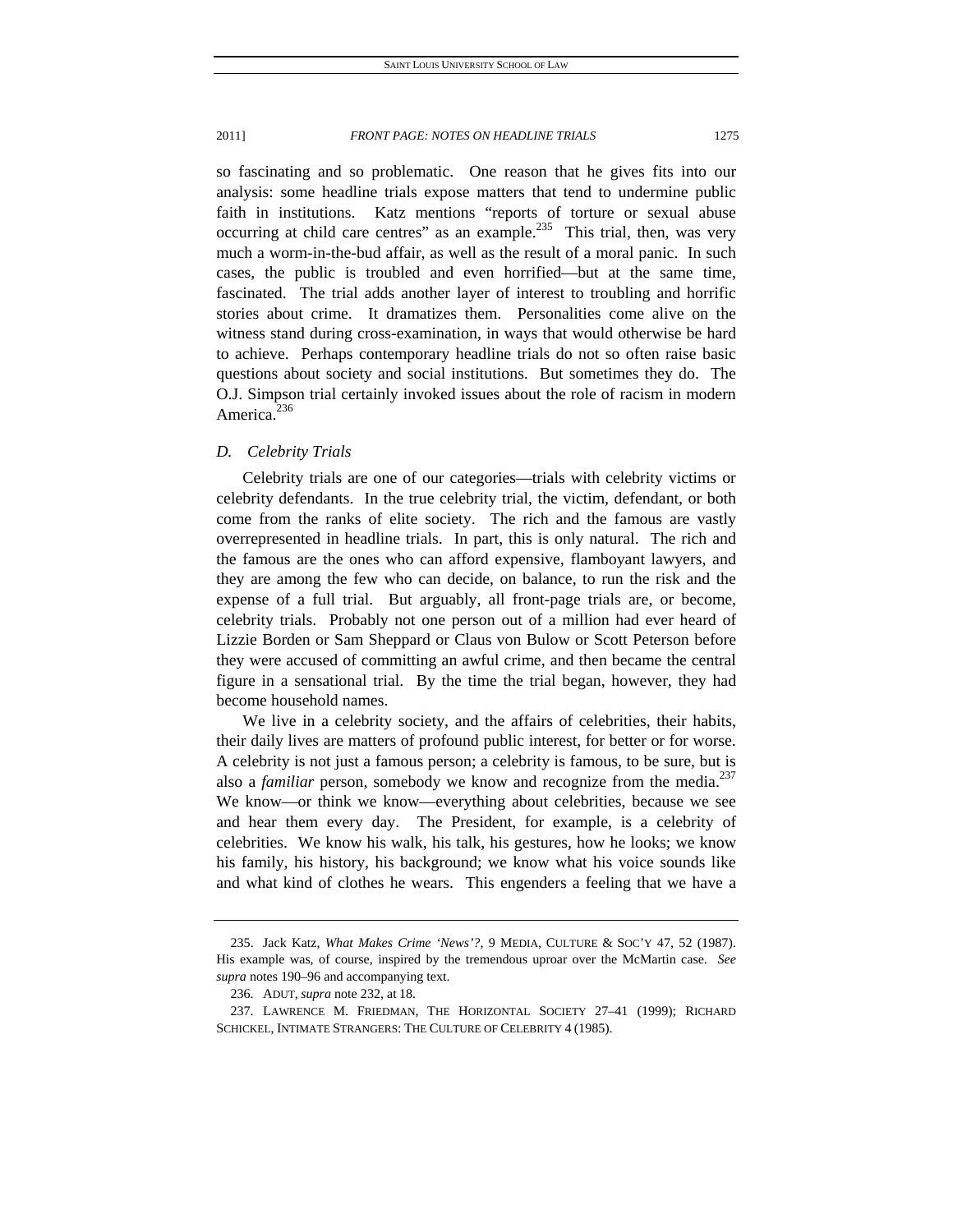so fascinating and so problematic. One reason that he gives fits into our analysis: some headline trials expose matters that tend to undermine public faith in institutions. Katz mentions "reports of torture or sexual abuse occurring at child care centres" as an example.[235] This trial, then, was very much a worm-in-the-bud affair, as well as the result of a moral panic. In such cases, the public is troubled and even horrified—but at the same time, fascinated. The trial adds another layer of interest to troubling and horrific stories about crime. It dramatizes them. Personalities come alive on the witness stand during cross-examination, in ways that would otherwise be hard to achieve. Perhaps contemporary headline trials do not so often raise basic questions about society and social institutions. But sometimes they do. The O.J. Simpson trial certainly invoked issues about the role of racism in modern America.[236]

### *D. Celebrity Trials*

Celebrity trials are one of our categories—trials with celebrity victims or celebrity defendants. In the true celebrity trial, the victim, defendant, or both come from the ranks of elite society. The rich and the famous are vastly overrepresented in headline trials. In part, this is only natural. The rich and the famous are the ones who can afford expensive, flamboyant lawyers, and they are among the few who can decide, on balance, to run the risk and the expense of a full trial. But arguably, all front-page trials are, or become, celebrity trials. Probably not one person out of a million had ever heard of Lizzie Borden or Sam Sheppard or Claus von Bulow or Scott Peterson before they were accused of committing an awful crime, and then became the central figure in a sensational trial. By the time the trial began, however, they had become household names.

We live in a celebrity society, and the affairs of celebrities, their habits, their daily lives are matters of profound public interest, for better or for worse. A celebrity is not just a famous person; a celebrity is famous, to be sure, but is also a *familiar* person, somebody we know and recognize from the media.[237] We know—or think we know—everything about celebrities, because we see and hear them every day. The President, for example, is a celebrity of celebrities. We know his walk, his talk, his gestures, how he looks; we know his family, his history, his background; we know what his voice sounds like and what kind of clothes he wears. This engenders a feeling that we have a

---

235. Jack Katz, *What Makes Crime 'News'?*, 9 MEDIA, CULTURE & SOC'Y 47, 52 (1987). His example was, of course, inspired by the tremendous uproar over the McMartin case. *See supra* notes 190–96 and accompanying text.

236. ADUT, *supra* note 232, at 18.

237. LAWRENCE M. FRIEDMAN, THE HORIZONTAL SOCIETY 27–41 (1999); RICHARD SCHICKEL, INTIMATE STRANGERS: THE CULTURE OF CELEBRITY 4 (1985).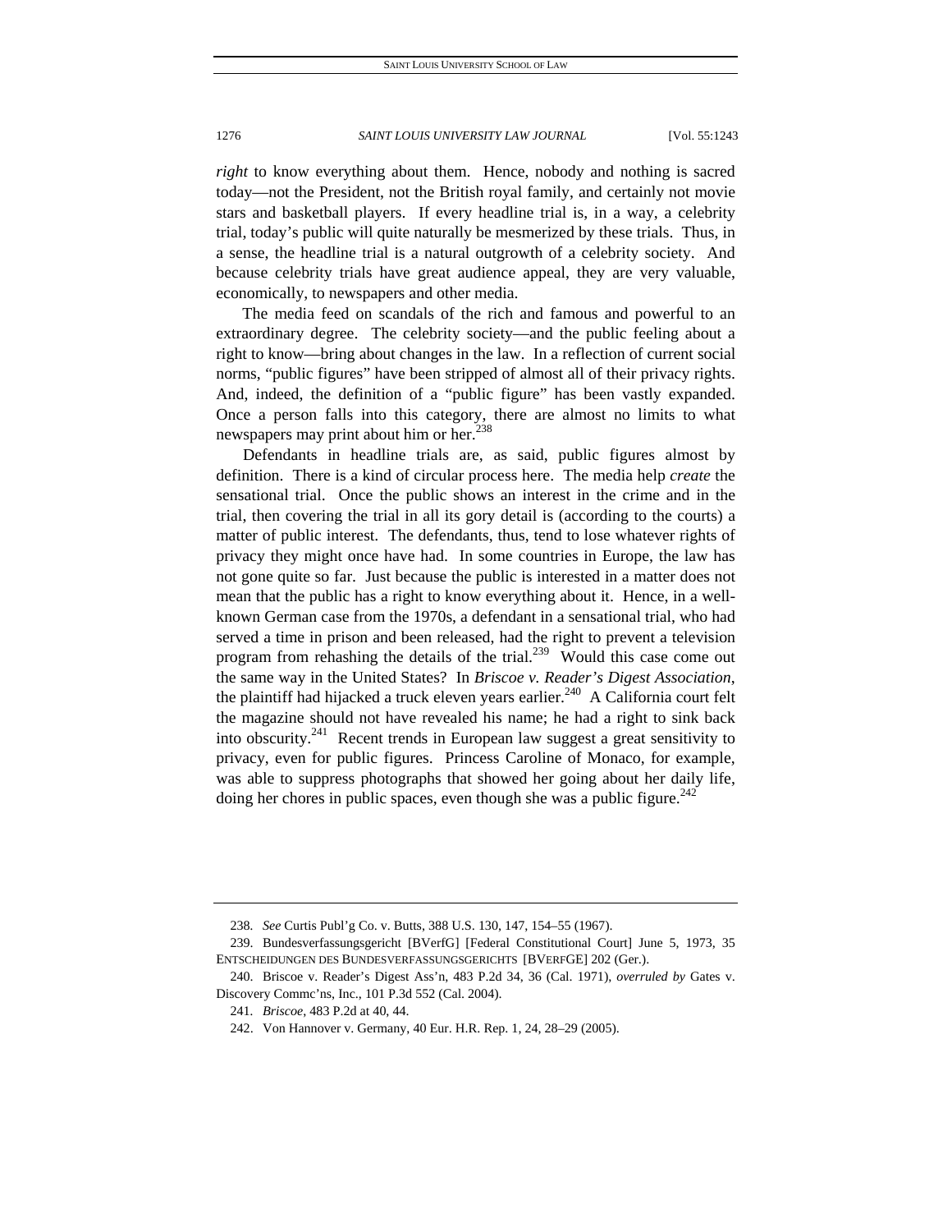*right* to know everything about them. Hence, nobody and nothing is sacred today—not the President, not the British royal family, and certainly not movie stars and basketball players. If every headline trial is, in a way, a celebrity trial, today's public will quite naturally be mesmerized by these trials. Thus, in a sense, the headline trial is a natural outgrowth of a celebrity society. And because celebrity trials have great audience appeal, they are very valuable, economically, to newspapers and other media.

The media feed on scandals of the rich and famous and powerful to an extraordinary degree. The celebrity society—and the public feeling about a right to know—bring about changes in the law. In a reflection of current social norms, "public figures" have been stripped of almost all of their privacy rights. And, indeed, the definition of a "public figure" has been vastly expanded. Once a person falls into this category, there are almost no limits to what newspapers may print about him or her.[238]

Defendants in headline trials are, as said, public figures almost by definition. There is a kind of circular process here. The media help *create* the sensational trial. Once the public shows an interest in the crime and in the trial, then covering the trial in all its gory detail is (according to the courts) a matter of public interest. The defendants, thus, tend to lose whatever rights of privacy they might once have had. In some countries in Europe, the law has not gone quite so far. Just because the public is interested in a matter does not mean that the public has a right to know everything about it. Hence, in a well-known German case from the 1970s, a defendant in a sensational trial, who had served a time in prison and been released, had the right to prevent a television program from rehashing the details of the trial.[239] Would this case come out the same way in the United States? In *Briscoe v. Reader's Digest Association*, the plaintiff had hijacked a truck eleven years earlier.[240] A California court felt the magazine should not have revealed his name; he had a right to sink back into obscurity.[241] Recent trends in European law suggest a great sensitivity to privacy, even for public figures. Princess Caroline of Monaco, for example, was able to suppress photographs that showed her going about her daily life, doing her chores in public spaces, even though she was a public figure.[242]

---

238. *See* Curtis Publ'g Co. v. Butts, 388 U.S. 130, 147, 154–55 (1967).

239. Bundesverfassungsgericht [BVerfG] [Federal Constitutional Court] June 5, 1973, 35 ENTSCHEIDUNGEN DES BUNDESVERFASSUNGSGERICHTS [BVERFGE] 202 (Ger.).

240. Briscoe v. Reader's Digest Ass'n, 483 P.2d 34, 36 (Cal. 1971), *overruled by* Gates v. Discovery Commc'ns, Inc., 101 P.3d 552 (Cal. 2004).

241. *Briscoe*, 483 P.2d at 40, 44.

242. Von Hannover v. Germany, 40 Eur. H.R. Rep. 1, 24, 28–29 (2005).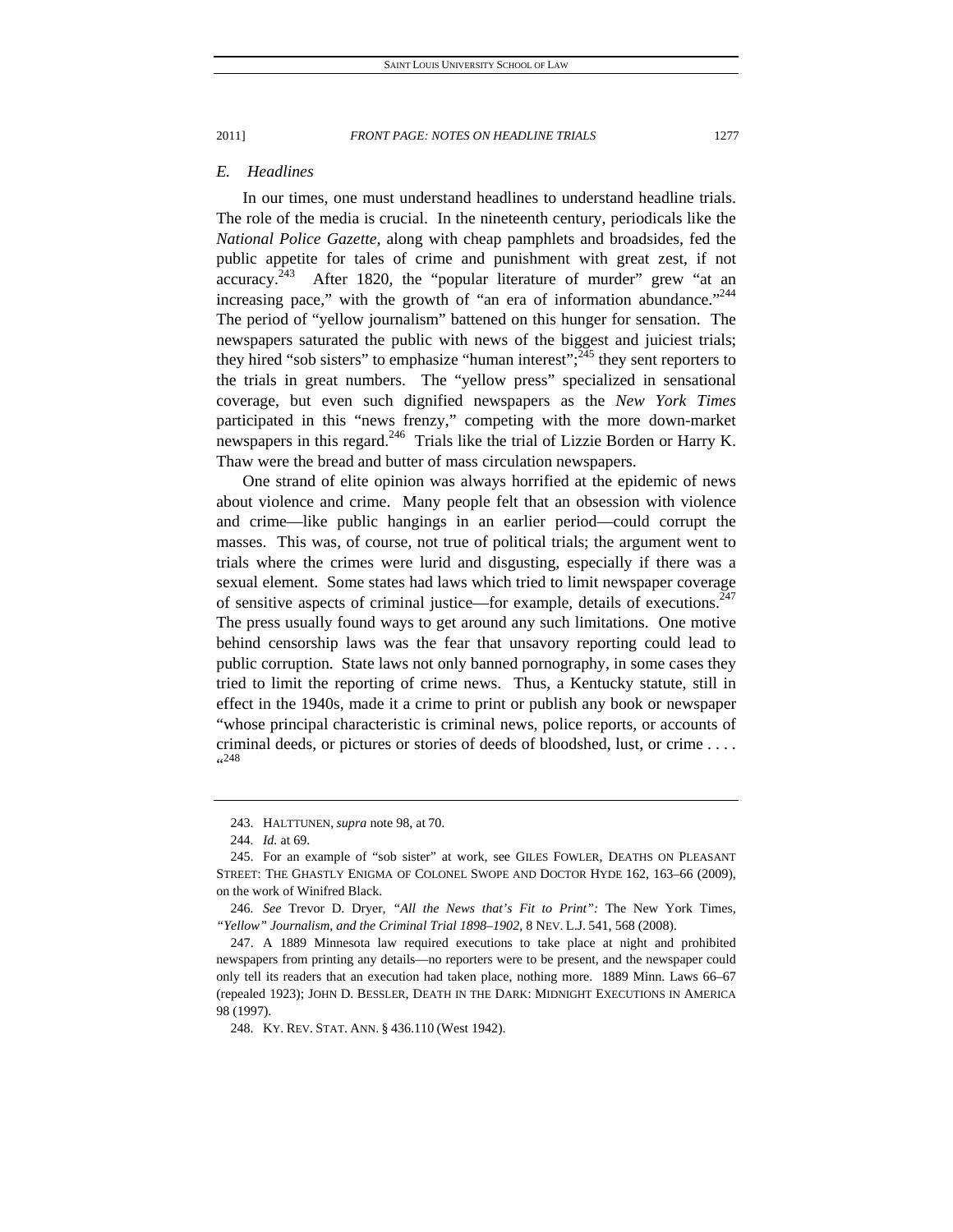### *E. Headlines*

In our times, one must understand headlines to understand headline trials. The role of the media is crucial. In the nineteenth century, periodicals like the *National Police Gazette*, along with cheap pamphlets and broadsides, fed the public appetite for tales of crime and punishment with great zest, if not accuracy.[243] After 1820, the "popular literature of murder" grew "at an increasing pace," with the growth of "an era of information abundance."[244] The period of "yellow journalism" battened on this hunger for sensation. The newspapers saturated the public with news of the biggest and juiciest trials; they hired "sob sisters" to emphasize "human interest";[245] they sent reporters to the trials in great numbers. The "yellow press" specialized in sensational coverage, but even such dignified newspapers as the *New York Times* participated in this "news frenzy," competing with the more down-market newspapers in this regard.[246] Trials like the trial of Lizzie Borden or Harry K. Thaw were the bread and butter of mass circulation newspapers.

One strand of elite opinion was always horrified at the epidemic of news about violence and crime. Many people felt that an obsession with violence and crime—like public hangings in an earlier period—could corrupt the masses. This was, of course, not true of political trials; the argument went to trials where the crimes were lurid and disgusting, especially if there was a sexual element. Some states had laws which tried to limit newspaper coverage of sensitive aspects of criminal justice—for example, details of executions.[247] The press usually found ways to get around any such limitations. One motive behind censorship laws was the fear that unsavory reporting could lead to public corruption. State laws not only banned pornography, in some cases they tried to limit the reporting of crime news. Thus, a Kentucky statute, still in effect in the 1940s, made it a crime to print or publish any book or newspaper "whose principal characteristic is criminal news, police reports, or accounts of criminal deeds, or pictures or stories of deeds of bloodshed, lust, or crime . . . . "[248]

---

243. HALTTUNEN, *supra* note 98, at 70.

244. *Id.* at 69.

245. For an example of "sob sister" at work, see GILES FOWLER, DEATHS ON PLEASANT STREET: THE GHASTLY ENIGMA OF COLONEL SWOPE AND DOCTOR HYDE 162, 163–66 (2009), on the work of Winifred Black.

246. *See* Trevor D. Dryer, *"All the News that's Fit to Print":* The New York Times*, "Yellow" Journalism, and the Criminal Trial 1898–1902*, 8 NEV. L.J. 541, 568 (2008).

247. A 1889 Minnesota law required executions to take place at night and prohibited newspapers from printing any details—no reporters were to be present, and the newspaper could only tell its readers that an execution had taken place, nothing more. 1889 Minn. Laws 66–67 (repealed 1923); JOHN D. BESSLER, DEATH IN THE DARK: MIDNIGHT EXECUTIONS IN AMERICA 98 (1997).

248. KY. REV. STAT. ANN. § 436.110 (West 1942).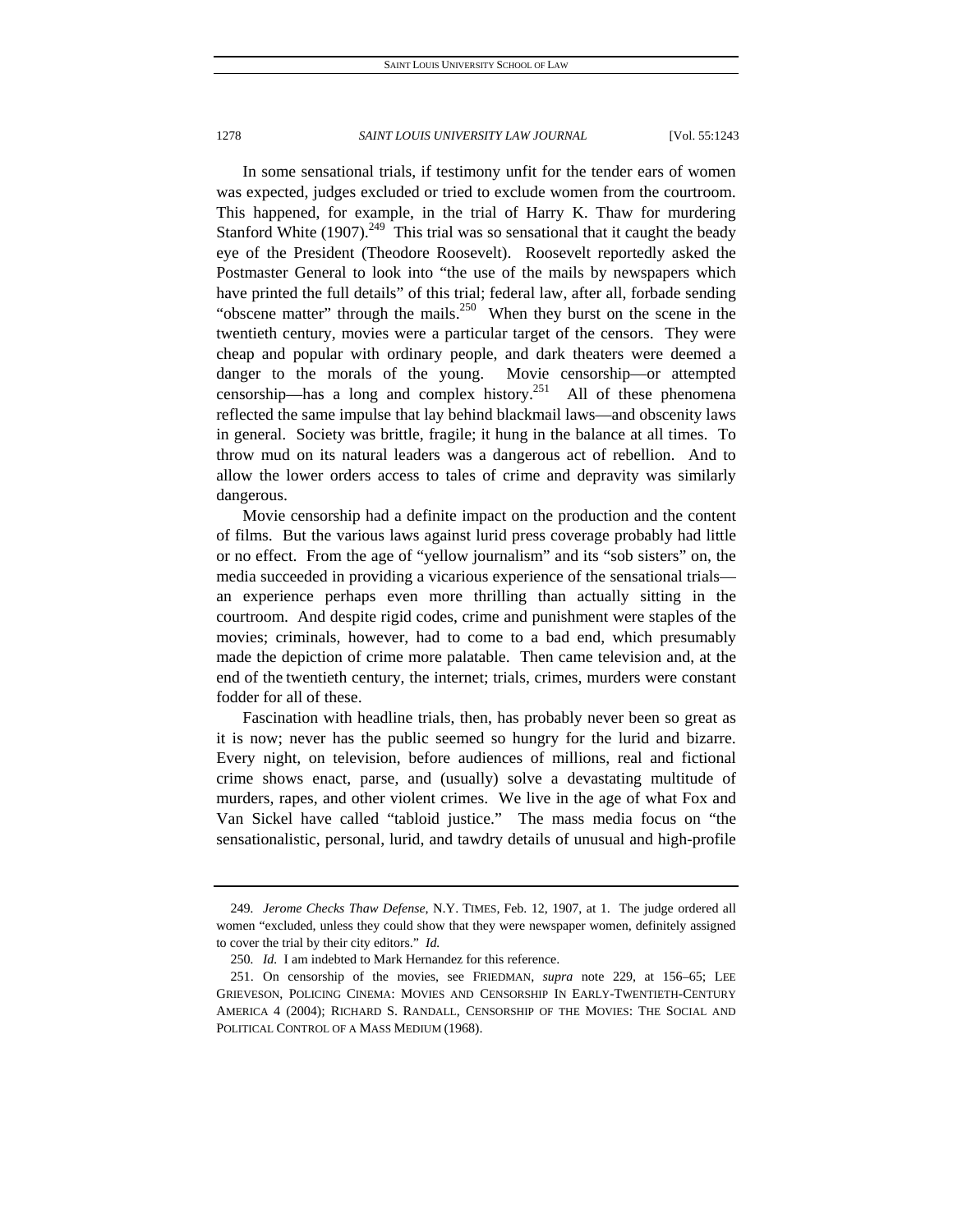In some sensational trials, if testimony unfit for the tender ears of women was expected, judges excluded or tried to exclude women from the courtroom. This happened, for example, in the trial of Harry K. Thaw for murdering Stanford White (1907).[249] This trial was so sensational that it caught the beady eye of the President (Theodore Roosevelt). Roosevelt reportedly asked the Postmaster General to look into "the use of the mails by newspapers which have printed the full details" of this trial; federal law, after all, forbade sending "obscene matter" through the mails.[250] When they burst on the scene in the twentieth century, movies were a particular target of the censors. They were cheap and popular with ordinary people, and dark theaters were deemed a danger to the morals of the young. Movie censorship—or attempted censorship—has a long and complex history.[251] All of these phenomena reflected the same impulse that lay behind blackmail laws—and obscenity laws in general. Society was brittle, fragile; it hung in the balance at all times. To throw mud on its natural leaders was a dangerous act of rebellion. And to allow the lower orders access to tales of crime and depravity was similarly dangerous.

Movie censorship had a definite impact on the production and the content of films. But the various laws against lurid press coverage probably had little or no effect. From the age of "yellow journalism" and its "sob sisters" on, the media succeeded in providing a vicarious experience of the sensational trials—an experience perhaps even more thrilling than actually sitting in the courtroom. And despite rigid codes, crime and punishment were staples of the movies; criminals, however, had to come to a bad end, which presumably made the depiction of crime more palatable. Then came television and, at the end of the twentieth century, the internet; trials, crimes, murders were constant fodder for all of these.

Fascination with headline trials, then, has probably never been so great as it is now; never has the public seemed so hungry for the lurid and bizarre. Every night, on television, before audiences of millions, real and fictional crime shows enact, parse, and (usually) solve a devastating multitude of murders, rapes, and other violent crimes. We live in the age of what Fox and Van Sickel have called "tabloid justice." The mass media focus on "the sensationalistic, personal, lurid, and tawdry details of unusual and high-profile

---

249. *Jerome Checks Thaw Defense*, N.Y. TIMES, Feb. 12, 1907, at 1. The judge ordered all women "excluded, unless they could show that they were newspaper women, definitely assigned to cover the trial by their city editors." *Id.*

250. *Id.* I am indebted to Mark Hernandez for this reference.

251. On censorship of the movies, see FRIEDMAN, *supra* note 229, at 156–65; LEE GRIEVESON, POLICING CINEMA: MOVIES AND CENSORSHIP IN EARLY-TWENTIETH-CENTURY AMERICA 4 (2004); RICHARD S. RANDALL, CENSORSHIP OF THE MOVIES: THE SOCIAL AND POLITICAL CONTROL OF A MASS MEDIUM (1968).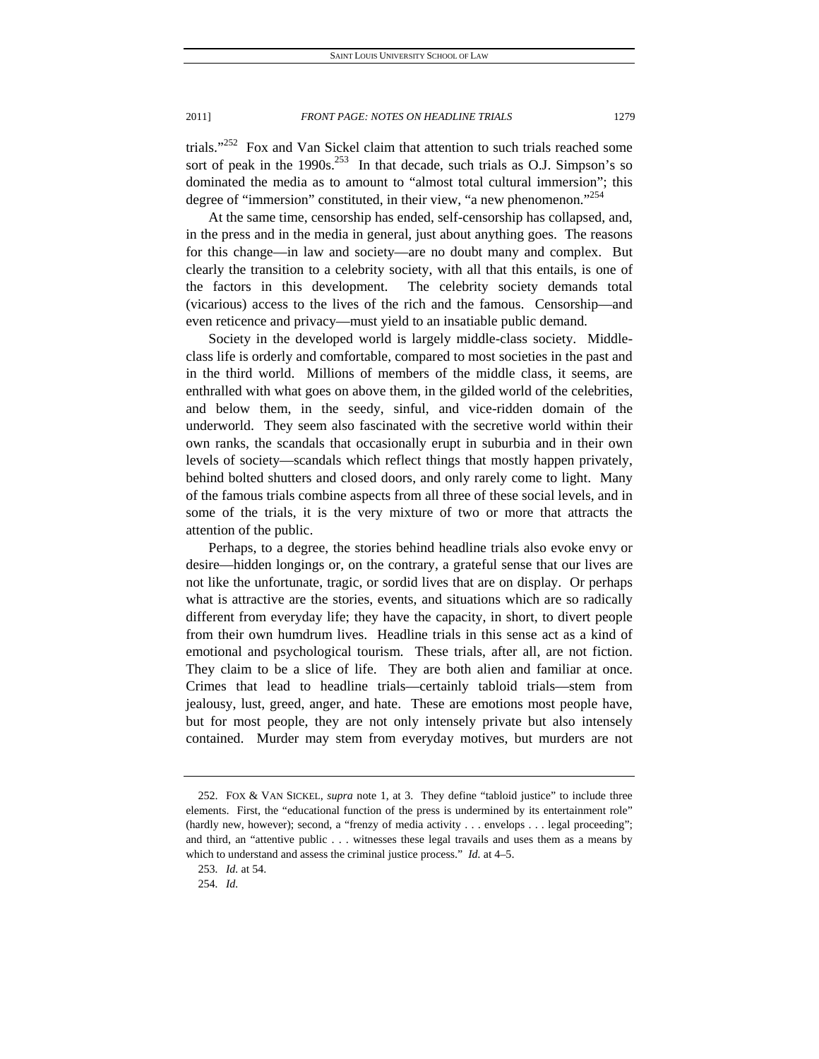trials."[252] Fox and Van Sickel claim that attention to such trials reached some sort of peak in the 1990s.[253] In that decade, such trials as O.J. Simpson's so dominated the media as to amount to "almost total cultural immersion"; this degree of "immersion" constituted, in their view, "a new phenomenon."[254]

At the same time, censorship has ended, self-censorship has collapsed, and, in the press and in the media in general, just about anything goes. The reasons for this change—in law and society—are no doubt many and complex. But clearly the transition to a celebrity society, with all that this entails, is one of the factors in this development. The celebrity society demands total (vicarious) access to the lives of the rich and the famous. Censorship—and even reticence and privacy—must yield to an insatiable public demand.

Society in the developed world is largely middle-class society. Middle-class life is orderly and comfortable, compared to most societies in the past and in the third world. Millions of members of the middle class, it seems, are enthralled with what goes on above them, in the gilded world of the celebrities, and below them, in the seedy, sinful, and vice-ridden domain of the underworld. They seem also fascinated with the secretive world within their own ranks, the scandals that occasionally erupt in suburbia and in their own levels of society—scandals which reflect things that mostly happen privately, behind bolted shutters and closed doors, and only rarely come to light. Many of the famous trials combine aspects from all three of these social levels, and in some of the trials, it is the very mixture of two or more that attracts the attention of the public.

Perhaps, to a degree, the stories behind headline trials also evoke envy or desire—hidden longings or, on the contrary, a grateful sense that our lives are not like the unfortunate, tragic, or sordid lives that are on display. Or perhaps what is attractive are the stories, events, and situations which are so radically different from everyday life; they have the capacity, in short, to divert people from their own humdrum lives. Headline trials in this sense act as a kind of emotional and psychological tourism. These trials, after all, are not fiction. They claim to be a slice of life. They are both alien and familiar at once. Crimes that lead to headline trials—certainly tabloid trials—stem from jealousy, lust, greed, anger, and hate. These are emotions most people have, but for most people, they are not only intensely private but also intensely contained. Murder may stem from everyday motives, but murders are not

---

252. FOX & VAN SICKEL, *supra* note 1, at 3. They define "tabloid justice" to include three elements. First, the "educational function of the press is undermined by its entertainment role" (hardly new, however); second, a "frenzy of media activity . . . envelops . . . legal proceeding"; and third, an "attentive public . . . witnesses these legal travails and uses them as a means by which to understand and assess the criminal justice process." *Id.* at 4–5.

253. *Id.* at 54.

254. *Id.*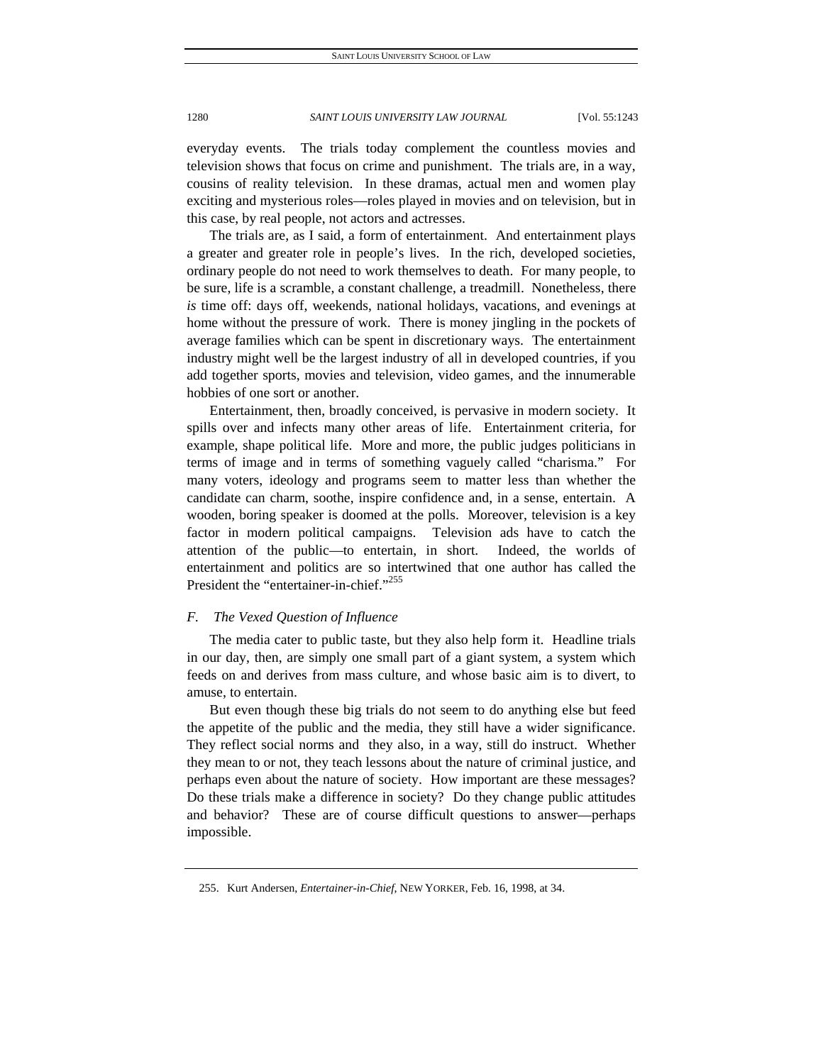everyday events. The trials today complement the countless movies and television shows that focus on crime and punishment. The trials are, in a way, cousins of reality television. In these dramas, actual men and women play exciting and mysterious roles—roles played in movies and on television, but in this case, by real people, not actors and actresses.

The trials are, as I said, a form of entertainment. And entertainment plays a greater and greater role in people's lives. In the rich, developed societies, ordinary people do not need to work themselves to death. For many people, to be sure, life is a scramble, a constant challenge, a treadmill. Nonetheless, there *is* time off: days off, weekends, national holidays, vacations, and evenings at home without the pressure of work. There is money jingling in the pockets of average families which can be spent in discretionary ways. The entertainment industry might well be the largest industry of all in developed countries, if you add together sports, movies and television, video games, and the innumerable hobbies of one sort or another.

Entertainment, then, broadly conceived, is pervasive in modern society. It spills over and infects many other areas of life. Entertainment criteria, for example, shape political life. More and more, the public judges politicians in terms of image and in terms of something vaguely called "charisma." For many voters, ideology and programs seem to matter less than whether the candidate can charm, soothe, inspire confidence and, in a sense, entertain. A wooden, boring speaker is doomed at the polls. Moreover, television is a key factor in modern political campaigns. Television ads have to catch the attention of the public—to entertain, in short. Indeed, the worlds of entertainment and politics are so intertwined that one author has called the President the "entertainer-in-chief."[255]

### *F. The Vexed Question of Influence*

The media cater to public taste, but they also help form it. Headline trials in our day, then, are simply one small part of a giant system, a system which feeds on and derives from mass culture, and whose basic aim is to divert, to amuse, to entertain.

But even though these big trials do not seem to do anything else but feed the appetite of the public and the media, they still have a wider significance. They reflect social norms and they also, in a way, still do instruct. Whether they mean to or not, they teach lessons about the nature of criminal justice, and perhaps even about the nature of society. How important are these messages? Do these trials make a difference in society? Do they change public attitudes and behavior? These are of course difficult questions to answer—perhaps impossible.

---

255. Kurt Andersen, *Entertainer-in-Chief*, NEW YORKER, Feb. 16, 1998, at 34.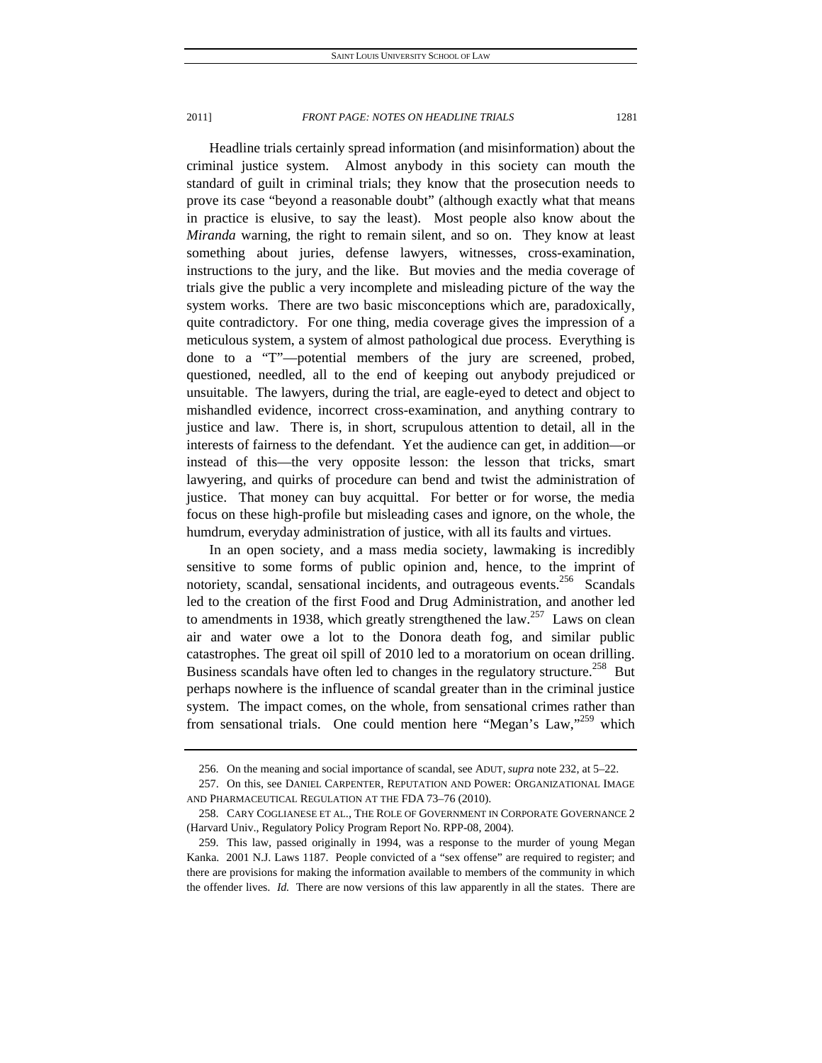Headline trials certainly spread information (and misinformation) about the criminal justice system. Almost anybody in this society can mouth the standard of guilt in criminal trials; they know that the prosecution needs to prove its case "beyond a reasonable doubt" (although exactly what that means in practice is elusive, to say the least). Most people also know about the *Miranda* warning, the right to remain silent, and so on. They know at least something about juries, defense lawyers, witnesses, cross-examination, instructions to the jury, and the like. But movies and the media coverage of trials give the public a very incomplete and misleading picture of the way the system works. There are two basic misconceptions which are, paradoxically, quite contradictory. For one thing, media coverage gives the impression of a meticulous system, a system of almost pathological due process. Everything is done to a "T"—potential members of the jury are screened, probed, questioned, needled, all to the end of keeping out anybody prejudiced or unsuitable. The lawyers, during the trial, are eagle-eyed to detect and object to mishandled evidence, incorrect cross-examination, and anything contrary to justice and law. There is, in short, scrupulous attention to detail, all in the interests of fairness to the defendant. Yet the audience can get, in addition—or instead of this—the very opposite lesson: the lesson that tricks, smart lawyering, and quirks of procedure can bend and twist the administration of justice. That money can buy acquittal. For better or for worse, the media focus on these high-profile but misleading cases and ignore, on the whole, the humdrum, everyday administration of justice, with all its faults and virtues.

In an open society, and a mass media society, lawmaking is incredibly sensitive to some forms of public opinion and, hence, to the imprint of notoriety, scandal, sensational incidents, and outrageous events.[256] Scandals led to the creation of the first Food and Drug Administration, and another led to amendments in 1938, which greatly strengthened the law.[257] Laws on clean air and water owe a lot to the Donora death fog, and similar public catastrophes. The great oil spill of 2010 led to a moratorium on ocean drilling. Business scandals have often led to changes in the regulatory structure.[258] But perhaps nowhere is the influence of scandal greater than in the criminal justice system. The impact comes, on the whole, from sensational crimes rather than from sensational trials. One could mention here "Megan's Law,"[259] which

---

256. On the meaning and social importance of scandal, see ADUT, *supra* note 232, at 5–22.

257. On this, see DANIEL CARPENTER, REPUTATION AND POWER: ORGANIZATIONAL IMAGE AND PHARMACEUTICAL REGULATION AT THE FDA 73–76 (2010).

258. CARY COGLIANESE ET AL., THE ROLE OF GOVERNMENT IN CORPORATE GOVERNANCE 2 (Harvard Univ., Regulatory Policy Program Report No. RPP-08, 2004).

259. This law, passed originally in 1994, was a response to the murder of young Megan Kanka. 2001 N.J. Laws 1187. People convicted of a "sex offense" are required to register; and there are provisions for making the information available to members of the community in which the offender lives. *Id.* There are now versions of this law apparently in all the states. There are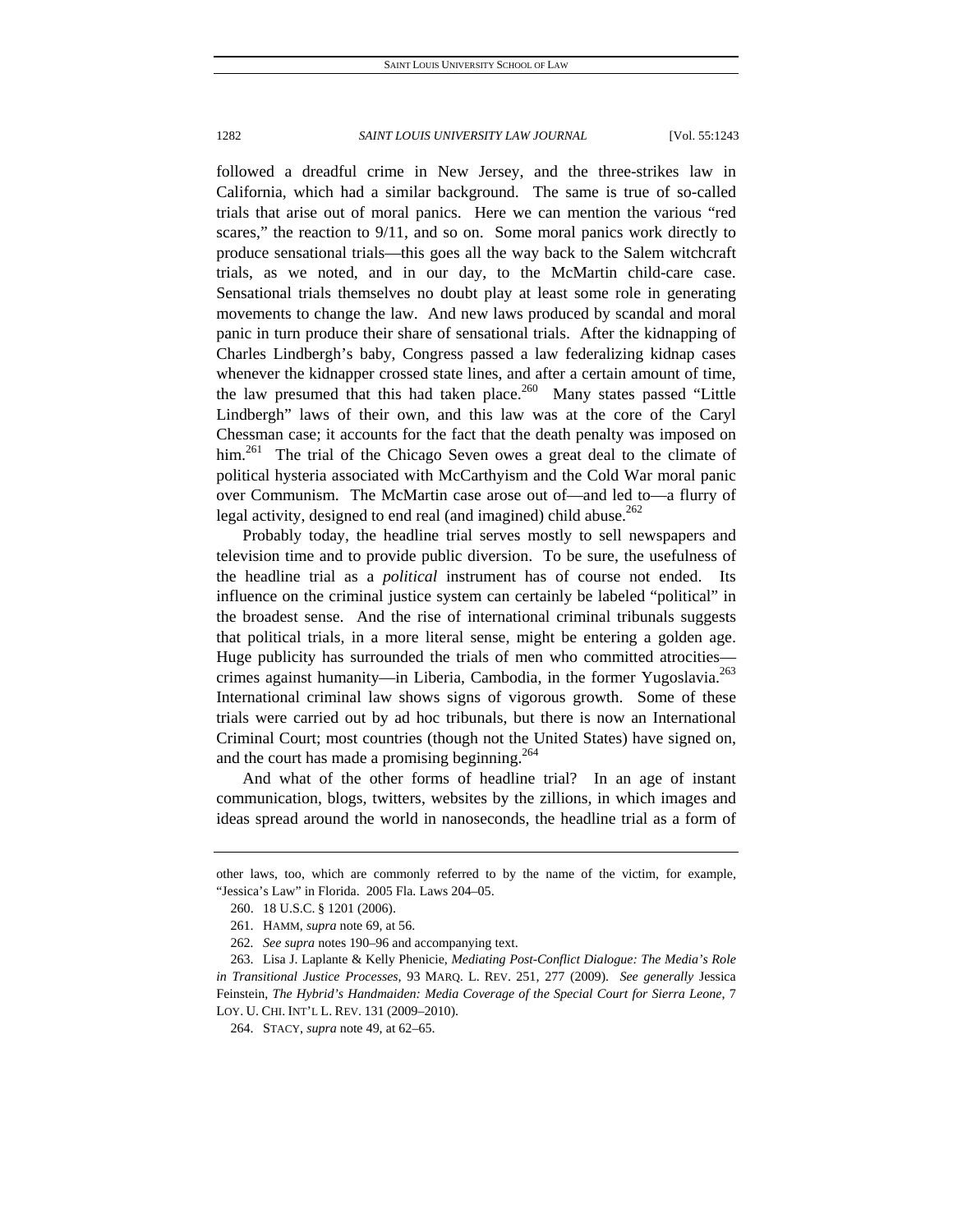followed a dreadful crime in New Jersey, and the three-strikes law in California, which had a similar background. The same is true of so-called trials that arise out of moral panics. Here we can mention the various "red scares," the reaction to 9/11, and so on. Some moral panics work directly to produce sensational trials—this goes all the way back to the Salem witchcraft trials, as we noted, and in our day, to the McMartin child-care case. Sensational trials themselves no doubt play at least some role in generating movements to change the law. And new laws produced by scandal and moral panic in turn produce their share of sensational trials. After the kidnapping of Charles Lindbergh's baby, Congress passed a law federalizing kidnap cases whenever the kidnapper crossed state lines, and after a certain amount of time, the law presumed that this had taken place.[260] Many states passed "Little Lindbergh" laws of their own, and this law was at the core of the Caryl Chessman case; it accounts for the fact that the death penalty was imposed on him.[261] The trial of the Chicago Seven owes a great deal to the climate of political hysteria associated with McCarthyism and the Cold War moral panic over Communism. The McMartin case arose out of—and led to—a flurry of legal activity, designed to end real (and imagined) child abuse.[262]

Probably today, the headline trial serves mostly to sell newspapers and television time and to provide public diversion. To be sure, the usefulness of the headline trial as a *political* instrument has of course not ended. Its influence on the criminal justice system can certainly be labeled "political" in the broadest sense. And the rise of international criminal tribunals suggests that political trials, in a more literal sense, might be entering a golden age. Huge publicity has surrounded the trials of men who committed atrocities—crimes against humanity—in Liberia, Cambodia, in the former Yugoslavia.[263] International criminal law shows signs of vigorous growth. Some of these trials were carried out by ad hoc tribunals, but there is now an International Criminal Court; most countries (though not the United States) have signed on, and the court has made a promising beginning.[264]

And what of the other forms of headline trial? In an age of instant communication, blogs, twitters, websites by the zillions, in which images and ideas spread around the world in nanoseconds, the headline trial as a form of

---

other laws, too, which are commonly referred to by the name of the victim, for example, "Jessica's Law" in Florida. 2005 Fla. Laws 204–05.

260. 18 U.S.C. § 1201 (2006).

261. HAMM, *supra* note 69, at 56.

262. *See supra* notes 190–96 and accompanying text.

263. Lisa J. Laplante & Kelly Phenicie, *Mediating Post-Conflict Dialogue: The Media's Role in Transitional Justice Processes*, 93 MARQ. L. REV. 251, 277 (2009). *See generally* Jessica Feinstein, *The Hybrid's Handmaiden: Media Coverage of the Special Court for Sierra Leone*, 7 LOY. U. CHI. INT'L L. REV. 131 (2009–2010).

264. STACY, *supra* note 49, at 62–65.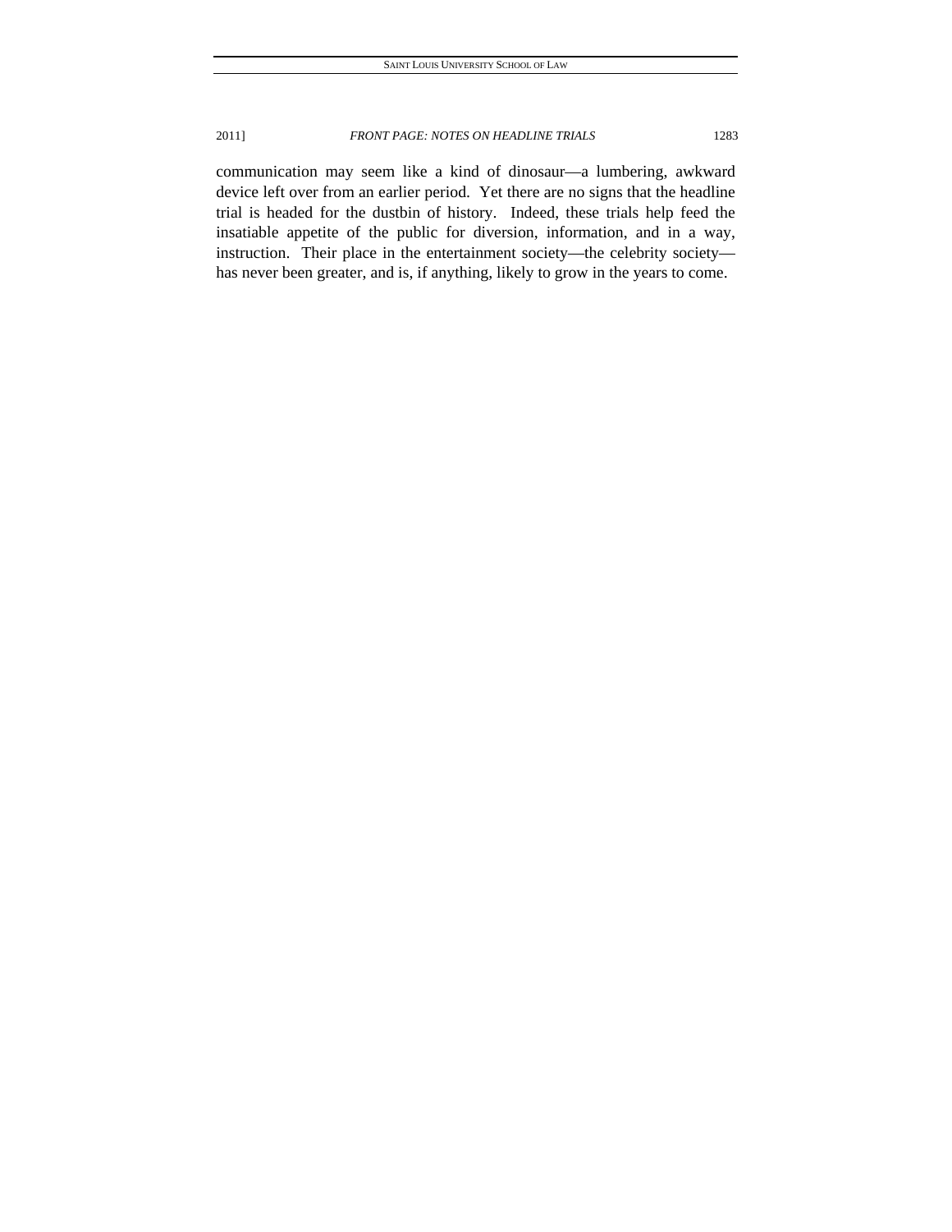communication may seem like a kind of dinosaur—a lumbering, awkward device left over from an earlier period. Yet there are no signs that the headline trial is headed for the dustbin of history. Indeed, these trials help feed the insatiable appetite of the public for diversion, information, and in a way, instruction. Their place in the entertainment society—the celebrity society—has never been greater, and is, if anything, likely to grow in the years to come.